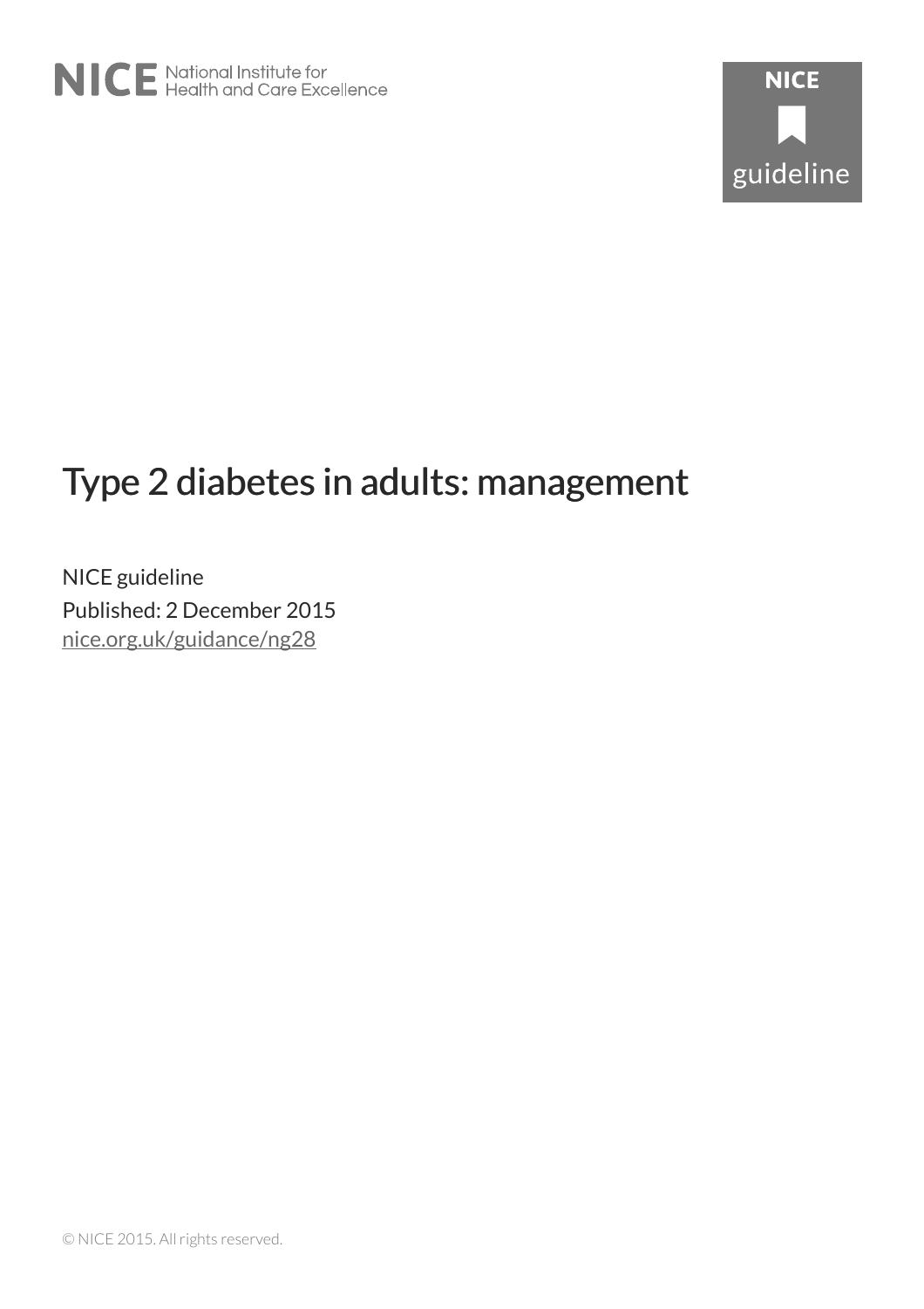NICE National Institute for Health and Care Excellence

NICE guideline

# Type 2 diabetes in adults: management

NICE guideline

Published: 2 December 2015

nice.org.uk/guidance/ng28

© NICE 2015. All rights reserved.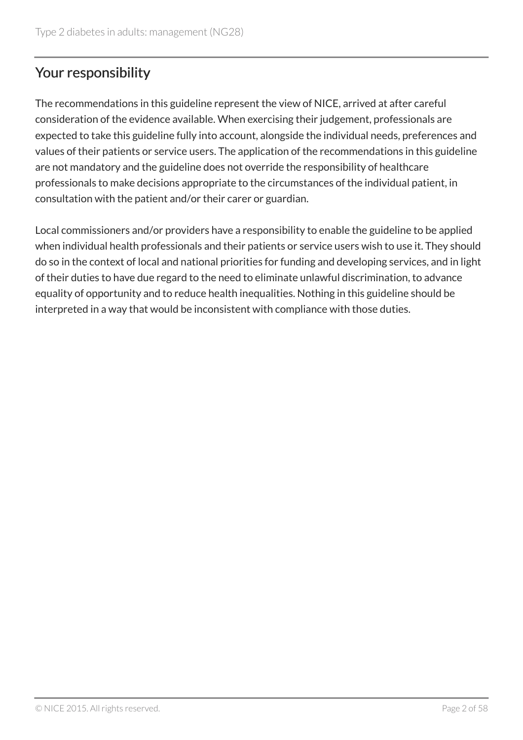## Your responsibility

The recommendations in this guideline represent the view of NICE, arrived at after careful consideration of the evidence available. When exercising their judgement, professionals are expected to take this guideline fully into account, alongside the individual needs, preferences and values of their patients or service users. The application of the recommendations in this guideline are not mandatory and the guideline does not override the responsibility of healthcare professionals to make decisions appropriate to the circumstances of the individual patient, in consultation with the patient and/or their carer or guardian.

Local commissioners and/or providers have a responsibility to enable the guideline to be applied when individual health professionals and their patients or service users wish to use it. They should do so in the context of local and national priorities for funding and developing services, and in light of their duties to have due regard to the need to eliminate unlawful discrimination, to advance equality of opportunity and to reduce health inequalities. Nothing in this guideline should be interpreted in a way that would be inconsistent with compliance with those duties.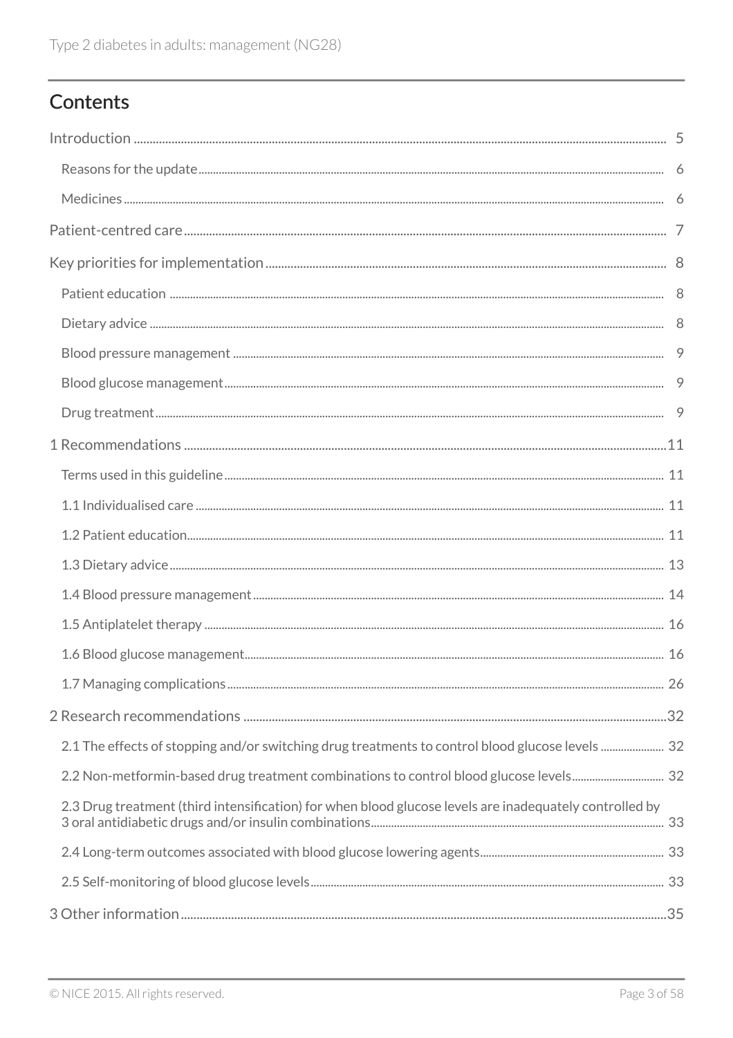# Contents

Introduction ..... 5

- Reasons for the update ..... 6
- Medicines ..... 6

Patient-centred care ..... 7

Key priorities for implementation ..... 8

- Patient education ..... 8
- Dietary advice ..... 8
- Blood pressure management ..... 9
- Blood glucose management ..... 9
- Drug treatment ..... 9

1 Recommendations ..... 11

- Terms used in this guideline ..... 11
- 1.1 Individualised care ..... 11
- 1.2 Patient education ..... 11
- 1.3 Dietary advice ..... 13
- 1.4 Blood pressure management ..... 14
- 1.5 Antiplatelet therapy ..... 16
- 1.6 Blood glucose management ..... 16
- 1.7 Managing complications ..... 26

2 Research recommendations ..... 32

- 2.1 The effects of stopping and/or switching drug treatments to control blood glucose levels ..... 32
- 2.2 Non-metformin-based drug treatment combinations to control blood glucose levels ..... 32
- 2.3 Drug treatment (third intensification) for when blood glucose levels are inadequately controlled by 3 oral antidiabetic drugs and/or insulin combinations ..... 33
- 2.4 Long-term outcomes associated with blood glucose lowering agents ..... 33
- 2.5 Self-monitoring of blood glucose levels ..... 33

3 Other information ..... 35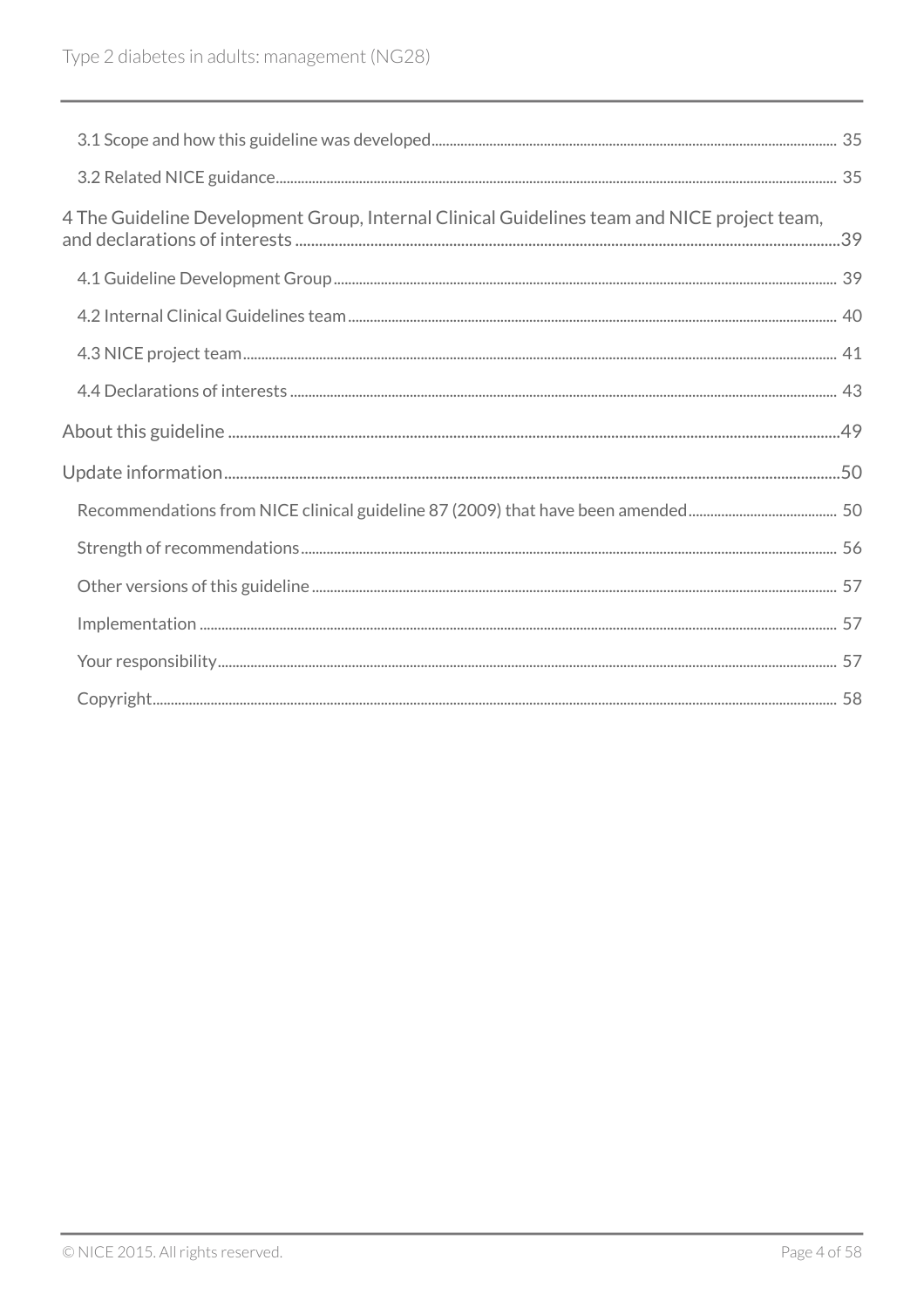3.1 Scope and how this guideline was developed 35

3.2 Related NICE guidance 35

4 The Guideline Development Group, Internal Clinical Guidelines team and NICE project team, and declarations of interests 39

4.1 Guideline Development Group 39

4.2 Internal Clinical Guidelines team 40

4.3 NICE project team 41

4.4 Declarations of interests 43

About this guideline 49

Update information 50

Recommendations from NICE clinical guideline 87 (2009) that have been amended 50

Strength of recommendations 56

Other versions of this guideline 57

Implementation 57

Your responsibility 57

Copyright 58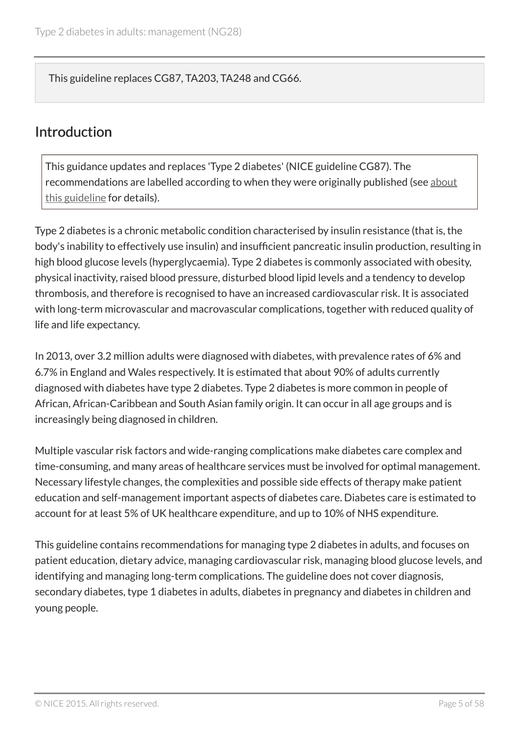This guideline replaces CG87, TA203, TA248 and CG66.

## Introduction

This guidance updates and replaces 'Type 2 diabetes' (NICE guideline CG87). The recommendations are labelled according to when they were originally published (see about this guideline for details).

Type 2 diabetes is a chronic metabolic condition characterised by insulin resistance (that is, the body's inability to effectively use insulin) and insufficient pancreatic insulin production, resulting in high blood glucose levels (hyperglycaemia). Type 2 diabetes is commonly associated with obesity, physical inactivity, raised blood pressure, disturbed blood lipid levels and a tendency to develop thrombosis, and therefore is recognised to have an increased cardiovascular risk. It is associated with long-term microvascular and macrovascular complications, together with reduced quality of life and life expectancy.

In 2013, over 3.2 million adults were diagnosed with diabetes, with prevalence rates of 6% and 6.7% in England and Wales respectively. It is estimated that about 90% of adults currently diagnosed with diabetes have type 2 diabetes. Type 2 diabetes is more common in people of African, African-Caribbean and South Asian family origin. It can occur in all age groups and is increasingly being diagnosed in children.

Multiple vascular risk factors and wide-ranging complications make diabetes care complex and time-consuming, and many areas of healthcare services must be involved for optimal management. Necessary lifestyle changes, the complexities and possible side effects of therapy make patient education and self-management important aspects of diabetes care. Diabetes care is estimated to account for at least 5% of UK healthcare expenditure, and up to 10% of NHS expenditure.

This guideline contains recommendations for managing type 2 diabetes in adults, and focuses on patient education, dietary advice, managing cardiovascular risk, managing blood glucose levels, and identifying and managing long-term complications. The guideline does not cover diagnosis, secondary diabetes, type 1 diabetes in adults, diabetes in pregnancy and diabetes in children and young people.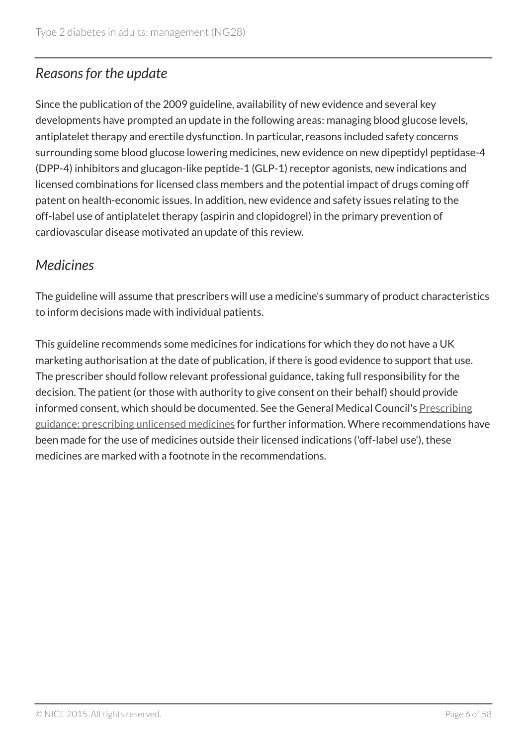## *Reasons for the update*

Since the publication of the 2009 guideline, availability of new evidence and several key developments have prompted an update in the following areas: managing blood glucose levels, antiplatelet therapy and erectile dysfunction. In particular, reasons included safety concerns surrounding some blood glucose lowering medicines, new evidence on new dipeptidyl peptidase-4 (DPP-4) inhibitors and glucagon-like peptide-1 (GLP-1) receptor agonists, new indications and licensed combinations for licensed class members and the potential impact of drugs coming off patent on health-economic issues. In addition, new evidence and safety issues relating to the off-label use of antiplatelet therapy (aspirin and clopidogrel) in the primary prevention of cardiovascular disease motivated an update of this review.

## *Medicines*

The guideline will assume that prescribers will use a medicine's summary of product characteristics to inform decisions made with individual patients.

This guideline recommends some medicines for indications for which they do not have a UK marketing authorisation at the date of publication, if there is good evidence to support that use. The prescriber should follow relevant professional guidance, taking full responsibility for the decision. The patient (or those with authority to give consent on their behalf) should provide informed consent, which should be documented. See the General Medical Council's Prescribing guidance: prescribing unlicensed medicines for further information. Where recommendations have been made for the use of medicines outside their licensed indications ('off-label use'), these medicines are marked with a footnote in the recommendations.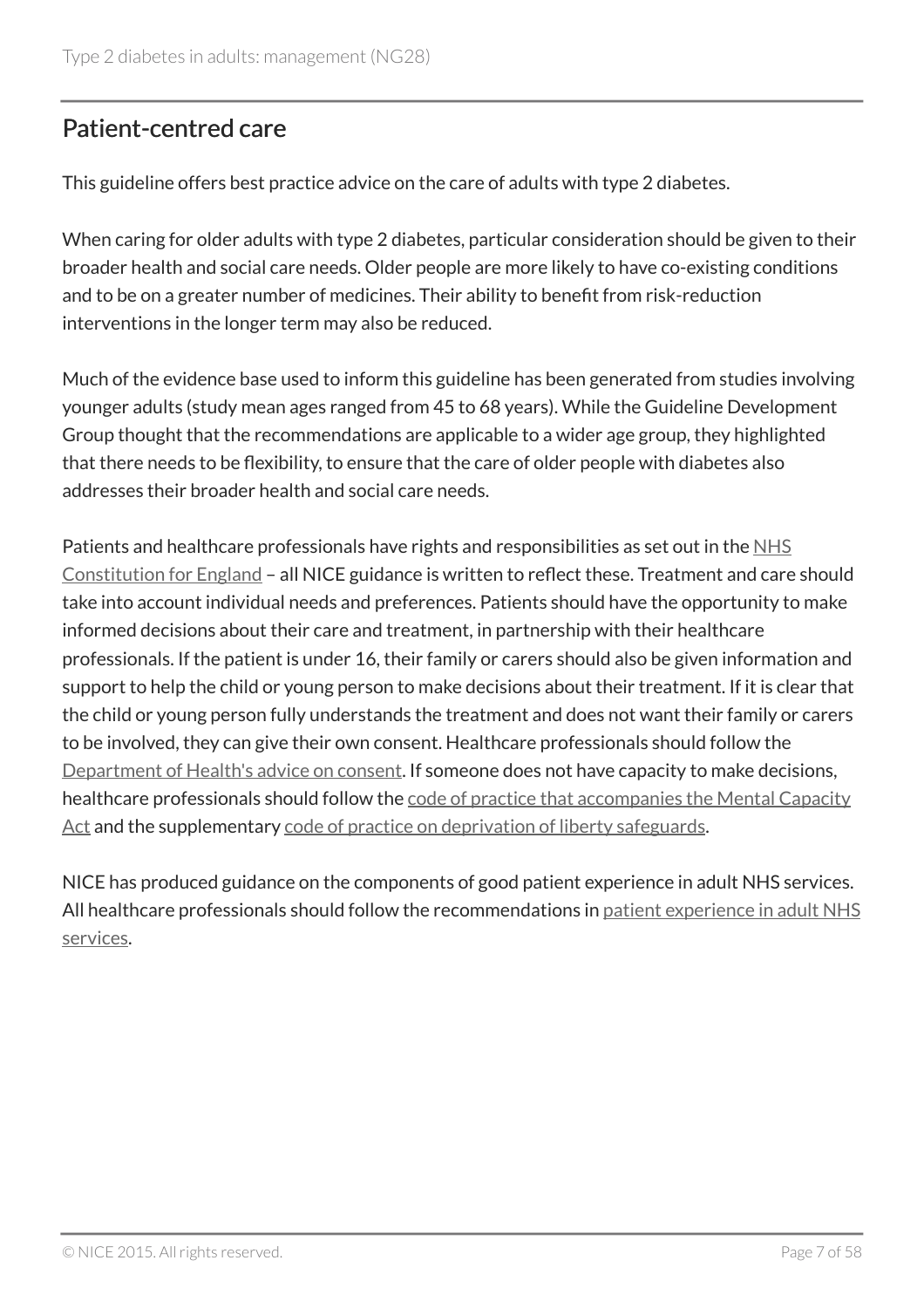## Patient-centred care

This guideline offers best practice advice on the care of adults with type 2 diabetes.

When caring for older adults with type 2 diabetes, particular consideration should be given to their broader health and social care needs. Older people are more likely to have co-existing conditions and to be on a greater number of medicines. Their ability to benefit from risk-reduction interventions in the longer term may also be reduced.

Much of the evidence base used to inform this guideline has been generated from studies involving younger adults (study mean ages ranged from 45 to 68 years). While the Guideline Development Group thought that the recommendations are applicable to a wider age group, they highlighted that there needs to be flexibility, to ensure that the care of older people with diabetes also addresses their broader health and social care needs.

Patients and healthcare professionals have rights and responsibilities as set out in the NHS Constitution for England – all NICE guidance is written to reflect these. Treatment and care should take into account individual needs and preferences. Patients should have the opportunity to make informed decisions about their care and treatment, in partnership with their healthcare professionals. If the patient is under 16, their family or carers should also be given information and support to help the child or young person to make decisions about their treatment. If it is clear that the child or young person fully understands the treatment and does not want their family or carers to be involved, they can give their own consent. Healthcare professionals should follow the Department of Health's advice on consent. If someone does not have capacity to make decisions, healthcare professionals should follow the code of practice that accompanies the Mental Capacity Act and the supplementary code of practice on deprivation of liberty safeguards.

NICE has produced guidance on the components of good patient experience in adult NHS services. All healthcare professionals should follow the recommendations in patient experience in adult NHS services.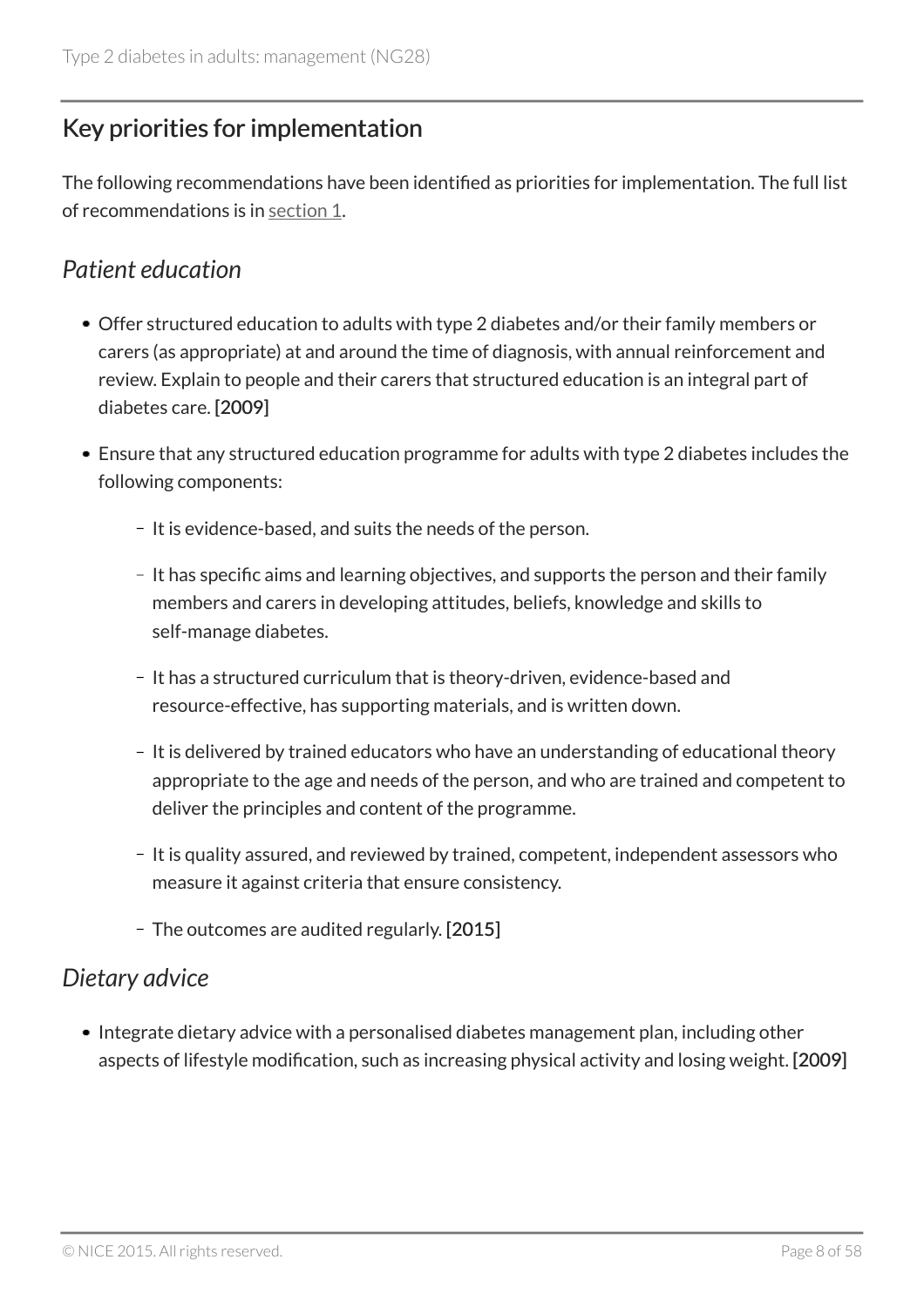## Key priorities for implementation

The following recommendations have been identified as priorities for implementation. The full list of recommendations is in section 1.

### *Patient education*

- Offer structured education to adults with type 2 diabetes and/or their family members or carers (as appropriate) at and around the time of diagnosis, with annual reinforcement and review. Explain to people and their carers that structured education is an integral part of diabetes care. [2009]
- Ensure that any structured education programme for adults with type 2 diabetes includes the following components:
  - It is evidence-based, and suits the needs of the person.
  - It has specific aims and learning objectives, and supports the person and their family members and carers in developing attitudes, beliefs, knowledge and skills to self-manage diabetes.
  - It has a structured curriculum that is theory-driven, evidence-based and resource-effective, has supporting materials, and is written down.
  - It is delivered by trained educators who have an understanding of educational theory appropriate to the age and needs of the person, and who are trained and competent to deliver the principles and content of the programme.
  - It is quality assured, and reviewed by trained, competent, independent assessors who measure it against criteria that ensure consistency.
  - The outcomes are audited regularly. [2015]

### *Dietary advice*

- Integrate dietary advice with a personalised diabetes management plan, including other aspects of lifestyle modification, such as increasing physical activity and losing weight. [2009]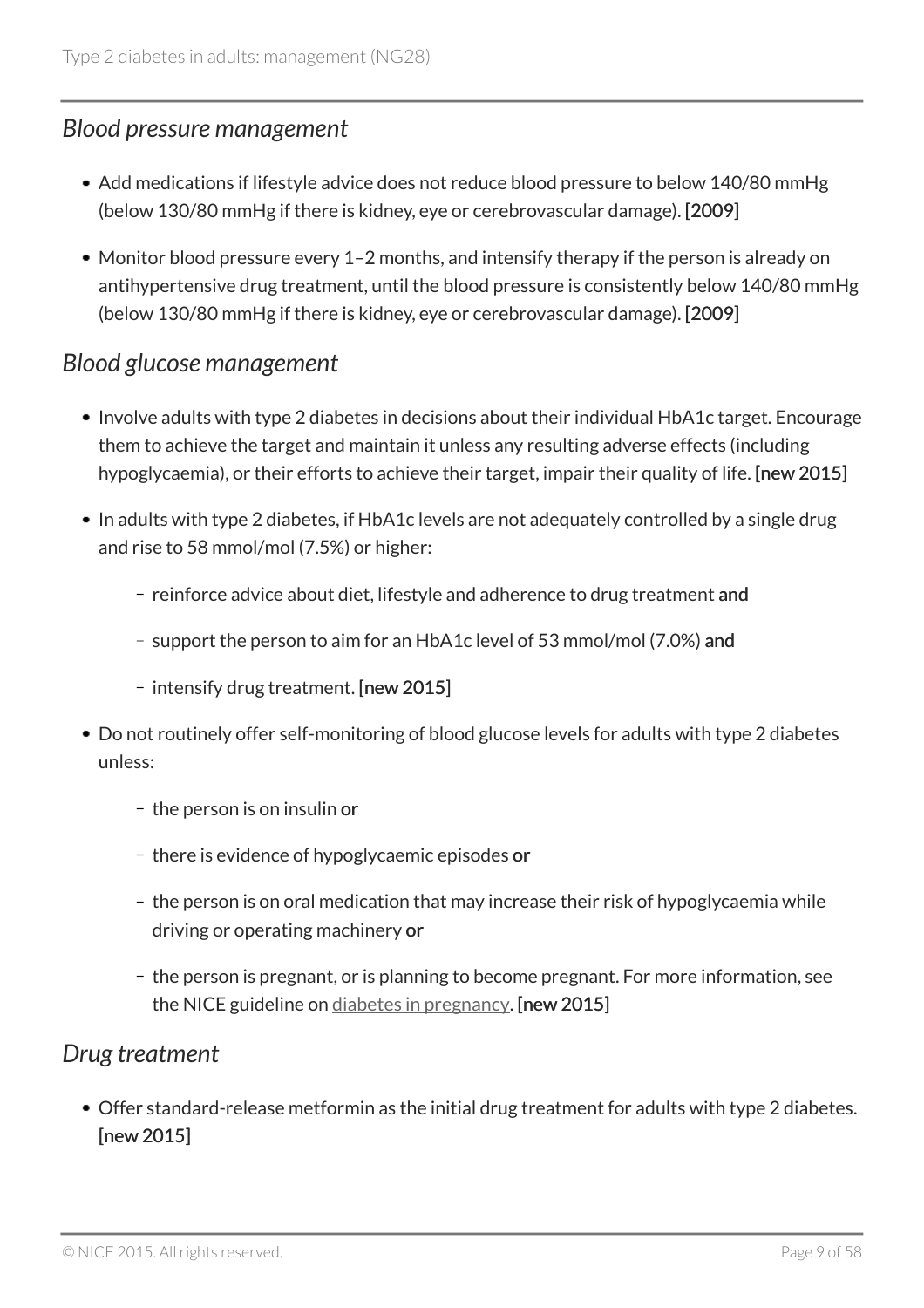### *Blood pressure management*

- Add medications if lifestyle advice does not reduce blood pressure to below 140/80 mmHg (below 130/80 mmHg if there is kidney, eye or cerebrovascular damage). **[2009]**
- Monitor blood pressure every 1–2 months, and intensify therapy if the person is already on antihypertensive drug treatment, until the blood pressure is consistently below 140/80 mmHg (below 130/80 mmHg if there is kidney, eye or cerebrovascular damage). **[2009]**

### *Blood glucose management*

- Involve adults with type 2 diabetes in decisions about their individual HbA1c target. Encourage them to achieve the target and maintain it unless any resulting adverse effects (including hypoglycaemia), or their efforts to achieve their target, impair their quality of life. **[new 2015]**
- In adults with type 2 diabetes, if HbA1c levels are not adequately controlled by a single drug and rise to 58 mmol/mol (7.5%) or higher:
  - reinforce advice about diet, lifestyle and adherence to drug treatment **and**
  - support the person to aim for an HbA1c level of 53 mmol/mol (7.0%) **and**
  - intensify drug treatment. **[new 2015]**
- Do not routinely offer self-monitoring of blood glucose levels for adults with type 2 diabetes unless:
  - the person is on insulin **or**
  - there is evidence of hypoglycaemic episodes **or**
  - the person is on oral medication that may increase their risk of hypoglycaemia while driving or operating machinery **or**
  - the person is pregnant, or is planning to become pregnant. For more information, see the NICE guideline on diabetes in pregnancy. **[new 2015]**

### *Drug treatment*

- Offer standard-release metformin as the initial drug treatment for adults with type 2 diabetes. **[new 2015]**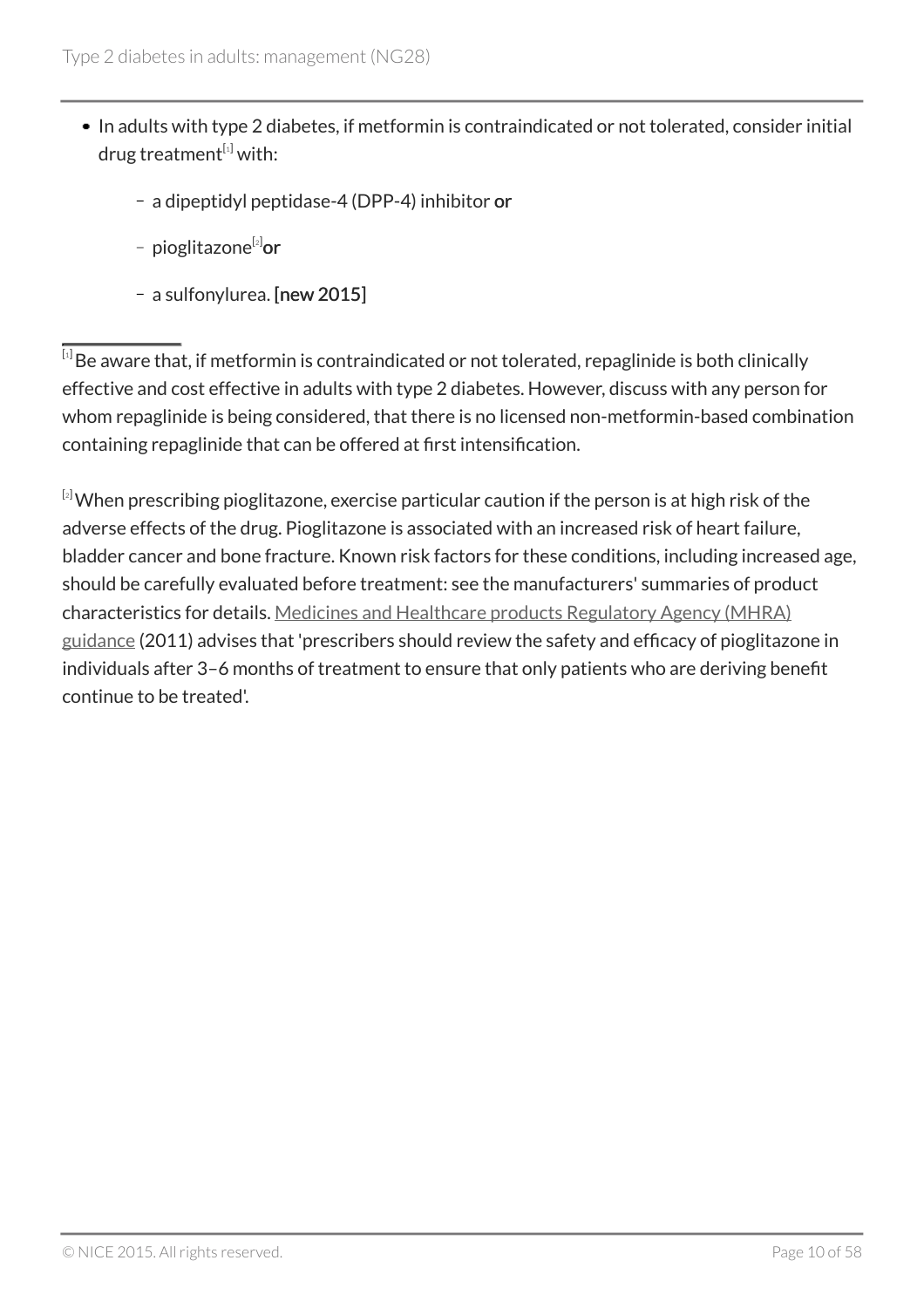- In adults with type 2 diabetes, if metformin is contraindicated or not tolerated, consider initial drug treatment[1] with:
  - a dipeptidyl peptidase-4 (DPP-4) inhibitor **or**
  - pioglitazone[2] **or**
  - a sulfonylurea. **[new 2015]**

---

[1] Be aware that, if metformin is contraindicated or not tolerated, repaglinide is both clinically effective and cost effective in adults with type 2 diabetes. However, discuss with any person for whom repaglinide is being considered, that there is no licensed non-metformin-based combination containing repaglinide that can be offered at first intensification.

[2] When prescribing pioglitazone, exercise particular caution if the person is at high risk of the adverse effects of the drug. Pioglitazone is associated with an increased risk of heart failure, bladder cancer and bone fracture. Known risk factors for these conditions, including increased age, should be carefully evaluated before treatment: see the manufacturers' summaries of product characteristics for details. Medicines and Healthcare products Regulatory Agency (MHRA) guidance (2011) advises that 'prescribers should review the safety and efficacy of pioglitazone in individuals after 3–6 months of treatment to ensure that only patients who are deriving benefit continue to be treated'.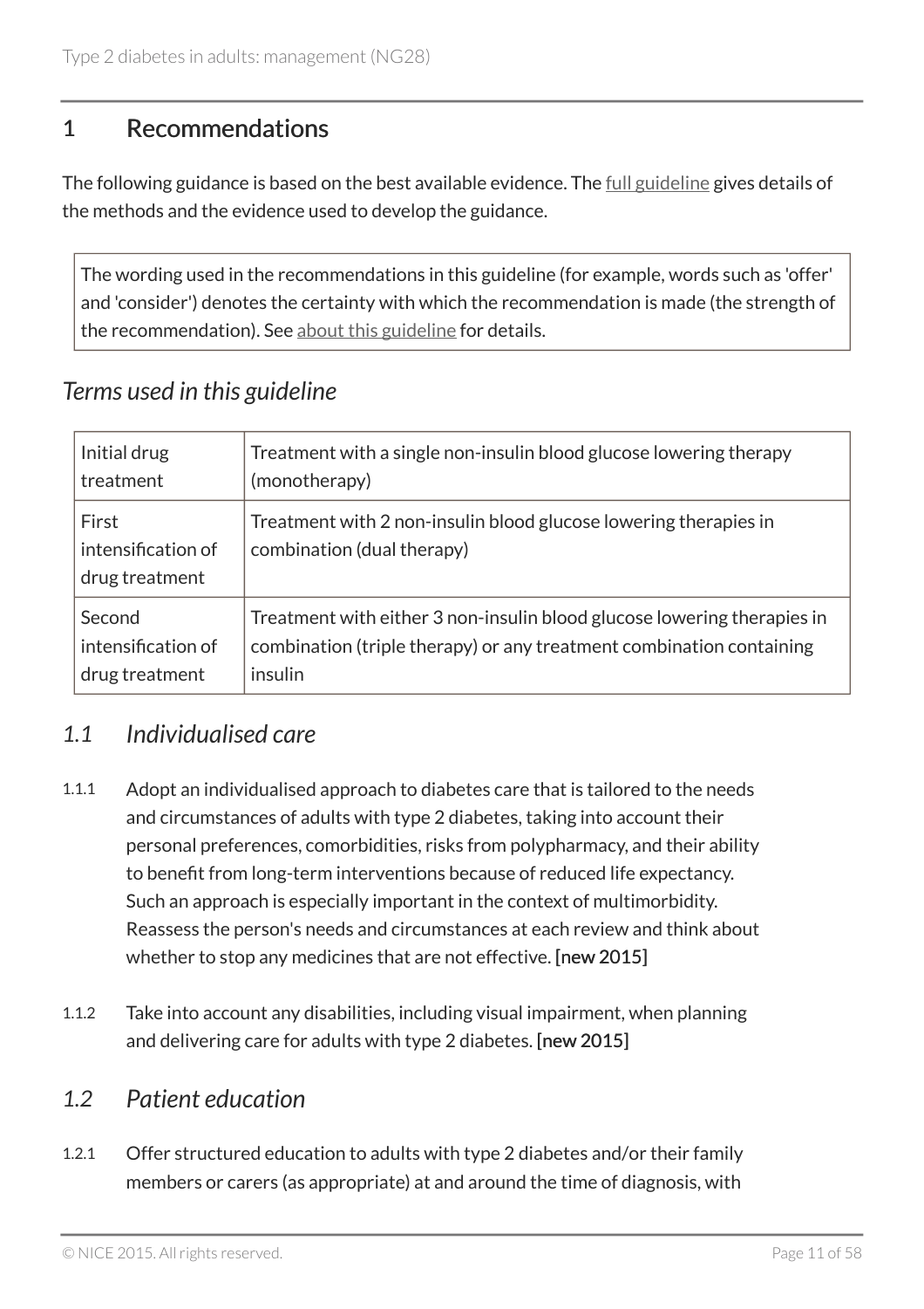# 1 Recommendations

The following guidance is based on the best available evidence. The full guideline gives details of the methods and the evidence used to develop the guidance.

> The wording used in the recommendations in this guideline (for example, words such as 'offer' and 'consider') denotes the certainty with which the recommendation is made (the strength of the recommendation). See about this guideline for details.

### *Terms used in this guideline*

| | |
|---|---|
| Initial drug treatment | Treatment with a single non-insulin blood glucose lowering therapy (monotherapy) |
| First intensification of drug treatment | Treatment with 2 non-insulin blood glucose lowering therapies in combination (dual therapy) |
| Second intensification of drug treatment | Treatment with either 3 non-insulin blood glucose lowering therapies in combination (triple therapy) or any treatment combination containing insulin |

## *1.1 Individualised care*

1.1.1 Adopt an individualised approach to diabetes care that is tailored to the needs and circumstances of adults with type 2 diabetes, taking into account their personal preferences, comorbidities, risks from polypharmacy, and their ability to benefit from long-term interventions because of reduced life expectancy. Such an approach is especially important in the context of multimorbidity. Reassess the person's needs and circumstances at each review and think about whether to stop any medicines that are not effective. [new 2015]

1.1.2 Take into account any disabilities, including visual impairment, when planning and delivering care for adults with type 2 diabetes. [new 2015]

## *1.2 Patient education*

1.2.1 Offer structured education to adults with type 2 diabetes and/or their family members or carers (as appropriate) at and around the time of diagnosis, with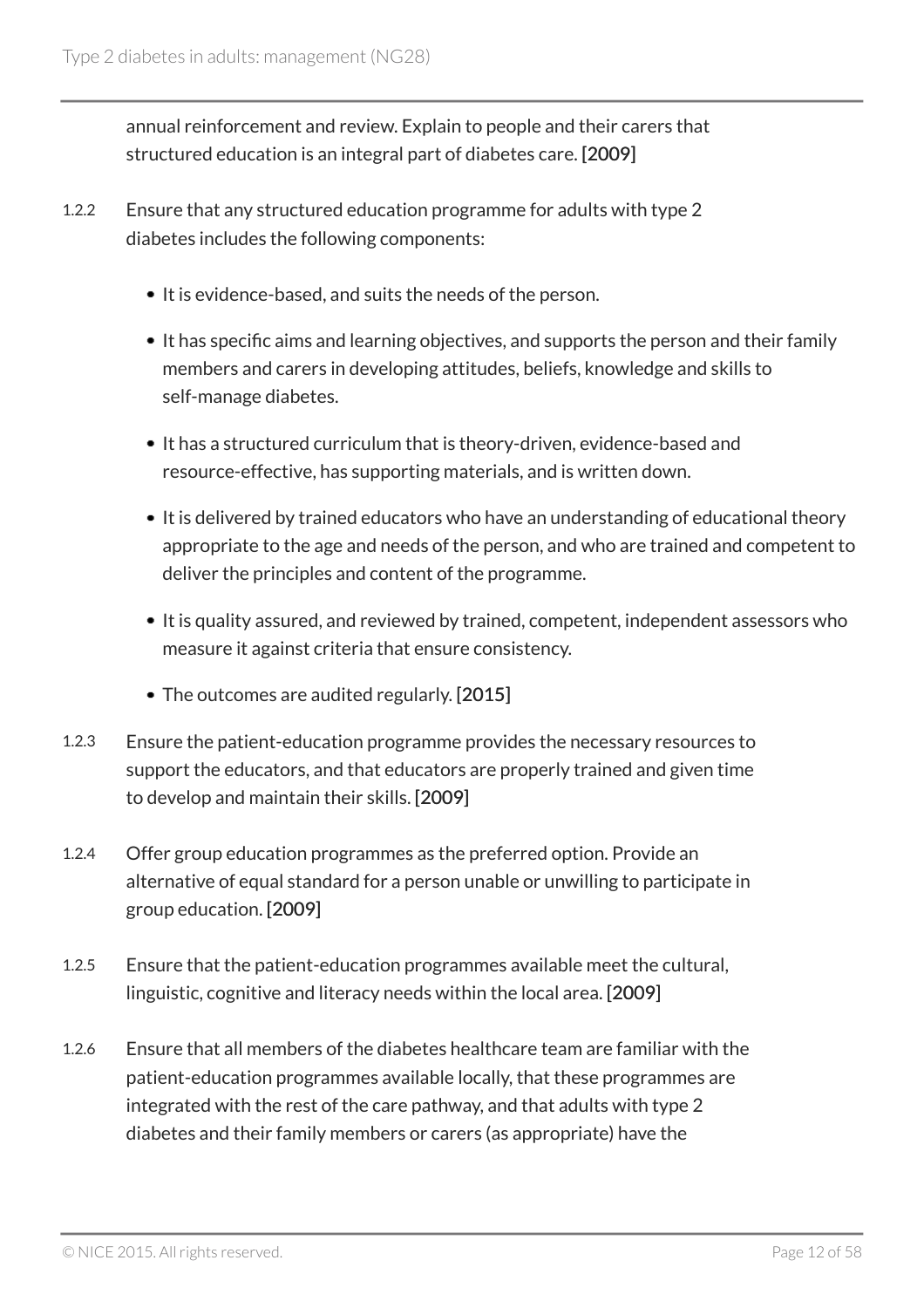annual reinforcement and review. Explain to people and their carers that structured education is an integral part of diabetes care. [2009]

1.2.2 Ensure that any structured education programme for adults with type 2 diabetes includes the following components:

- It is evidence-based, and suits the needs of the person.
- It has specific aims and learning objectives, and supports the person and their family members and carers in developing attitudes, beliefs, knowledge and skills to self-manage diabetes.
- It has a structured curriculum that is theory-driven, evidence-based and resource-effective, has supporting materials, and is written down.
- It is delivered by trained educators who have an understanding of educational theory appropriate to the age and needs of the person, and who are trained and competent to deliver the principles and content of the programme.
- It is quality assured, and reviewed by trained, competent, independent assessors who measure it against criteria that ensure consistency.
- The outcomes are audited regularly. [2015]

1.2.3 Ensure the patient-education programme provides the necessary resources to support the educators, and that educators are properly trained and given time to develop and maintain their skills. [2009]

1.2.4 Offer group education programmes as the preferred option. Provide an alternative of equal standard for a person unable or unwilling to participate in group education. [2009]

1.2.5 Ensure that the patient-education programmes available meet the cultural, linguistic, cognitive and literacy needs within the local area. [2009]

1.2.6 Ensure that all members of the diabetes healthcare team are familiar with the patient-education programmes available locally, that these programmes are integrated with the rest of the care pathway, and that adults with type 2 diabetes and their family members or carers (as appropriate) have the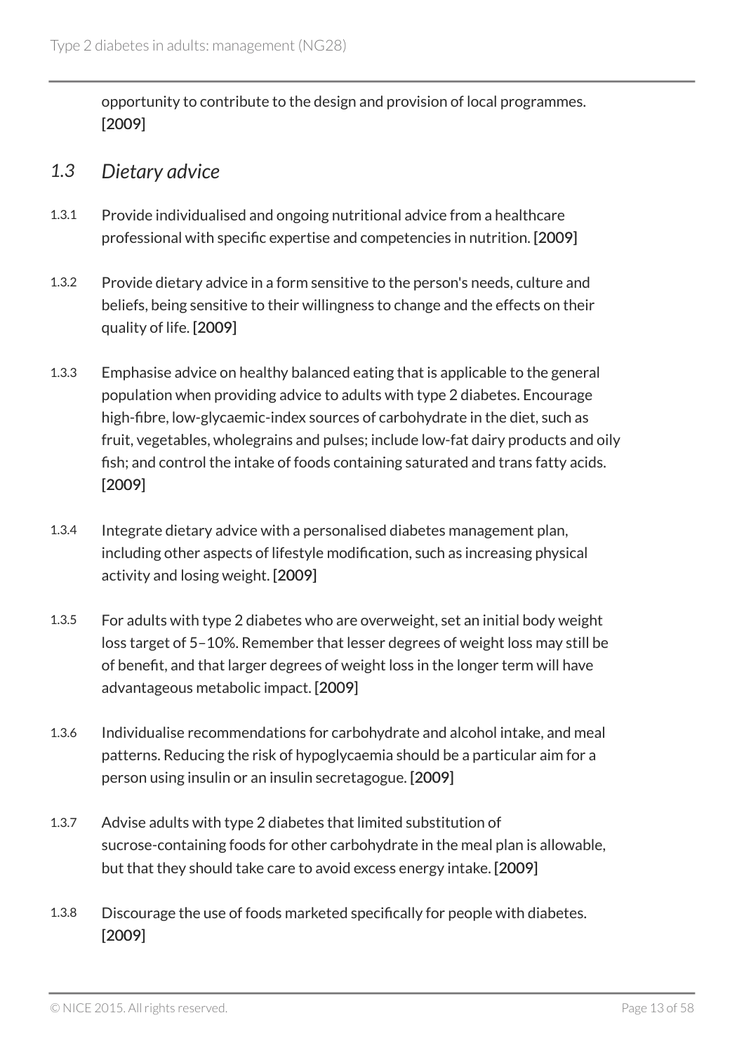opportunity to contribute to the design and provision of local programmes. [2009]

## *1.3 Dietary advice*

1.3.1 Provide individualised and ongoing nutritional advice from a healthcare professional with specific expertise and competencies in nutrition. [2009]

1.3.2 Provide dietary advice in a form sensitive to the person's needs, culture and beliefs, being sensitive to their willingness to change and the effects on their quality of life. [2009]

1.3.3 Emphasise advice on healthy balanced eating that is applicable to the general population when providing advice to adults with type 2 diabetes. Encourage high-fibre, low-glycaemic-index sources of carbohydrate in the diet, such as fruit, vegetables, wholegrains and pulses; include low-fat dairy products and oily fish; and control the intake of foods containing saturated and trans fatty acids. [2009]

1.3.4 Integrate dietary advice with a personalised diabetes management plan, including other aspects of lifestyle modification, such as increasing physical activity and losing weight. [2009]

1.3.5 For adults with type 2 diabetes who are overweight, set an initial body weight loss target of 5–10%. Remember that lesser degrees of weight loss may still be of benefit, and that larger degrees of weight loss in the longer term will have advantageous metabolic impact. [2009]

1.3.6 Individualise recommendations for carbohydrate and alcohol intake, and meal patterns. Reducing the risk of hypoglycaemia should be a particular aim for a person using insulin or an insulin secretagogue. [2009]

1.3.7 Advise adults with type 2 diabetes that limited substitution of sucrose-containing foods for other carbohydrate in the meal plan is allowable, but that they should take care to avoid excess energy intake. [2009]

1.3.8 Discourage the use of foods marketed specifically for people with diabetes. [2009]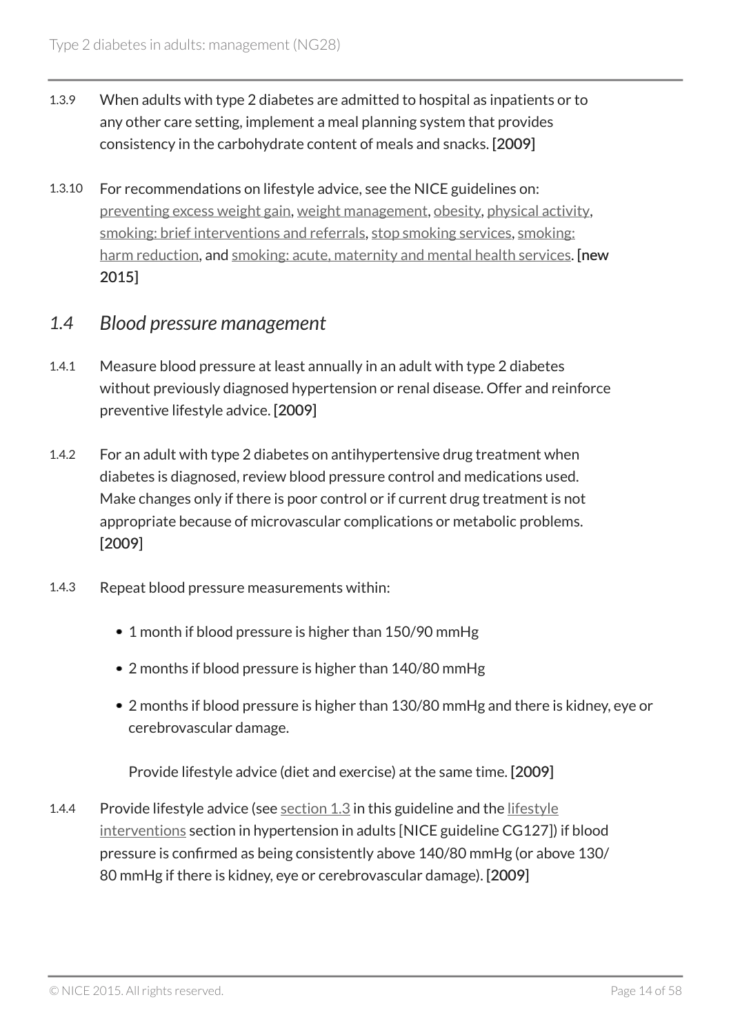1.3.9 When adults with type 2 diabetes are admitted to hospital as inpatients or to any other care setting, implement a meal planning system that provides consistency in the carbohydrate content of meals and snacks. [2009]

1.3.10 For recommendations on lifestyle advice, see the NICE guidelines on: preventing excess weight gain, weight management, obesity, physical activity, smoking: brief interventions and referrals, stop smoking services, smoking: harm reduction, and smoking: acute, maternity and mental health services. [new 2015]

## *1.4 Blood pressure management*

1.4.1 Measure blood pressure at least annually in an adult with type 2 diabetes without previously diagnosed hypertension or renal disease. Offer and reinforce preventive lifestyle advice. [2009]

1.4.2 For an adult with type 2 diabetes on antihypertensive drug treatment when diabetes is diagnosed, review blood pressure control and medications used. Make changes only if there is poor control or if current drug treatment is not appropriate because of microvascular complications or metabolic problems. [2009]

1.4.3 Repeat blood pressure measurements within:

- 1 month if blood pressure is higher than 150/90 mmHg
- 2 months if blood pressure is higher than 140/80 mmHg
- 2 months if blood pressure is higher than 130/80 mmHg and there is kidney, eye or cerebrovascular damage.

  Provide lifestyle advice (diet and exercise) at the same time. [2009]

1.4.4 Provide lifestyle advice (see section 1.3 in this guideline and the lifestyle interventions section in hypertension in adults [NICE guideline CG127]) if blood pressure is confirmed as being consistently above 140/80 mmHg (or above 130/80 mmHg if there is kidney, eye or cerebrovascular damage). [2009]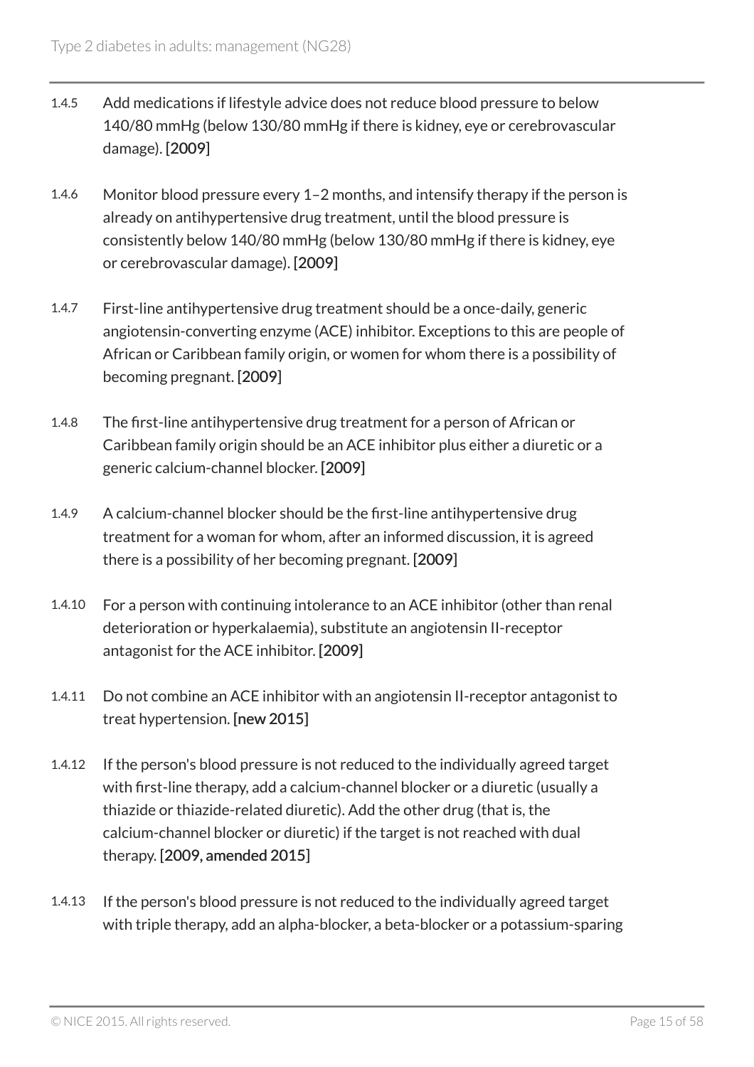1.4.5 Add medications if lifestyle advice does not reduce blood pressure to below 140/80 mmHg (below 130/80 mmHg if there is kidney, eye or cerebrovascular damage). [2009]

1.4.6 Monitor blood pressure every 1–2 months, and intensify therapy if the person is already on antihypertensive drug treatment, until the blood pressure is consistently below 140/80 mmHg (below 130/80 mmHg if there is kidney, eye or cerebrovascular damage). [2009]

1.4.7 First-line antihypertensive drug treatment should be a once-daily, generic angiotensin-converting enzyme (ACE) inhibitor. Exceptions to this are people of African or Caribbean family origin, or women for whom there is a possibility of becoming pregnant. [2009]

1.4.8 The first-line antihypertensive drug treatment for a person of African or Caribbean family origin should be an ACE inhibitor plus either a diuretic or a generic calcium-channel blocker. [2009]

1.4.9 A calcium-channel blocker should be the first-line antihypertensive drug treatment for a woman for whom, after an informed discussion, it is agreed there is a possibility of her becoming pregnant. [2009]

1.4.10 For a person with continuing intolerance to an ACE inhibitor (other than renal deterioration or hyperkalaemia), substitute an angiotensin II-receptor antagonist for the ACE inhibitor. [2009]

1.4.11 Do not combine an ACE inhibitor with an angiotensin II-receptor antagonist to treat hypertension. [new 2015]

1.4.12 If the person's blood pressure is not reduced to the individually agreed target with first-line therapy, add a calcium-channel blocker or a diuretic (usually a thiazide or thiazide-related diuretic). Add the other drug (that is, the calcium-channel blocker or diuretic) if the target is not reached with dual therapy. [2009, amended 2015]

1.4.13 If the person's blood pressure is not reduced to the individually agreed target with triple therapy, add an alpha-blocker, a beta-blocker or a potassium-sparing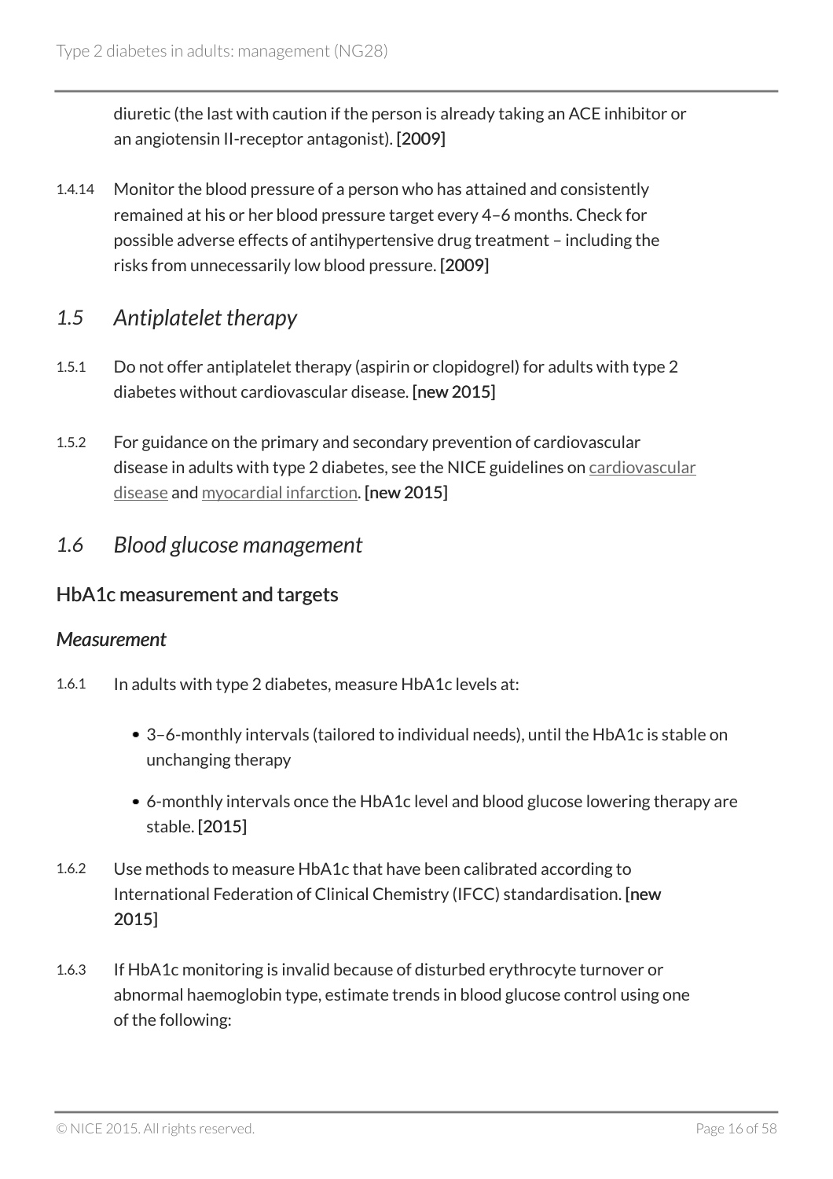diuretic (the last with caution if the person is already taking an ACE inhibitor or an angiotensin II-receptor antagonist). **[2009]**

1.4.14 Monitor the blood pressure of a person who has attained and consistently remained at his or her blood pressure target every 4–6 months. Check for possible adverse effects of antihypertensive drug treatment – including the risks from unnecessarily low blood pressure. **[2009]**

## *1.5 Antiplatelet therapy*

1.5.1 Do not offer antiplatelet therapy (aspirin or clopidogrel) for adults with type 2 diabetes without cardiovascular disease. **[new 2015]**

1.5.2 For guidance on the primary and secondary prevention of cardiovascular disease in adults with type 2 diabetes, see the NICE guidelines on cardiovascular disease and myocardial infarction. **[new 2015]**

## *1.6 Blood glucose management*

### HbA1c measurement and targets

#### *Measurement*

1.6.1 In adults with type 2 diabetes, measure HbA1c levels at:

- 3–6-monthly intervals (tailored to individual needs), until the HbA1c is stable on unchanging therapy
- 6-monthly intervals once the HbA1c level and blood glucose lowering therapy are stable. **[2015]**

1.6.2 Use methods to measure HbA1c that have been calibrated according to International Federation of Clinical Chemistry (IFCC) standardisation. **[new 2015]**

1.6.3 If HbA1c monitoring is invalid because of disturbed erythrocyte turnover or abnormal haemoglobin type, estimate trends in blood glucose control using one of the following: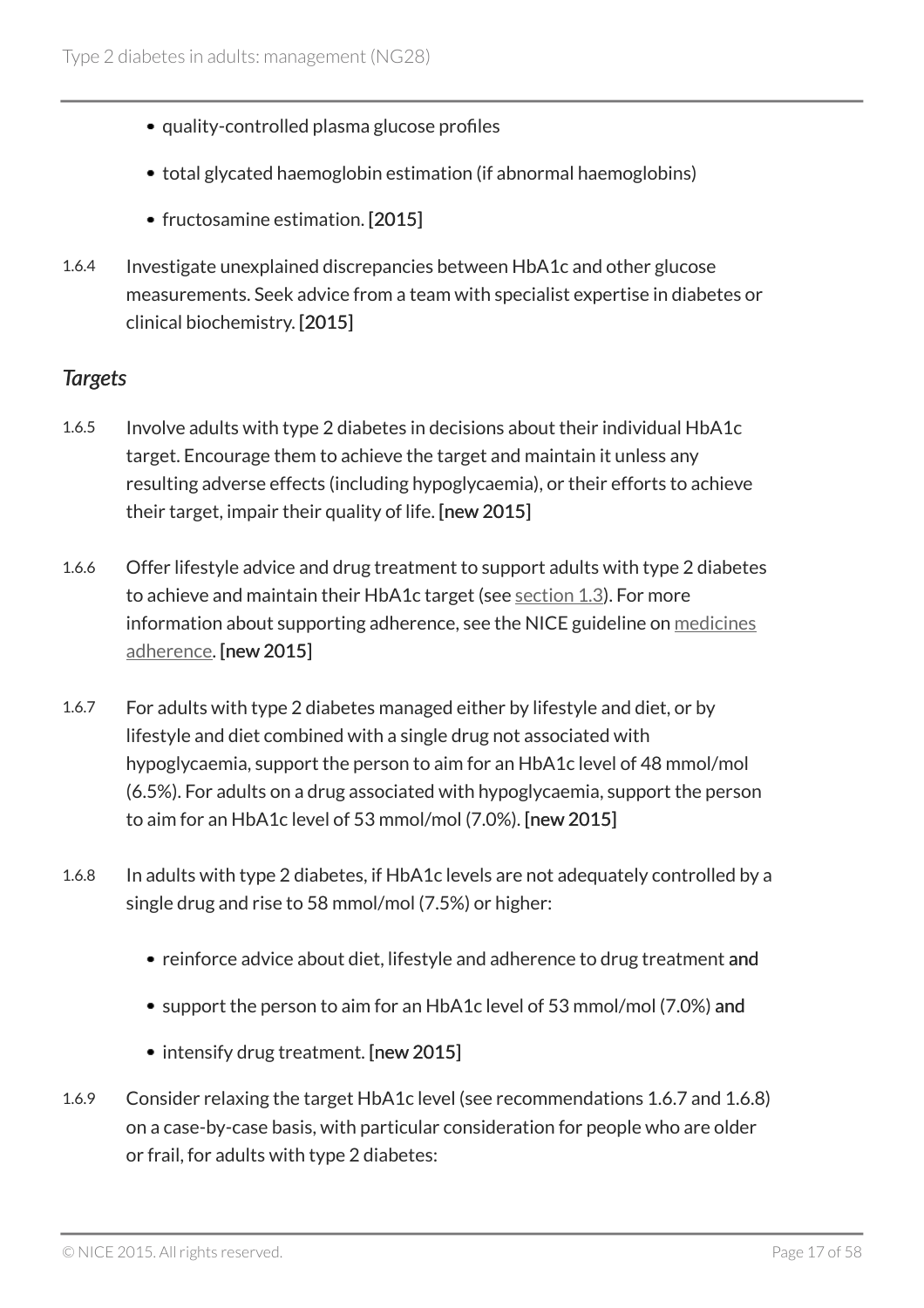- quality-controlled plasma glucose profiles
- total glycated haemoglobin estimation (if abnormal haemoglobins)
- fructosamine estimation. **[2015]**

1.6.4 Investigate unexplained discrepancies between HbA1c and other glucose measurements. Seek advice from a team with specialist expertise in diabetes or clinical biochemistry. **[2015]**

### *Targets*

1.6.5 Involve adults with type 2 diabetes in decisions about their individual HbA1c target. Encourage them to achieve the target and maintain it unless any resulting adverse effects (including hypoglycaemia), or their efforts to achieve their target, impair their quality of life. **[new 2015]**

1.6.6 Offer lifestyle advice and drug treatment to support adults with type 2 diabetes to achieve and maintain their HbA1c target (see section 1.3). For more information about supporting adherence, see the NICE guideline on medicines adherence. **[new 2015]**

1.6.7 For adults with type 2 diabetes managed either by lifestyle and diet, or by lifestyle and diet combined with a single drug not associated with hypoglycaemia, support the person to aim for an HbA1c level of 48 mmol/mol (6.5%). For adults on a drug associated with hypoglycaemia, support the person to aim for an HbA1c level of 53 mmol/mol (7.0%). **[new 2015]**

1.6.8 In adults with type 2 diabetes, if HbA1c levels are not adequately controlled by a single drug and rise to 58 mmol/mol (7.5%) or higher:

- reinforce advice about diet, lifestyle and adherence to drug treatment **and**
- support the person to aim for an HbA1c level of 53 mmol/mol (7.0%) **and**
- intensify drug treatment. **[new 2015]**

1.6.9 Consider relaxing the target HbA1c level (see recommendations 1.6.7 and 1.6.8) on a case-by-case basis, with particular consideration for people who are older or frail, for adults with type 2 diabetes: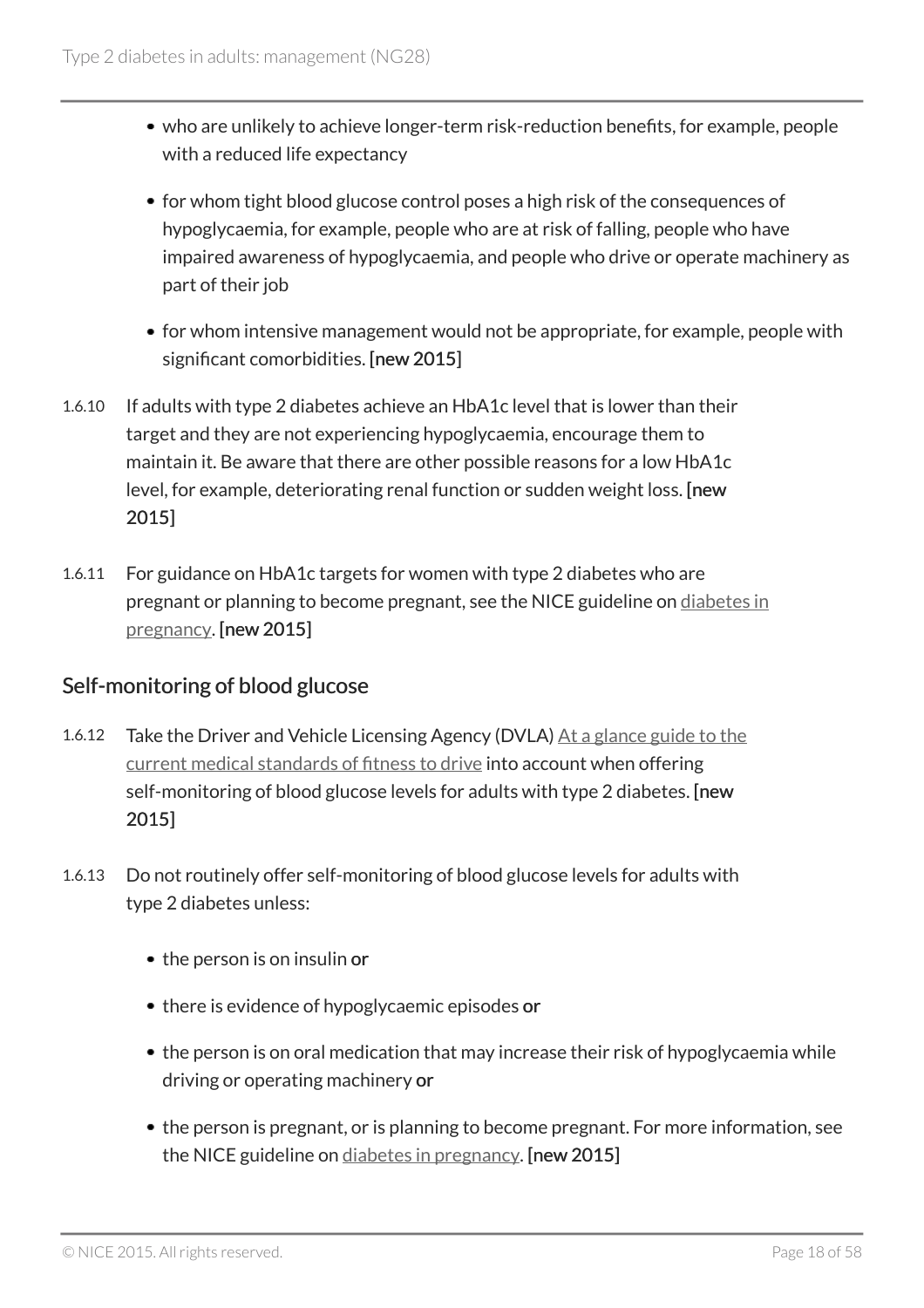- who are unlikely to achieve longer-term risk-reduction benefits, for example, people with a reduced life expectancy
- for whom tight blood glucose control poses a high risk of the consequences of hypoglycaemia, for example, people who are at risk of falling, people who have impaired awareness of hypoglycaemia, and people who drive or operate machinery as part of their job
- for whom intensive management would not be appropriate, for example, people with significant comorbidities. **[new 2015]**

1.6.10 If adults with type 2 diabetes achieve an HbA1c level that is lower than their target and they are not experiencing hypoglycaemia, encourage them to maintain it. Be aware that there are other possible reasons for a low HbA1c level, for example, deteriorating renal function or sudden weight loss. **[new 2015]**

1.6.11 For guidance on HbA1c targets for women with type 2 diabetes who are pregnant or planning to become pregnant, see the NICE guideline on diabetes in pregnancy. **[new 2015]**

## Self-monitoring of blood glucose

1.6.12 Take the Driver and Vehicle Licensing Agency (DVLA) At a glance guide to the current medical standards of fitness to drive into account when offering self-monitoring of blood glucose levels for adults with type 2 diabetes. **[new 2015]**

1.6.13 Do not routinely offer self-monitoring of blood glucose levels for adults with type 2 diabetes unless:

- the person is on insulin **or**
- there is evidence of hypoglycaemic episodes **or**
- the person is on oral medication that may increase their risk of hypoglycaemia while driving or operating machinery **or**
- the person is pregnant, or is planning to become pregnant. For more information, see the NICE guideline on diabetes in pregnancy. **[new 2015]**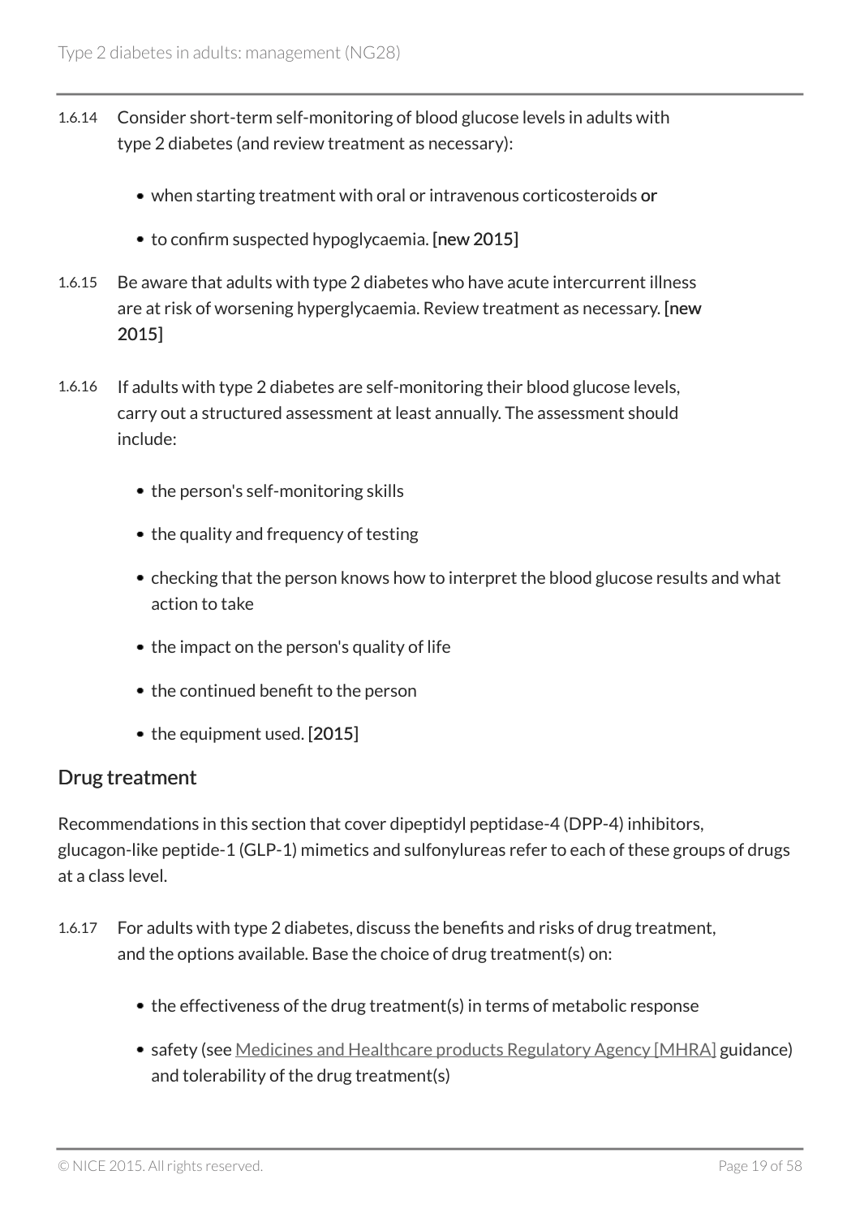1.6.14 Consider short-term self-monitoring of blood glucose levels in adults with type 2 diabetes (and review treatment as necessary):

- when starting treatment with oral or intravenous corticosteroids **or**
- to confirm suspected hypoglycaemia. **[new 2015]**

1.6.15 Be aware that adults with type 2 diabetes who have acute intercurrent illness are at risk of worsening hyperglycaemia. Review treatment as necessary. **[new 2015]**

1.6.16 If adults with type 2 diabetes are self-monitoring their blood glucose levels, carry out a structured assessment at least annually. The assessment should include:

- the person's self-monitoring skills
- the quality and frequency of testing
- checking that the person knows how to interpret the blood glucose results and what action to take
- the impact on the person's quality of life
- the continued benefit to the person
- the equipment used. [2015]

## Drug treatment

Recommendations in this section that cover dipeptidyl peptidase-4 (DPP-4) inhibitors, glucagon-like peptide-1 (GLP-1) mimetics and sulfonylureas refer to each of these groups of drugs at a class level.

1.6.17 For adults with type 2 diabetes, discuss the benefits and risks of drug treatment, and the options available. Base the choice of drug treatment(s) on:

- the effectiveness of the drug treatment(s) in terms of metabolic response
- safety (see Medicines and Healthcare products Regulatory Agency [MHRA] guidance) and tolerability of the drug treatment(s)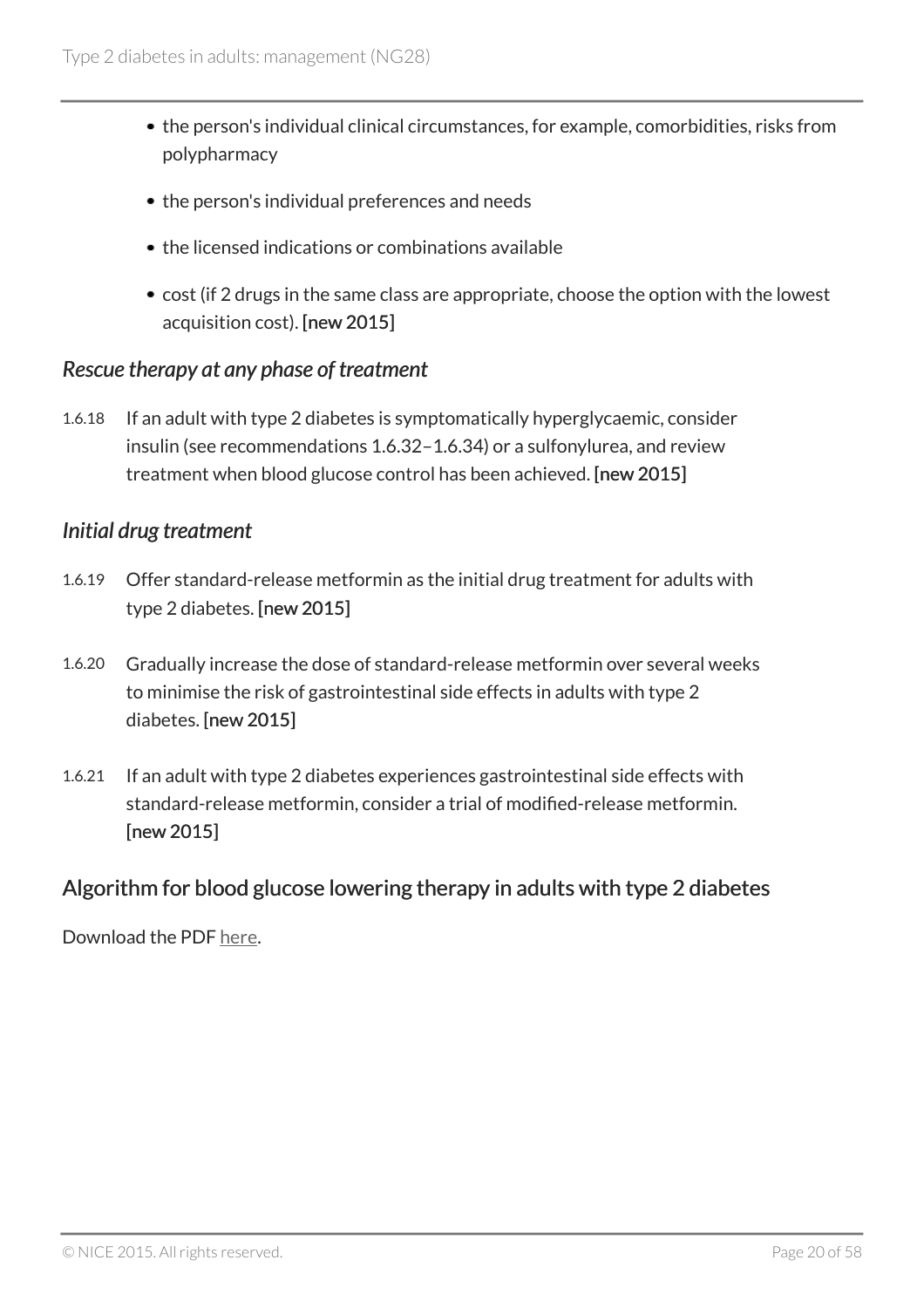- the person's individual clinical circumstances, for example, comorbidities, risks from polypharmacy
- the person's individual preferences and needs
- the licensed indications or combinations available
- cost (if 2 drugs in the same class are appropriate, choose the option with the lowest acquisition cost). **[new 2015]**

### *Rescue therapy at any phase of treatment*

1.6.18 If an adult with type 2 diabetes is symptomatically hyperglycaemic, consider insulin (see recommendations 1.6.32–1.6.34) or a sulfonylurea, and review treatment when blood glucose control has been achieved. **[new 2015]**

### *Initial drug treatment*

1.6.19 Offer standard-release metformin as the initial drug treatment for adults with type 2 diabetes. **[new 2015]**

1.6.20 Gradually increase the dose of standard-release metformin over several weeks to minimise the risk of gastrointestinal side effects in adults with type 2 diabetes. **[new 2015]**

1.6.21 If an adult with type 2 diabetes experiences gastrointestinal side effects with standard-release metformin, consider a trial of modified-release metformin. **[new 2015]**

## Algorithm for blood glucose lowering therapy in adults with type 2 diabetes

Download the PDF here.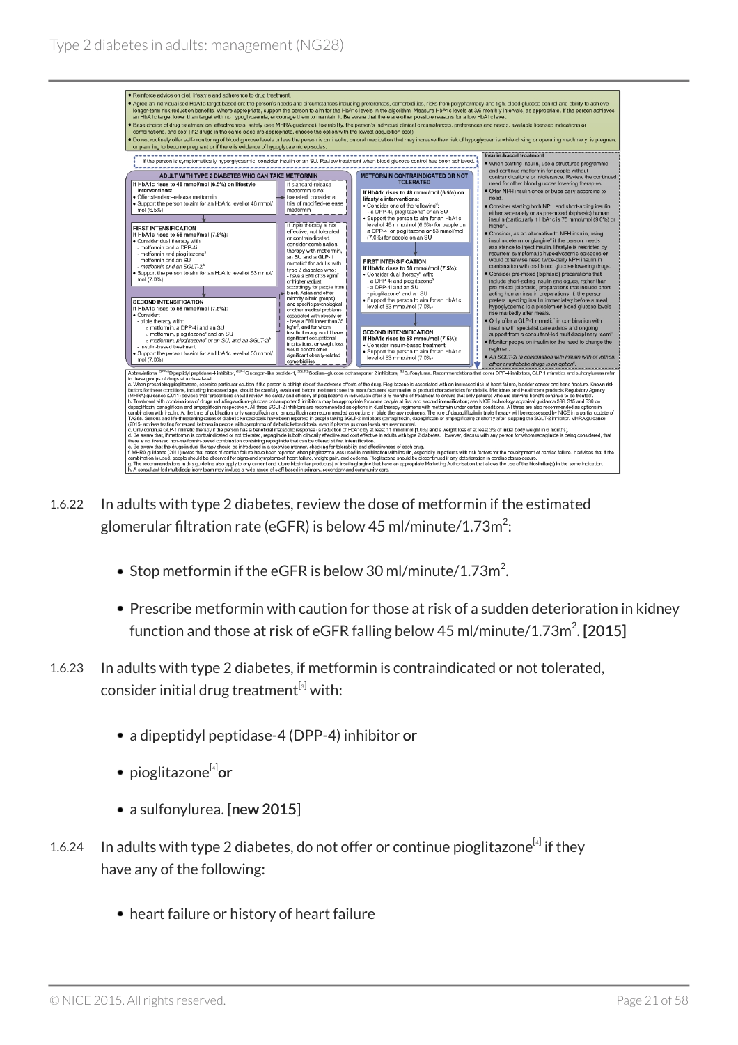- Reinforce advice on diet, lifestyle and adherence to drug treatment.
- Agree an individualised HbA1c target based on: the person's needs and circumstances including preferences, comorbidities, risks from polypharmacy and tight blood glucose control and ability to achieve longer-term risk-reduction benefits. Where appropriate, support the person to aim for the HbA1c levels in the algorithm. Measure HbA1c levels at 3/6 monthly intervals, as appropriate. If the person achieves an HbA1c target lower than target with no hypoglycaemia, encourage them to maintain it. Be aware that there are other possible reasons for a low HbA1c level.
- Base choice of drug treatment on: effectiveness, safety (see MHRA guidance), tolerability, the person's individual clinical circumstances, preferences and needs, available licensed indications or combinations, and cost (if 2 drugs in the same class are appropriate, choose the option with the lowest acquisition cost).
- Do not routinely offer self-monitoring of blood glucose levels unless the person is on insulin, on oral medication that may increase their risk of hypoglycaemia while driving or operating machinery, is pregnant or planning to become pregnant or if there is evidence of hypoglycaemic episodes.

If the person is symptomatically hyperglycaemic, consider insulin or an SU. Review treatment when blood glucose control has been achieved.

**ADULT WITH TYPE 2 DIABETES WHO CAN TAKE METFORMIN**

**If HbA1c rises to 48 mmol/mol (6.5%) on lifestyle interventions:**
- Offer standard-release metformin
- Support the person to aim for an HbA1c level of 48 mmol/mol (6.5%)

If standard-release metformin is not tolerated, consider a trial of modified-release metformin

**FIRST INTENSIFICATION**
**If HbA1c rises to 58 mmol/mol (7.5%):**
- Consider dual therapy with:
  - metformin and a DPP-4i
  - metformin and pioglitazone[a]
  - metformin and an SU
  - *metformin and an SGLT-2i[b]*
- Support the person to aim for an HbA1c level of 53 mmol/mol (7.0%)

If triple therapy is not effective, not tolerated or contraindicated, consider combination therapy with metformin, an SU and a GLP-1 mimetic[c] for adults with type 2 diabetes who:
- have a BMI of 35 kg/m² or higher (adjust accordingly for people from black, Asian and other minority ethnic groups) and specific psychological or other medical problems associated with obesity or
- have a BMI lower than 35 kg/m², **and** for whom insulin therapy would have significant occupational implications, **or** weight loss would benefit other significant obesity-related comorbidities

**SECOND INTENSIFICATION**
**If HbA1c rises to 58 mmol/mol (7.5%):**
- Consider:
  - triple therapy with:
    - metformin, a DPP-4i and an SU
    - metformin, pioglitazone[a] and an SU
    - *metformin, pioglitazone[a] or an SU, and an SGLT-2i[b]*
  - insulin-based treatment
- Support the person to aim for an HbA1c level of 53 mmol/mol (7.0%)

**METFORMIN CONTRAINDICATED OR NOT TOLERATED**

**If HbA1c rises to 48 mmol/mol (6.5%) on lifestyle interventions:**
- Consider one of the following[d]:
  - a DPP-4i, pioglitazone[a] or an SU
- Support the person to aim for an HbA1c level of 48 mmol/mol (6.5%) for people on a DPP-4i or pioglitazone or 53 mmol/mol (7.0%) for people on an SU

**FIRST INTENSIFICATION**
**If HbA1c rises to 58 mmol/mol (7.5%):**
- Consider dual therapy[e] with:
  - a DPP-4i and pioglitazone[a]
  - a DPP-4i and an SU
  - pioglitazone[a] and an SU
- Support the person to aim for an HbA1c level of 53 mmol/mol (7.0%)

**SECOND INTENSIFICATION**
**If HbA1c rises to 58 mmol/mol (7.5%):**
- Consider insulin-based treatment
- Support the person to aim for an HbA1c level of 53 mmol/mol (7.0%)

**Insulin-based treatment**
- When starting insulin, use a structured programme and continue metformin for people without contraindications or intolerance. Review the continued need for other blood glucose lowering therapies[f].
- Offer NPH insulin once or twice daily according to need.
- Consider starting both NPH and short-acting insulin either separately or as pre-mixed (biphasic) human insulin (particularly if HbA1c is 75 mmol/mol (9.0%) or higher).
- Consider, as an alternative to NPH insulin, using insulin detemir or glargine[g] if the person: needs assistance to inject insulin, lifestyle is restricted by recurrent symptomatic hypoglycaemic episodes or would otherwise need twice-daily NPH insulin in combination with oral blood glucose lowering drugs.
- Consider pre-mixed (biphasic) preparations that include short-acting insulin analogues, rather than pre-mixed (biphasic) preparations that include short-acting human insulin preparations, if: the person prefers injecting insulin immediately before a meal, hypoglycaemia is a problem or blood glucose levels rise markedly after meals.
- Only offer a GLP-1 mimetic[c] in combination with insulin with specialist care advice and ongoing support from a consultant-led multidisciplinary team[h].
- Monitor people on insulin for the need to change the regimen.
- *An SGLT-2i in combination with insulin with or without other antidiabetic drugs is an option[b].*

Abbreviations: DPP-4i Dipeptidyl peptidase-4 inhibitor, GLP-1 Glucagon-like peptide-1, SGLT-2i Sodium–glucose cotransporter 2 inhibitors, SU Sulfonylurea. Recommendations that cover DPP-4 inhibitors, GLP-1 mimetics and sulfonylureas refer to these groups of drugs at a class level.

a. When prescribing pioglitazone, exercise particular caution if the person is at high risk of the adverse effects of the drug. Pioglitazone is associated with an increased risk of heart failure, bladder cancer and bone fracture. Known risk factors for these conditions, including increased age, should be carefully evaluated before treatment: see the manufacturers' summaries of product characteristics for details. Medicines and Healthcare products Regulatory Agency (MHRA) guidance (2011) advises that 'prescribers should review the safety and efficacy of pioglitazone in individuals after 3–6 months of treatment to ensure that only patients who are deriving benefit continue to be treated'.
b. Treatment with combinations of drugs including sodium–glucose cotransporter 2 inhibitors may be appropriate for some people at first and second intensification; see NICE technology appraisal guidance 288, 315 and 336 on dapagliflozin, canagliflozin and empagliflozin respectively. All three SGLT-2 inhibitors are recommended as options in dual therapy regimens with metformin under certain conditions. All three are also recommended as options in combination with insulin. At the time of publication, only canagliflozin and empagliflozin are recommended as options in triple therapy regimens. The role of dapagliflozin in triple therapy will be reassessed by NICE in a partial update of TA288. Serious and life-threatening cases of diabetic ketoacidosis have been reported in people taking SGLT-2 inhibitors (canagliflozin, dapagliflozin or empagliflozin) or shortly after stopping the SGLT-2 inhibitor. MHRA guidance (2015) advises testing for raised ketones in people with symptoms of diabetic ketoacidosis, even if plasma glucose levels are near normal.
c. Only continue GLP-1 mimetic therapy if the person has a beneficial metabolic response (a reduction of HbA1c by at least 11 mmol/mol [1.0%] and a weight loss of at least 3% of initial body weight in 6 months).
d. Be aware that, if metformin is contraindicated or not tolerated, repaglinide is both clinically effective and cost effective in adults with type 2 diabetes. However, discuss with any person for whom repaglinide is being considered, that there is no licensed non-metformin-based combination containing repaglinide that can be offered at first intensification.
e. Be aware that the drugs in dual therapy should be introduced in a stepwise manner, checking for tolerability and effectiveness of each drug.
f. MHRA guidance (2011) notes that cases of cardiac failure have been reported when pioglitazone was used in combination with insulin, especially in patients with risk factors for the development of cardiac failure. It advises that if the combination is used, people should be observed for signs and symptoms of heart failure, weight gain, and oedema. Pioglitazone should be discontinued if any deterioration in cardiac status occurs.
g. The recommendations in this guideline also apply to any current and future biosimilar product(s) of insulin glargine that have an appropriate Marketing Authorisation that allows the use of the biosimilar(s) in the same indication.
h. A consultant-led multidisciplinary team may include a wide range of staff based in primary, secondary and community care.

1.6.22 In adults with type 2 diabetes, review the dose of metformin if the estimated glomerular filtration rate (eGFR) is below 45 ml/minute/1.73m$^2$:

- Stop metformin if the eGFR is below 30 ml/minute/1.73m$^2$.
- Prescribe metformin with caution for those at risk of a sudden deterioration in kidney function and those at risk of eGFR falling below 45 ml/minute/1.73m$^2$. **[2015]**

1.6.23 In adults with type 2 diabetes, if metformin is contraindicated or not tolerated, consider initial drug treatment[3] with:

- a dipeptidyl peptidase-4 (DPP-4) inhibitor **or**
- pioglitazone[4] **or**
- a sulfonylurea. **[new 2015]**

1.6.24 In adults with type 2 diabetes, do not offer or continue pioglitazone[4] if they have any of the following:

- heart failure or history of heart failure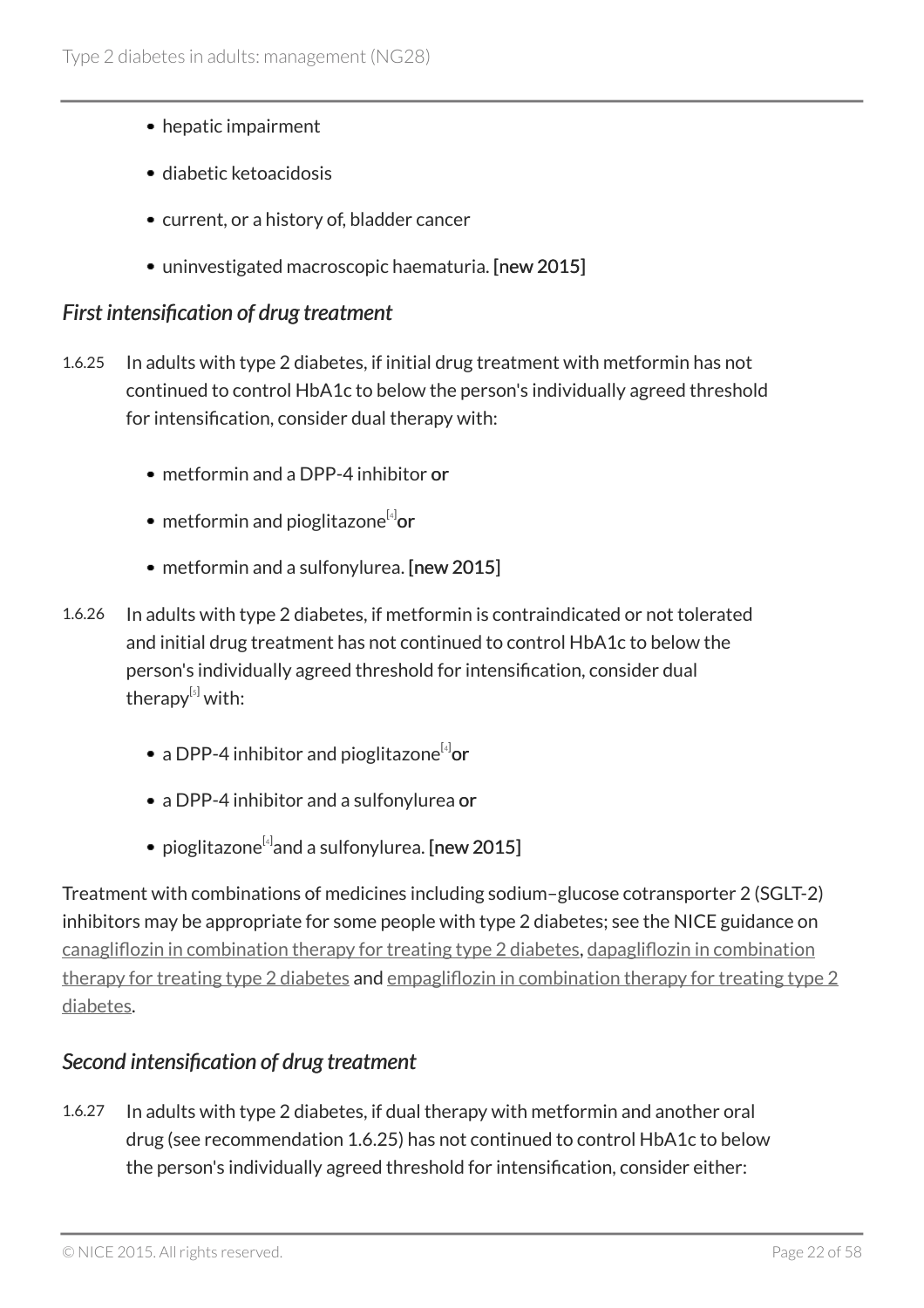- hepatic impairment
- diabetic ketoacidosis
- current, or a history of, bladder cancer
- uninvestigated macroscopic haematuria. **[new 2015]**

### *First intensification of drug treatment*

1.6.25 In adults with type 2 diabetes, if initial drug treatment with metformin has not continued to control HbA1c to below the person's individually agreed threshold for intensification, consider dual therapy with:

- metformin and a DPP-4 inhibitor **or**
- metformin and pioglitazone[4] **or**
- metformin and a sulfonylurea. **[new 2015]**

1.6.26 In adults with type 2 diabetes, if metformin is contraindicated or not tolerated and initial drug treatment has not continued to control HbA1c to below the person's individually agreed threshold for intensification, consider dual therapy[5] with:

- a DPP-4 inhibitor and pioglitazone[4] **or**
- a DPP-4 inhibitor and a sulfonylurea **or**
- pioglitazone[4] and a sulfonylurea. **[new 2015]**

Treatment with combinations of medicines including sodium–glucose cotransporter 2 (SGLT-2) inhibitors may be appropriate for some people with type 2 diabetes; see the NICE guidance on canagliflozin in combination therapy for treating type 2 diabetes, dapagliflozin in combination therapy for treating type 2 diabetes and empagliflozin in combination therapy for treating type 2 diabetes.

### *Second intensification of drug treatment*

1.6.27 In adults with type 2 diabetes, if dual therapy with metformin and another oral drug (see recommendation 1.6.25) has not continued to control HbA1c to below the person's individually agreed threshold for intensification, consider either: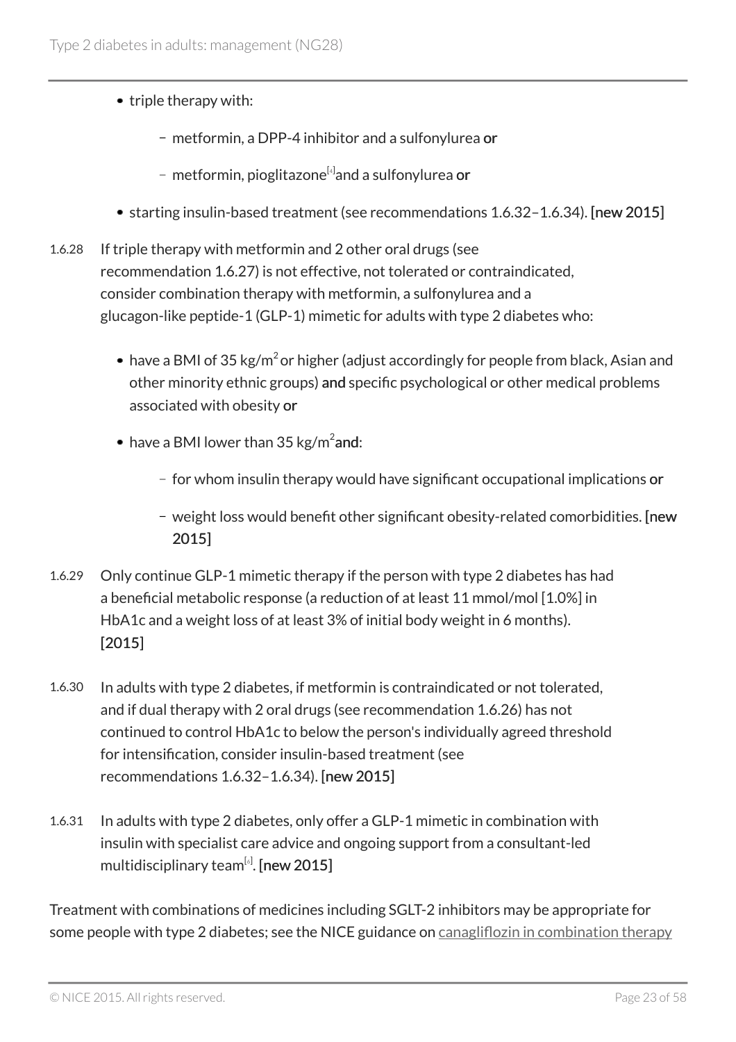- triple therapy with:
  - metformin, a DPP-4 inhibitor and a sulfonylurea **or**
  - metformin, pioglitazone[4] and a sulfonylurea **or**
- starting insulin-based treatment (see recommendations 1.6.32–1.6.34). **[new 2015]**

1.6.28 If triple therapy with metformin and 2 other oral drugs (see recommendation 1.6.27) is not effective, not tolerated or contraindicated, consider combination therapy with metformin, a sulfonylurea and a glucagon-like peptide-1 (GLP-1) mimetic for adults with type 2 diabetes who:

- have a BMI of 35 kg/m$^2$ or higher (adjust accordingly for people from black, Asian and other minority ethnic groups) **and** specific psychological or other medical problems associated with obesity **or**
- have a BMI lower than 35 kg/m$^2$ **and**:
  - for whom insulin therapy would have significant occupational implications **or**
  - weight loss would benefit other significant obesity-related comorbidities. **[new 2015]**

1.6.29 Only continue GLP-1 mimetic therapy if the person with type 2 diabetes has had a beneficial metabolic response (a reduction of at least 11 mmol/mol [1.0%] in HbA1c and a weight loss of at least 3% of initial body weight in 6 months). **[2015]**

1.6.30 In adults with type 2 diabetes, if metformin is contraindicated or not tolerated, and if dual therapy with 2 oral drugs (see recommendation 1.6.26) has not continued to control HbA1c to below the person's individually agreed threshold for intensification, consider insulin-based treatment (see recommendations 1.6.32–1.6.34). **[new 2015]**

1.6.31 In adults with type 2 diabetes, only offer a GLP-1 mimetic in combination with insulin with specialist care advice and ongoing support from a consultant-led multidisciplinary team[6]. **[new 2015]**

Treatment with combinations of medicines including SGLT-2 inhibitors may be appropriate for some people with type 2 diabetes; see the NICE guidance on canagliflozin in combination therapy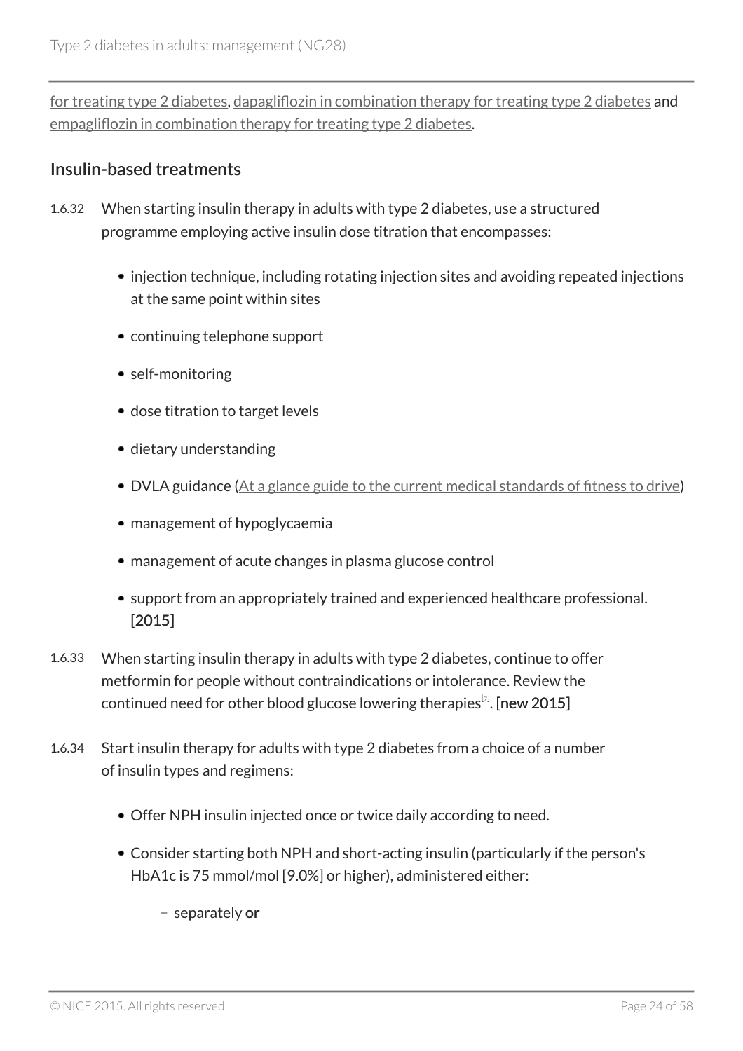for treating type 2 diabetes, dapagliflozin in combination therapy for treating type 2 diabetes and empagliflozin in combination therapy for treating type 2 diabetes.

## Insulin-based treatments

1.6.32 When starting insulin therapy in adults with type 2 diabetes, use a structured programme employing active insulin dose titration that encompasses:

- injection technique, including rotating injection sites and avoiding repeated injections at the same point within sites
- continuing telephone support
- self-monitoring
- dose titration to target levels
- dietary understanding
- DVLA guidance (At a glance guide to the current medical standards of fitness to drive)
- management of hypoglycaemia
- management of acute changes in plasma glucose control
- support from an appropriately trained and experienced healthcare professional. **[2015]**

1.6.33 When starting insulin therapy in adults with type 2 diabetes, continue to offer metformin for people without contraindications or intolerance. Review the continued need for other blood glucose lowering therapies[7]. **[new 2015]**

1.6.34 Start insulin therapy for adults with type 2 diabetes from a choice of a number of insulin types and regimens:

- Offer NPH insulin injected once or twice daily according to need.
- Consider starting both NPH and short-acting insulin (particularly if the person's HbA1c is 75 mmol/mol [9.0%] or higher), administered either:
  - separately **or**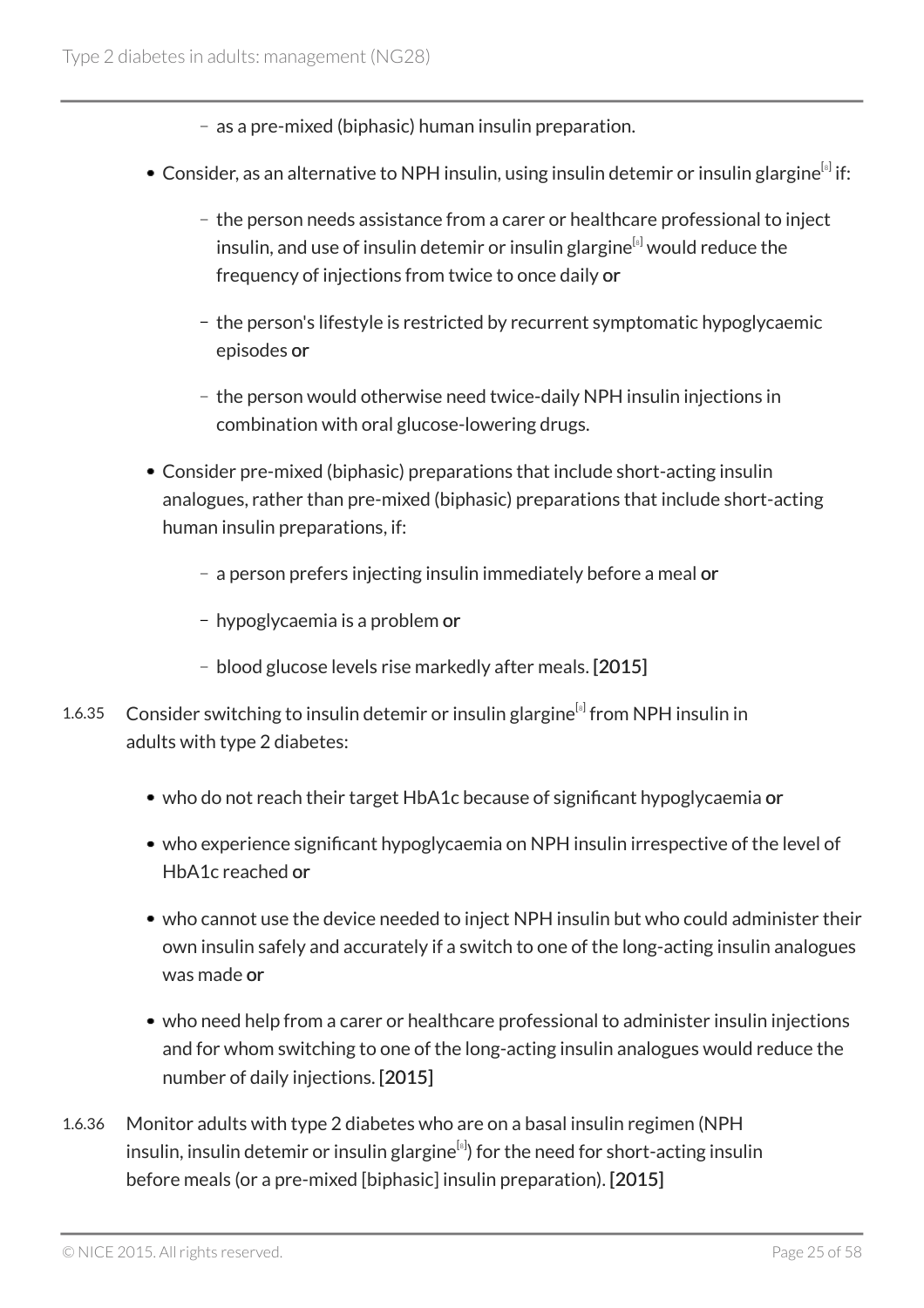- as a pre-mixed (biphasic) human insulin preparation.

- Consider, as an alternative to NPH insulin, using insulin detemir or insulin glargine[8] if:
    - the person needs assistance from a carer or healthcare professional to inject insulin, and use of insulin detemir or insulin glargine[8] would reduce the frequency of injections from twice to once daily **or**
    - the person's lifestyle is restricted by recurrent symptomatic hypoglycaemic episodes **or**
    - the person would otherwise need twice-daily NPH insulin injections in combination with oral glucose-lowering drugs.
- Consider pre-mixed (biphasic) preparations that include short-acting insulin analogues, rather than pre-mixed (biphasic) preparations that include short-acting human insulin preparations, if:
    - a person prefers injecting insulin immediately before a meal **or**
    - hypoglycaemia is a problem **or**
    - blood glucose levels rise markedly after meals. **[2015]**

1.6.35 Consider switching to insulin detemir or insulin glargine[8] from NPH insulin in adults with type 2 diabetes:

- who do not reach their target HbA1c because of significant hypoglycaemia **or**
- who experience significant hypoglycaemia on NPH insulin irrespective of the level of HbA1c reached **or**
- who cannot use the device needed to inject NPH insulin but who could administer their own insulin safely and accurately if a switch to one of the long-acting insulin analogues was made **or**
- who need help from a carer or healthcare professional to administer insulin injections and for whom switching to one of the long-acting insulin analogues would reduce the number of daily injections. **[2015]**

1.6.36 Monitor adults with type 2 diabetes who are on a basal insulin regimen (NPH insulin, insulin detemir or insulin glargine[8]) for the need for short-acting insulin before meals (or a pre-mixed [biphasic] insulin preparation). **[2015]**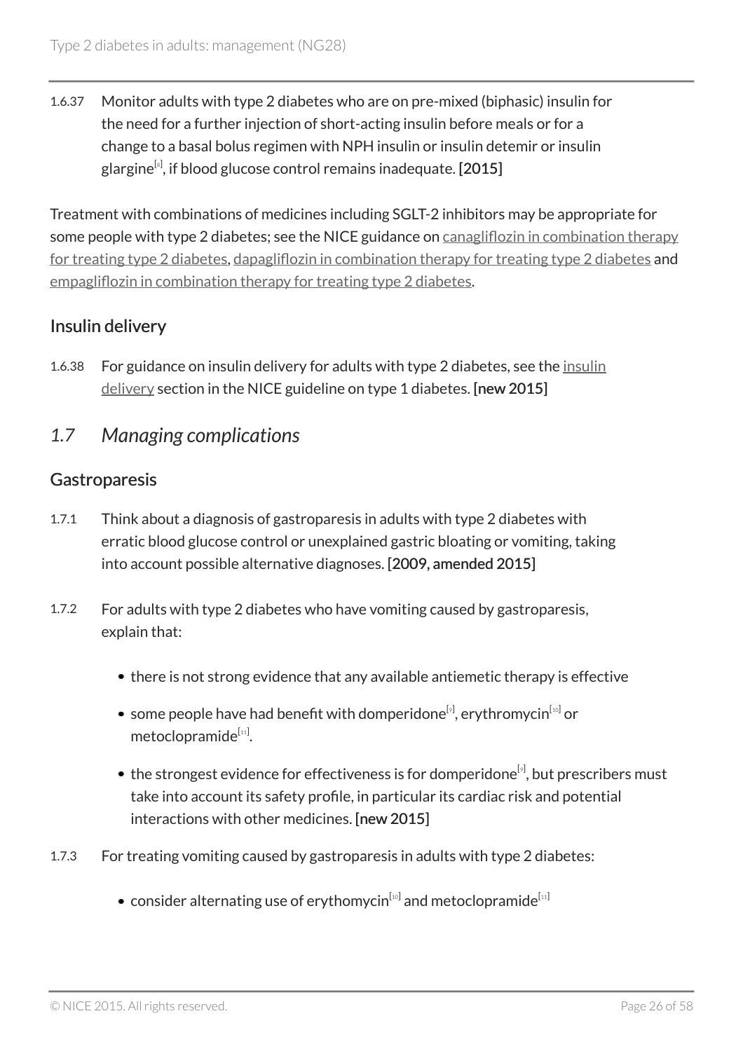1.6.37 Monitor adults with type 2 diabetes who are on pre-mixed (biphasic) insulin for the need for a further injection of short-acting insulin before meals or for a change to a basal bolus regimen with NPH insulin or insulin detemir or insulin glargine[8], if blood glucose control remains inadequate. **[2015]**

Treatment with combinations of medicines including SGLT-2 inhibitors may be appropriate for some people with type 2 diabetes; see the NICE guidance on canagliflozin in combination therapy for treating type 2 diabetes, dapagliflozin in combination therapy for treating type 2 diabetes and empagliflozin in combination therapy for treating type 2 diabetes.

### Insulin delivery

1.6.38 For guidance on insulin delivery for adults with type 2 diabetes, see the insulin delivery section in the NICE guideline on type 1 diabetes. **[new 2015]**

## *1.7 Managing complications*

### Gastroparesis

1.7.1 Think about a diagnosis of gastroparesis in adults with type 2 diabetes with erratic blood glucose control or unexplained gastric bloating or vomiting, taking into account possible alternative diagnoses. **[2009, amended 2015]**

1.7.2 For adults with type 2 diabetes who have vomiting caused by gastroparesis, explain that:

- there is not strong evidence that any available antiemetic therapy is effective
- some people have had benefit with domperidone[9], erythromycin[10] or metoclopramide[11].
- the strongest evidence for effectiveness is for domperidone[9], but prescribers must take into account its safety profile, in particular its cardiac risk and potential interactions with other medicines. **[new 2015]**

1.7.3 For treating vomiting caused by gastroparesis in adults with type 2 diabetes:

- consider alternating use of erythomycin[10] and metoclopramide[11]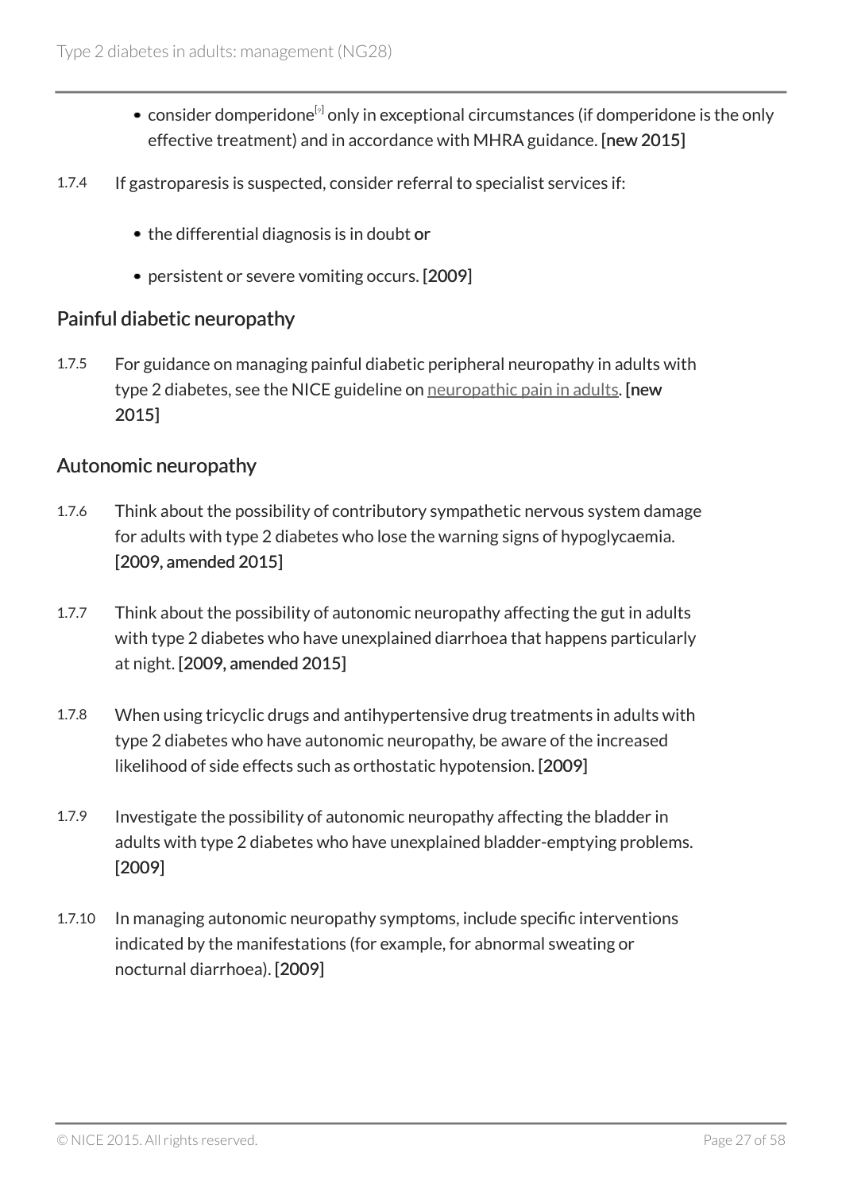- consider domperidone[9] only in exceptional circumstances (if domperidone is the only effective treatment) and in accordance with MHRA guidance. **[new 2015]**

1.7.4 If gastroparesis is suspected, consider referral to specialist services if:

- the differential diagnosis is in doubt **or**
- persistent or severe vomiting occurs. [2009]

## Painful diabetic neuropathy

1.7.5 For guidance on managing painful diabetic peripheral neuropathy in adults with type 2 diabetes, see the NICE guideline on neuropathic pain in adults. **[new 2015]**

## Autonomic neuropathy

1.7.6 Think about the possibility of contributory sympathetic nervous system damage for adults with type 2 diabetes who lose the warning signs of hypoglycaemia. **[2009, amended 2015]**

1.7.7 Think about the possibility of autonomic neuropathy affecting the gut in adults with type 2 diabetes who have unexplained diarrhoea that happens particularly at night. **[2009, amended 2015]**

1.7.8 When using tricyclic drugs and antihypertensive drug treatments in adults with type 2 diabetes who have autonomic neuropathy, be aware of the increased likelihood of side effects such as orthostatic hypotension. [2009]

1.7.9 Investigate the possibility of autonomic neuropathy affecting the bladder in adults with type 2 diabetes who have unexplained bladder-emptying problems. [2009]

1.7.10 In managing autonomic neuropathy symptoms, include specific interventions indicated by the manifestations (for example, for abnormal sweating or nocturnal diarrhoea). [2009]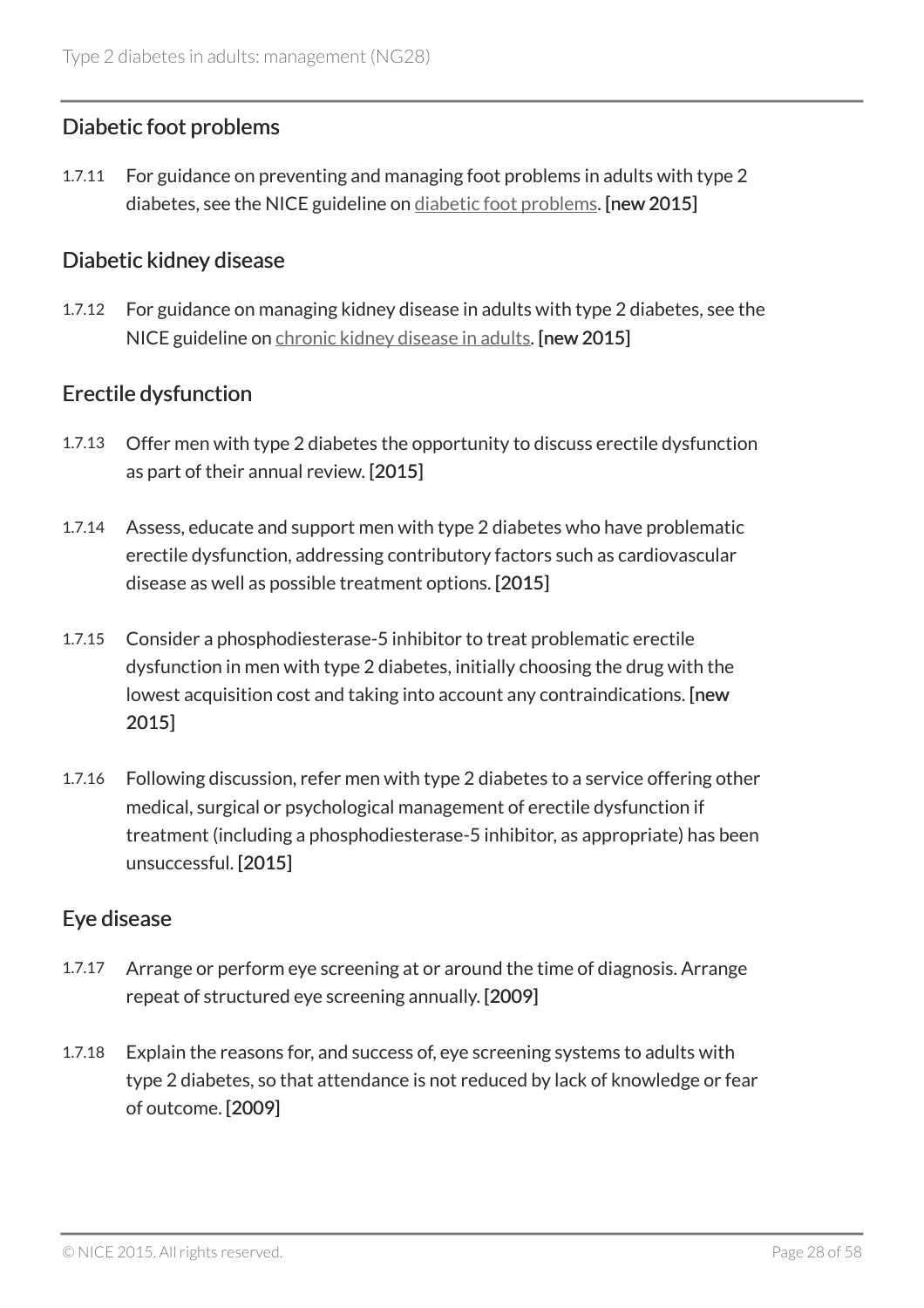### Diabetic foot problems

1.7.11 For guidance on preventing and managing foot problems in adults with type 2 diabetes, see the NICE guideline on diabetic foot problems. **[new 2015]**

### Diabetic kidney disease

1.7.12 For guidance on managing kidney disease in adults with type 2 diabetes, see the NICE guideline on chronic kidney disease in adults. **[new 2015]**

### Erectile dysfunction

1.7.13 Offer men with type 2 diabetes the opportunity to discuss erectile dysfunction as part of their annual review. [2015]

1.7.14 Assess, educate and support men with type 2 diabetes who have problematic erectile dysfunction, addressing contributory factors such as cardiovascular disease as well as possible treatment options. [2015]

1.7.15 Consider a phosphodiesterase-5 inhibitor to treat problematic erectile dysfunction in men with type 2 diabetes, initially choosing the drug with the lowest acquisition cost and taking into account any contraindications. **[new 2015]**

1.7.16 Following discussion, refer men with type 2 diabetes to a service offering other medical, surgical or psychological management of erectile dysfunction if treatment (including a phosphodiesterase-5 inhibitor, as appropriate) has been unsuccessful. [2015]

### Eye disease

1.7.17 Arrange or perform eye screening at or around the time of diagnosis. Arrange repeat of structured eye screening annually. [2009]

1.7.18 Explain the reasons for, and success of, eye screening systems to adults with type 2 diabetes, so that attendance is not reduced by lack of knowledge or fear of outcome. [2009]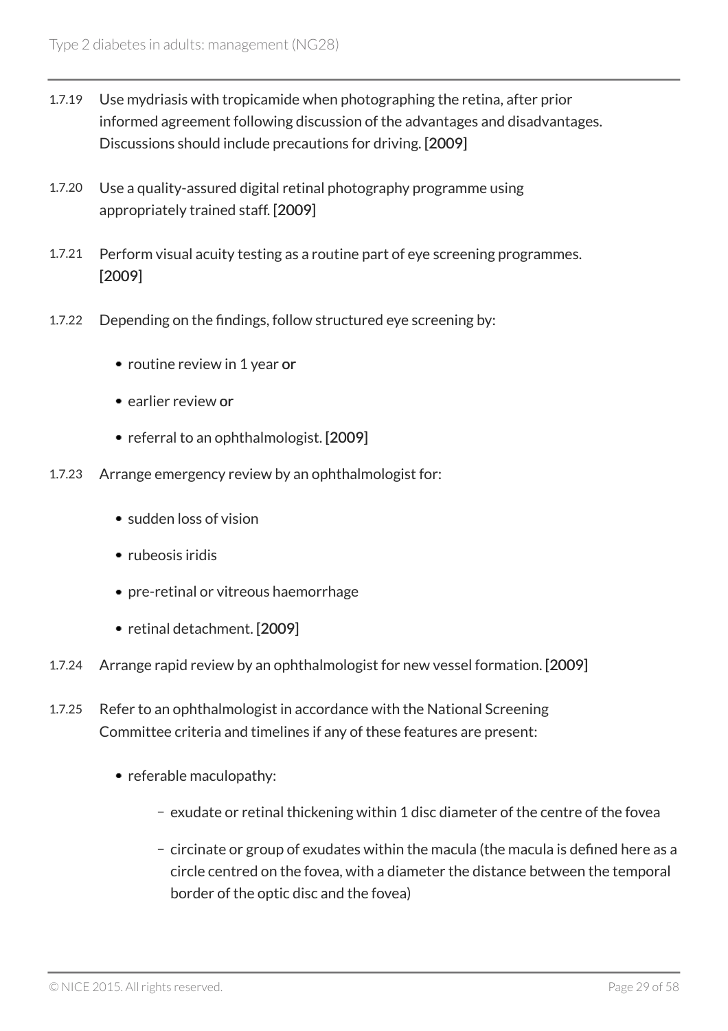1.7.19 Use mydriasis with tropicamide when photographing the retina, after prior informed agreement following discussion of the advantages and disadvantages. Discussions should include precautions for driving. [2009]

1.7.20 Use a quality-assured digital retinal photography programme using appropriately trained staff. [2009]

1.7.21 Perform visual acuity testing as a routine part of eye screening programmes. [2009]

1.7.22 Depending on the findings, follow structured eye screening by:

- routine review in 1 year **or**
- earlier review **or**
- referral to an ophthalmologist. [2009]

1.7.23 Arrange emergency review by an ophthalmologist for:

- sudden loss of vision
- rubeosis iridis
- pre-retinal or vitreous haemorrhage
- retinal detachment. [2009]

1.7.24 Arrange rapid review by an ophthalmologist for new vessel formation. [2009]

1.7.25 Refer to an ophthalmologist in accordance with the National Screening Committee criteria and timelines if any of these features are present:

- referable maculopathy:
  - exudate or retinal thickening within 1 disc diameter of the centre of the fovea
  - circinate or group of exudates within the macula (the macula is defined here as a circle centred on the fovea, with a diameter the distance between the temporal border of the optic disc and the fovea)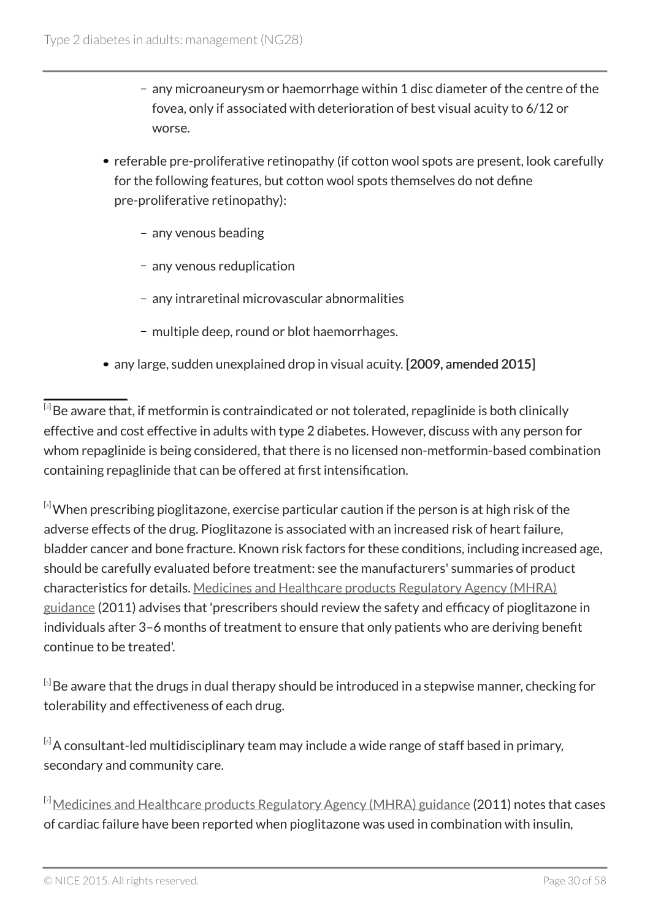- any microaneurysm or haemorrhage within 1 disc diameter of the centre of the fovea, only if associated with deterioration of best visual acuity to 6/12 or worse.
- referable pre-proliferative retinopathy (if cotton wool spots are present, look carefully for the following features, but cotton wool spots themselves do not define pre-proliferative retinopathy):
  - any venous beading
  - any venous reduplication
  - any intraretinal microvascular abnormalities
  - multiple deep, round or blot haemorrhages.
- any large, sudden unexplained drop in visual acuity. **[2009, amended 2015]**

---

[3] Be aware that, if metformin is contraindicated or not tolerated, repaglinide is both clinically effective and cost effective in adults with type 2 diabetes. However, discuss with any person for whom repaglinide is being considered, that there is no licensed non-metformin-based combination containing repaglinide that can be offered at first intensification.

[4] When prescribing pioglitazone, exercise particular caution if the person is at high risk of the adverse effects of the drug. Pioglitazone is associated with an increased risk of heart failure, bladder cancer and bone fracture. Known risk factors for these conditions, including increased age, should be carefully evaluated before treatment: see the manufacturers' summaries of product characteristics for details. Medicines and Healthcare products Regulatory Agency (MHRA) guidance (2011) advises that 'prescribers should review the safety and efficacy of pioglitazone in individuals after 3–6 months of treatment to ensure that only patients who are deriving benefit continue to be treated'.

[5] Be aware that the drugs in dual therapy should be introduced in a stepwise manner, checking for tolerability and effectiveness of each drug.

[6] A consultant-led multidisciplinary team may include a wide range of staff based in primary, secondary and community care.

[7] Medicines and Healthcare products Regulatory Agency (MHRA) guidance (2011) notes that cases of cardiac failure have been reported when pioglitazone was used in combination with insulin,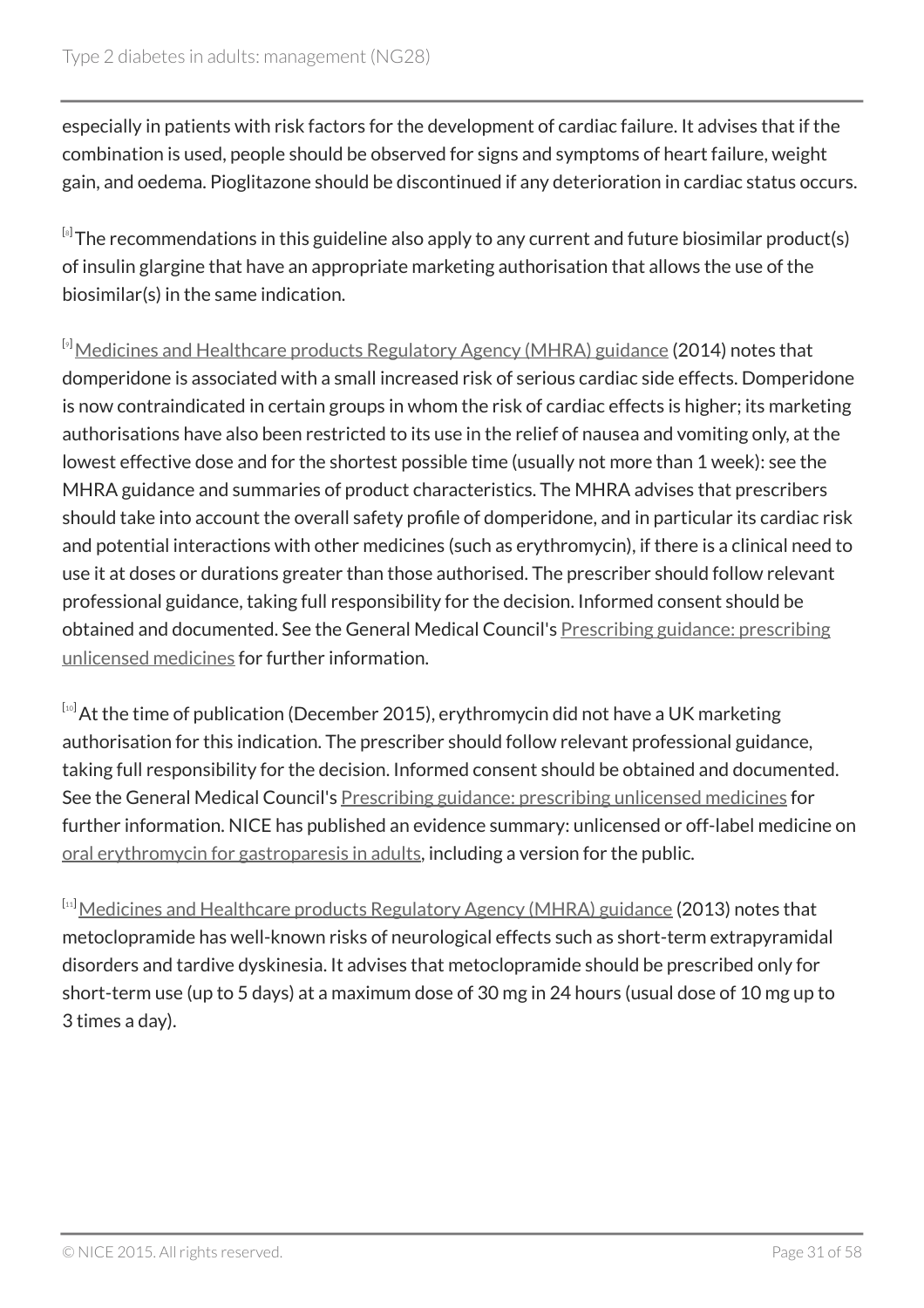especially in patients with risk factors for the development of cardiac failure. It advises that if the combination is used, people should be observed for signs and symptoms of heart failure, weight gain, and oedema. Pioglitazone should be discontinued if any deterioration in cardiac status occurs.

[8] The recommendations in this guideline also apply to any current and future biosimilar product(s) of insulin glargine that have an appropriate marketing authorisation that allows the use of the biosimilar(s) in the same indication.

[9] Medicines and Healthcare products Regulatory Agency (MHRA) guidance (2014) notes that domperidone is associated with a small increased risk of serious cardiac side effects. Domperidone is now contraindicated in certain groups in whom the risk of cardiac effects is higher; its marketing authorisations have also been restricted to its use in the relief of nausea and vomiting only, at the lowest effective dose and for the shortest possible time (usually not more than 1 week): see the MHRA guidance and summaries of product characteristics. The MHRA advises that prescribers should take into account the overall safety profile of domperidone, and in particular its cardiac risk and potential interactions with other medicines (such as erythromycin), if there is a clinical need to use it at doses or durations greater than those authorised. The prescriber should follow relevant professional guidance, taking full responsibility for the decision. Informed consent should be obtained and documented. See the General Medical Council's Prescribing guidance: prescribing unlicensed medicines for further information.

[10] At the time of publication (December 2015), erythromycin did not have a UK marketing authorisation for this indication. The prescriber should follow relevant professional guidance, taking full responsibility for the decision. Informed consent should be obtained and documented. See the General Medical Council's Prescribing guidance: prescribing unlicensed medicines for further information. NICE has published an evidence summary: unlicensed or off-label medicine on oral erythromycin for gastroparesis in adults, including a version for the public.

[11] Medicines and Healthcare products Regulatory Agency (MHRA) guidance (2013) notes that metoclopramide has well-known risks of neurological effects such as short-term extrapyramidal disorders and tardive dyskinesia. It advises that metoclopramide should be prescribed only for short-term use (up to 5 days) at a maximum dose of 30 mg in 24 hours (usual dose of 10 mg up to 3 times a day).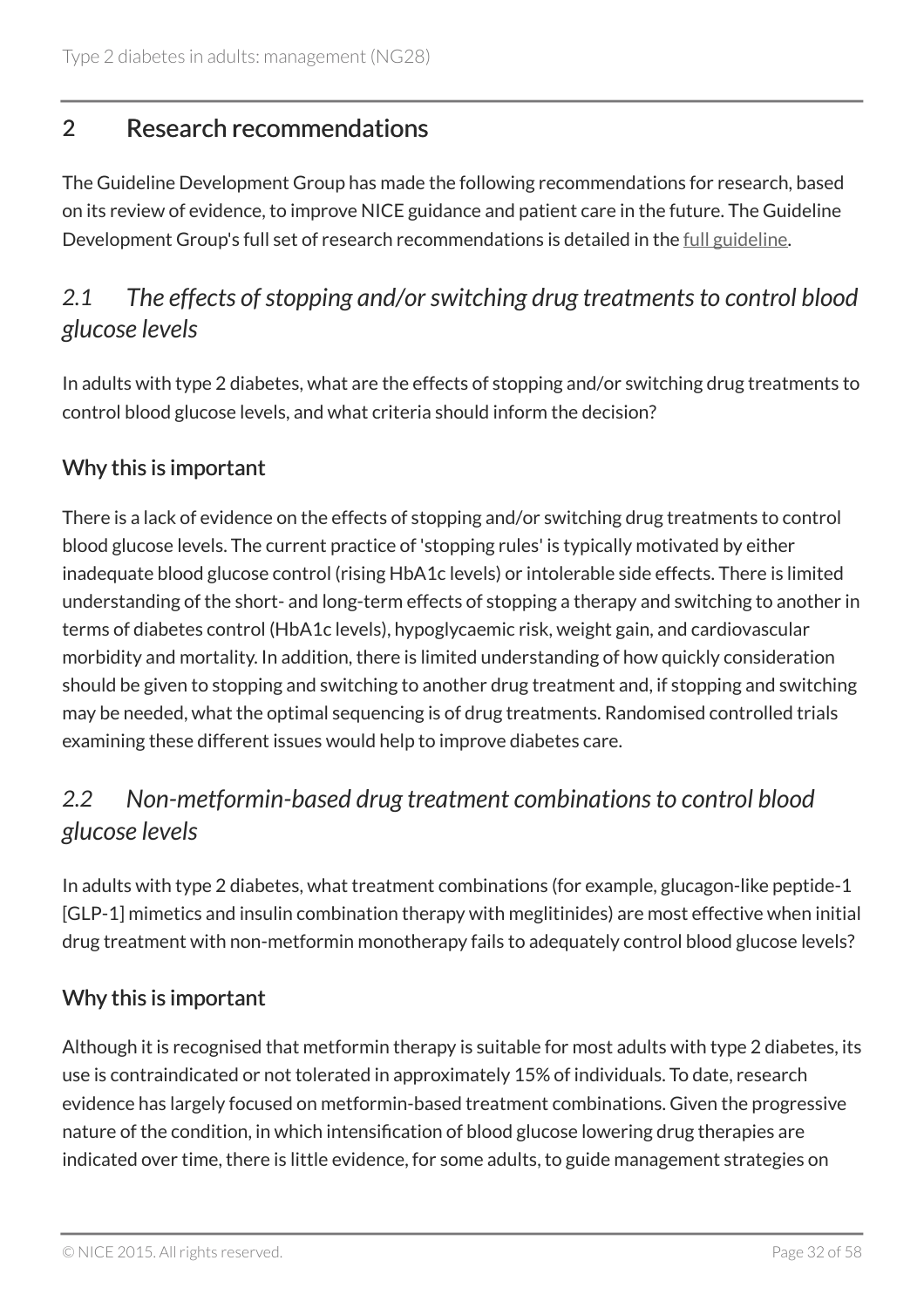## 2 Research recommendations

The Guideline Development Group has made the following recommendations for research, based on its review of evidence, to improve NICE guidance and patient care in the future. The Guideline Development Group's full set of research recommendations is detailed in the full guideline.

### *2.1 The effects of stopping and/or switching drug treatments to control blood glucose levels*

In adults with type 2 diabetes, what are the effects of stopping and/or switching drug treatments to control blood glucose levels, and what criteria should inform the decision?

#### Why this is important

There is a lack of evidence on the effects of stopping and/or switching drug treatments to control blood glucose levels. The current practice of 'stopping rules' is typically motivated by either inadequate blood glucose control (rising HbA1c levels) or intolerable side effects. There is limited understanding of the short- and long-term effects of stopping a therapy and switching to another in terms of diabetes control (HbA1c levels), hypoglycaemic risk, weight gain, and cardiovascular morbidity and mortality. In addition, there is limited understanding of how quickly consideration should be given to stopping and switching to another drug treatment and, if stopping and switching may be needed, what the optimal sequencing is of drug treatments. Randomised controlled trials examining these different issues would help to improve diabetes care.

### *2.2 Non-metformin-based drug treatment combinations to control blood glucose levels*

In adults with type 2 diabetes, what treatment combinations (for example, glucagon-like peptide-1 [GLP-1] mimetics and insulin combination therapy with meglitinides) are most effective when initial drug treatment with non-metformin monotherapy fails to adequately control blood glucose levels?

#### Why this is important

Although it is recognised that metformin therapy is suitable for most adults with type 2 diabetes, its use is contraindicated or not tolerated in approximately 15% of individuals. To date, research evidence has largely focused on metformin-based treatment combinations. Given the progressive nature of the condition, in which intensification of blood glucose lowering drug therapies are indicated over time, there is little evidence, for some adults, to guide management strategies on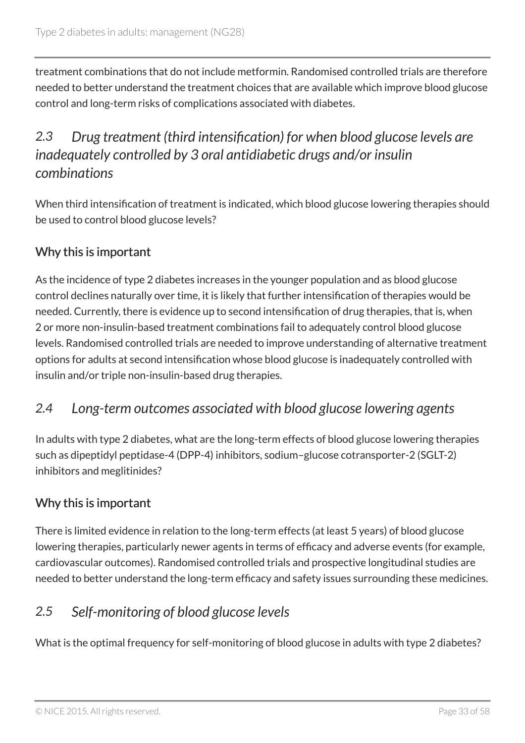treatment combinations that do not include metformin. Randomised controlled trials are therefore needed to better understand the treatment choices that are available which improve blood glucose control and long-term risks of complications associated with diabetes.

## *2.3 Drug treatment (third intensification) for when blood glucose levels are inadequately controlled by 3 oral antidiabetic drugs and/or insulin combinations*

When third intensification of treatment is indicated, which blood glucose lowering therapies should be used to control blood glucose levels?

### Why this is important

As the incidence of type 2 diabetes increases in the younger population and as blood glucose control declines naturally over time, it is likely that further intensification of therapies would be needed. Currently, there is evidence up to second intensification of drug therapies, that is, when 2 or more non-insulin-based treatment combinations fail to adequately control blood glucose levels. Randomised controlled trials are needed to improve understanding of alternative treatment options for adults at second intensification whose blood glucose is inadequately controlled with insulin and/or triple non-insulin-based drug therapies.

## *2.4 Long-term outcomes associated with blood glucose lowering agents*

In adults with type 2 diabetes, what are the long-term effects of blood glucose lowering therapies such as dipeptidyl peptidase-4 (DPP-4) inhibitors, sodium–glucose cotransporter-2 (SGLT-2) inhibitors and meglitinides?

### Why this is important

There is limited evidence in relation to the long-term effects (at least 5 years) of blood glucose lowering therapies, particularly newer agents in terms of efficacy and adverse events (for example, cardiovascular outcomes). Randomised controlled trials and prospective longitudinal studies are needed to better understand the long-term efficacy and safety issues surrounding these medicines.

## *2.5 Self-monitoring of blood glucose levels*

What is the optimal frequency for self-monitoring of blood glucose in adults with type 2 diabetes?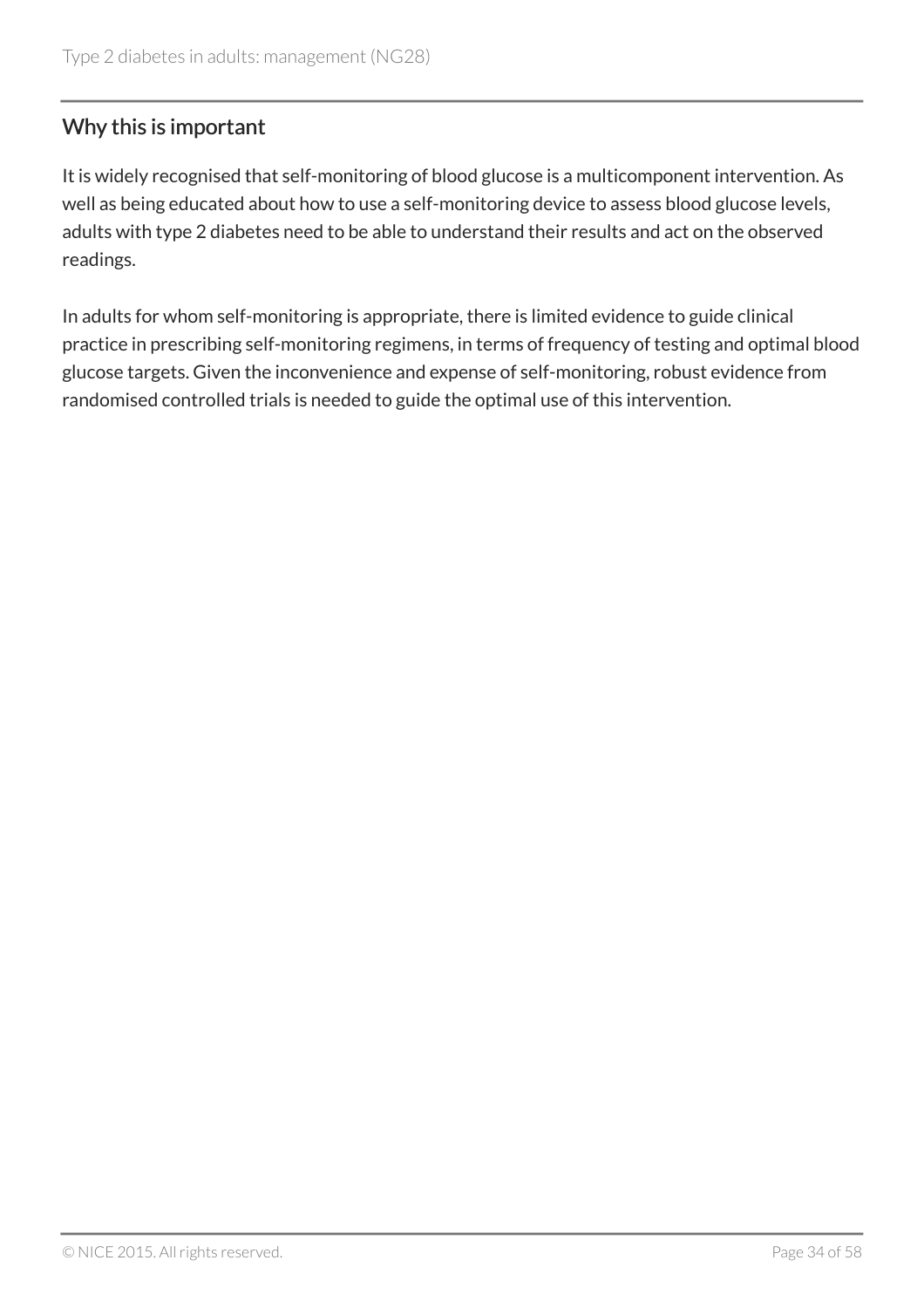### Why this is important

It is widely recognised that self-monitoring of blood glucose is a multicomponent intervention. As well as being educated about how to use a self-monitoring device to assess blood glucose levels, adults with type 2 diabetes need to be able to understand their results and act on the observed readings.

In adults for whom self-monitoring is appropriate, there is limited evidence to guide clinical practice in prescribing self-monitoring regimens, in terms of frequency of testing and optimal blood glucose targets. Given the inconvenience and expense of self-monitoring, robust evidence from randomised controlled trials is needed to guide the optimal use of this intervention.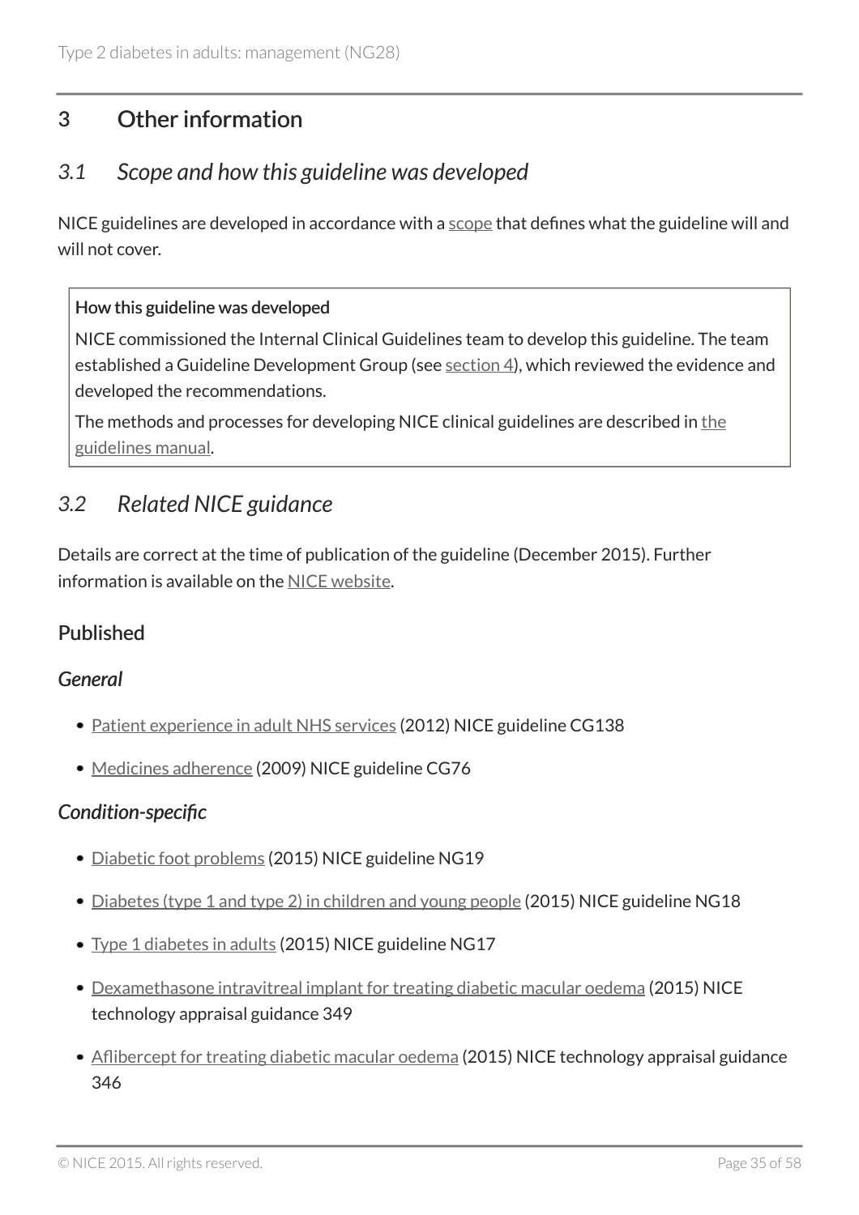# 3 Other information

## *3.1 Scope and how this guideline was developed*

NICE guidelines are developed in accordance with a scope that defines what the guideline will and will not cover.

> **How this guideline was developed**
>
> NICE commissioned the Internal Clinical Guidelines team to develop this guideline. The team established a Guideline Development Group (see section 4), which reviewed the evidence and developed the recommendations.
>
> The methods and processes for developing NICE clinical guidelines are described in the guidelines manual.

## *3.2 Related NICE guidance*

Details are correct at the time of publication of the guideline (December 2015). Further information is available on the NICE website.

### Published

#### *General*

- Patient experience in adult NHS services (2012) NICE guideline CG138
- Medicines adherence (2009) NICE guideline CG76

#### *Condition-specific*

- Diabetic foot problems (2015) NICE guideline NG19
- Diabetes (type 1 and type 2) in children and young people (2015) NICE guideline NG18
- Type 1 diabetes in adults (2015) NICE guideline NG17
- Dexamethasone intravitreal implant for treating diabetic macular oedema (2015) NICE technology appraisal guidance 349
- Aflibercept for treating diabetic macular oedema (2015) NICE technology appraisal guidance 346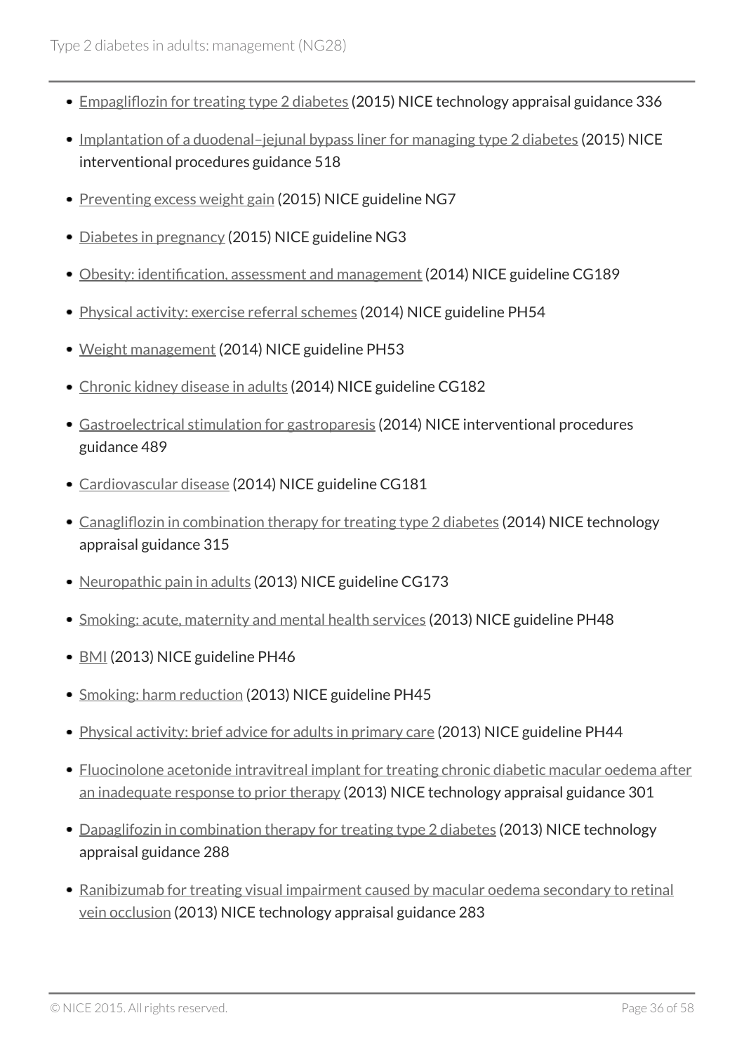- Empagliflozin for treating type 2 diabetes (2015) NICE technology appraisal guidance 336
- Implantation of a duodenal–jejunal bypass liner for managing type 2 diabetes (2015) NICE interventional procedures guidance 518
- Preventing excess weight gain (2015) NICE guideline NG7
- Diabetes in pregnancy (2015) NICE guideline NG3
- Obesity: identification, assessment and management (2014) NICE guideline CG189
- Physical activity: exercise referral schemes (2014) NICE guideline PH54
- Weight management (2014) NICE guideline PH53
- Chronic kidney disease in adults (2014) NICE guideline CG182
- Gastroelectrical stimulation for gastroparesis (2014) NICE interventional procedures guidance 489
- Cardiovascular disease (2014) NICE guideline CG181
- Canagliflozin in combination therapy for treating type 2 diabetes (2014) NICE technology appraisal guidance 315
- Neuropathic pain in adults (2013) NICE guideline CG173
- Smoking: acute, maternity and mental health services (2013) NICE guideline PH48
- BMI (2013) NICE guideline PH46
- Smoking: harm reduction (2013) NICE guideline PH45
- Physical activity: brief advice for adults in primary care (2013) NICE guideline PH44
- Fluocinolone acetonide intravitreal implant for treating chronic diabetic macular oedema after an inadequate response to prior therapy (2013) NICE technology appraisal guidance 301
- Dapagliflozin in combination therapy for treating type 2 diabetes (2013) NICE technology appraisal guidance 288
- Ranibizumab for treating visual impairment caused by macular oedema secondary to retinal vein occlusion (2013) NICE technology appraisal guidance 283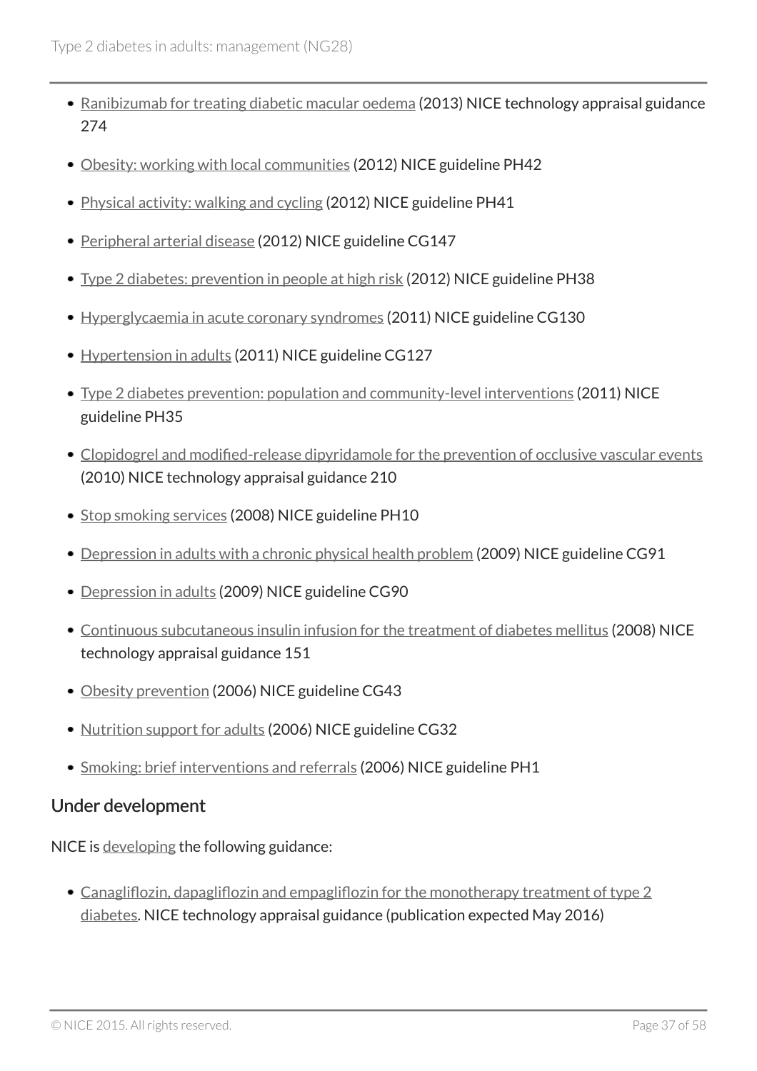- Ranibizumab for treating diabetic macular oedema (2013) NICE technology appraisal guidance 274
- Obesity: working with local communities (2012) NICE guideline PH42
- Physical activity: walking and cycling (2012) NICE guideline PH41
- Peripheral arterial disease (2012) NICE guideline CG147
- Type 2 diabetes: prevention in people at high risk (2012) NICE guideline PH38
- Hyperglycaemia in acute coronary syndromes (2011) NICE guideline CG130
- Hypertension in adults (2011) NICE guideline CG127
- Type 2 diabetes prevention: population and community-level interventions (2011) NICE guideline PH35
- Clopidogrel and modified-release dipyridamole for the prevention of occlusive vascular events (2010) NICE technology appraisal guidance 210
- Stop smoking services (2008) NICE guideline PH10
- Depression in adults with a chronic physical health problem (2009) NICE guideline CG91
- Depression in adults (2009) NICE guideline CG90
- Continuous subcutaneous insulin infusion for the treatment of diabetes mellitus (2008) NICE technology appraisal guidance 151
- Obesity prevention (2006) NICE guideline CG43
- Nutrition support for adults (2006) NICE guideline CG32
- Smoking: brief interventions and referrals (2006) NICE guideline PH1

## Under development

NICE is developing the following guidance:

- Canagliflozin, dapagliflozin and empagliflozin for the monotherapy treatment of type 2 diabetes. NICE technology appraisal guidance (publication expected May 2016)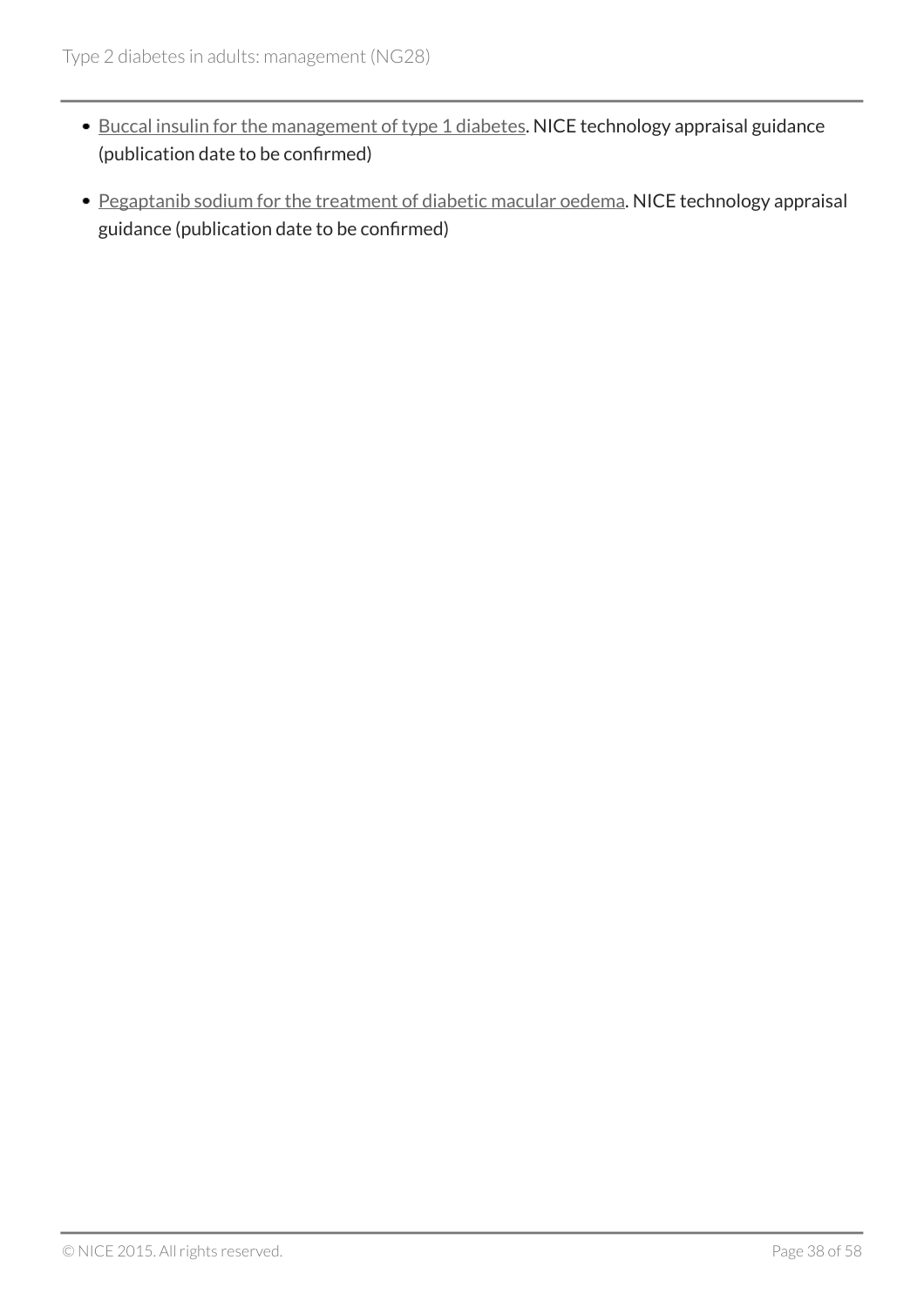- Buccal insulin for the management of type 1 diabetes. NICE technology appraisal guidance (publication date to be confirmed)
- Pegaptanib sodium for the treatment of diabetic macular oedema. NICE technology appraisal guidance (publication date to be confirmed)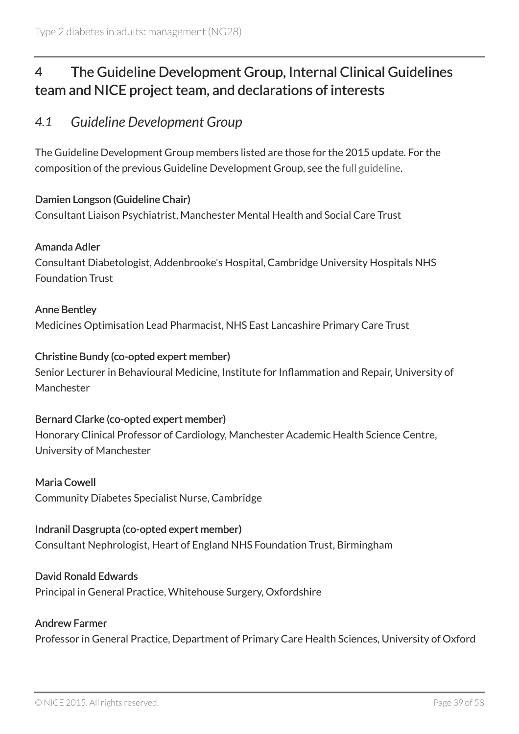# 4 The Guideline Development Group, Internal Clinical Guidelines team and NICE project team, and declarations of interests

## *4.1 Guideline Development Group*

The Guideline Development Group members listed are those for the 2015 update. For the composition of the previous Guideline Development Group, see the full guideline.

Damien Longson (Guideline Chair)
Consultant Liaison Psychiatrist, Manchester Mental Health and Social Care Trust

Amanda Adler
Consultant Diabetologist, Addenbrooke's Hospital, Cambridge University Hospitals NHS Foundation Trust

Anne Bentley
Medicines Optimisation Lead Pharmacist, NHS East Lancashire Primary Care Trust

Christine Bundy (co-opted expert member)
Senior Lecturer in Behavioural Medicine, Institute for Inflammation and Repair, University of Manchester

Bernard Clarke (co-opted expert member)
Honorary Clinical Professor of Cardiology, Manchester Academic Health Science Centre, University of Manchester

Maria Cowell
Community Diabetes Specialist Nurse, Cambridge

Indranil Dasgrupta (co-opted expert member)
Consultant Nephrologist, Heart of England NHS Foundation Trust, Birmingham

David Ronald Edwards
Principal in General Practice, Whitehouse Surgery, Oxfordshire

Andrew Farmer
Professor in General Practice, Department of Primary Care Health Sciences, University of Oxford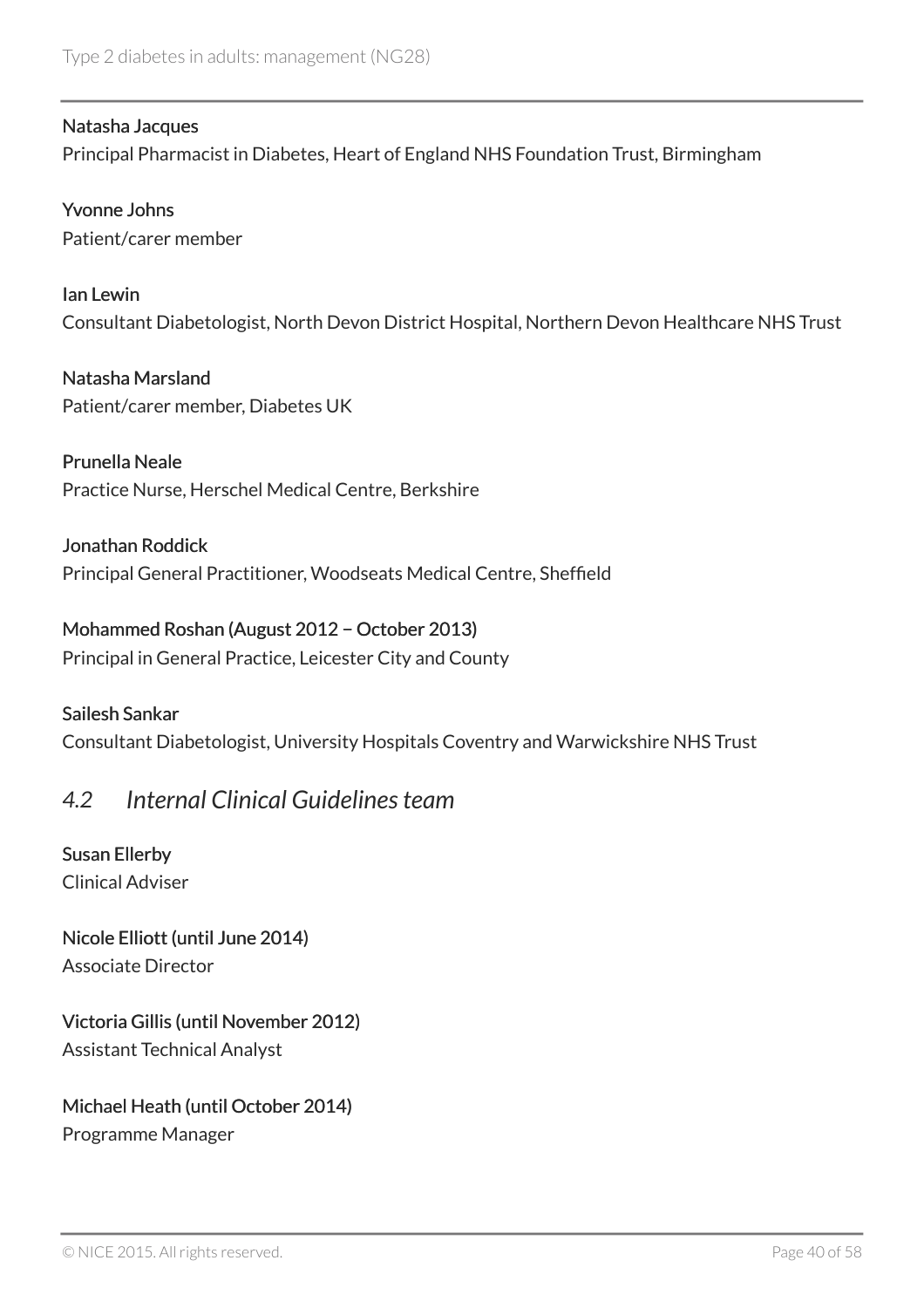**Natasha Jacques**
Principal Pharmacist in Diabetes, Heart of England NHS Foundation Trust, Birmingham

**Yvonne Johns**
Patient/carer member

**Ian Lewin**
Consultant Diabetologist, North Devon District Hospital, Northern Devon Healthcare NHS Trust

**Natasha Marsland**
Patient/carer member, Diabetes UK

**Prunella Neale**
Practice Nurse, Herschel Medical Centre, Berkshire

**Jonathan Roddick**
Principal General Practitioner, Woodseats Medical Centre, Sheffield

**Mohammed Roshan (August 2012 – October 2013)**
Principal in General Practice, Leicester City and County

**Sailesh Sankar**
Consultant Diabetologist, University Hospitals Coventry and Warwickshire NHS Trust

## *4.2 Internal Clinical Guidelines team*

**Susan Ellerby**
Clinical Adviser

**Nicole Elliott (until June 2014)**
Associate Director

**Victoria Gillis (until November 2012)**
Assistant Technical Analyst

**Michael Heath (until October 2014)**
Programme Manager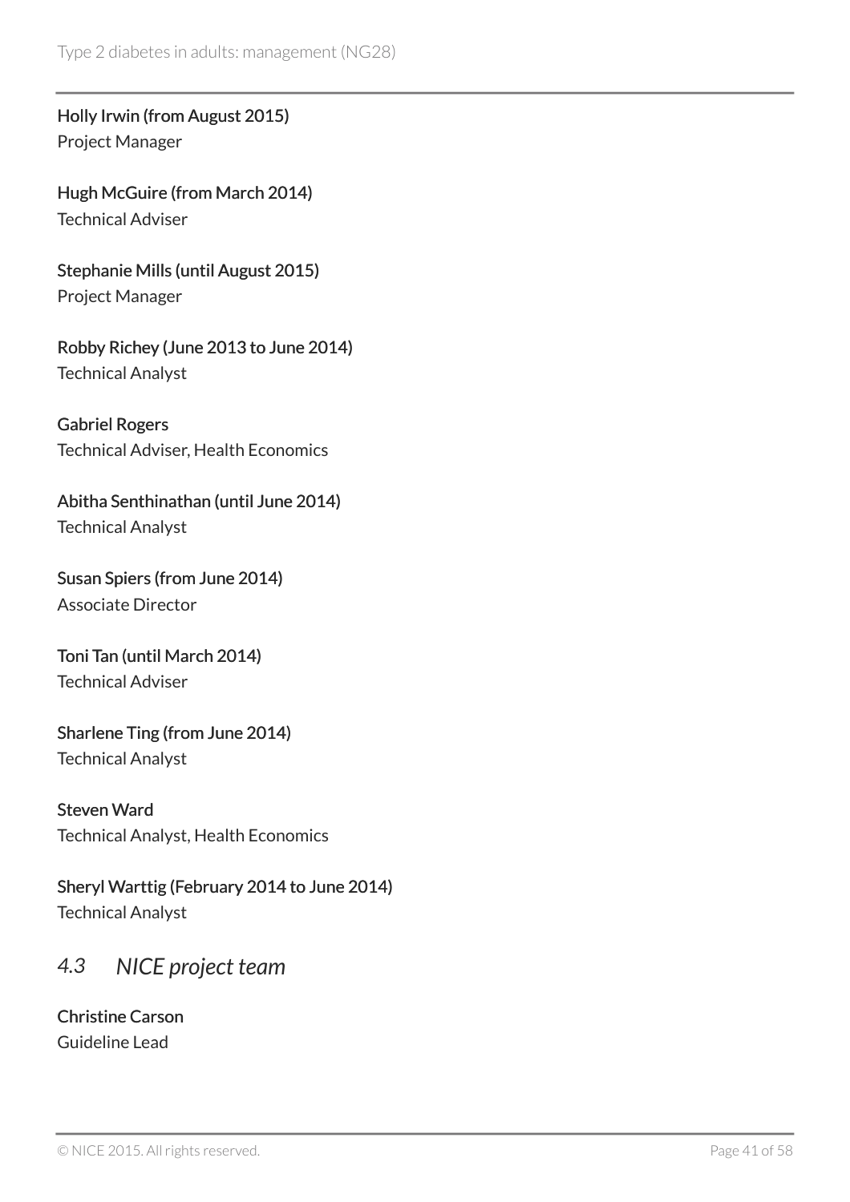**Holly Irwin (from August 2015)**
Project Manager

**Hugh McGuire (from March 2014)**
Technical Adviser

**Stephanie Mills (until August 2015)**
Project Manager

**Robby Richey (June 2013 to June 2014)**
Technical Analyst

**Gabriel Rogers**
Technical Adviser, Health Economics

**Abitha Senthinathan (until June 2014)**
Technical Analyst

**Susan Spiers (from June 2014)**
Associate Director

**Toni Tan (until March 2014)**
Technical Adviser

**Sharlene Ting (from June 2014)**
Technical Analyst

**Steven Ward**
Technical Analyst, Health Economics

**Sheryl Warttig (February 2014 to June 2014)**
Technical Analyst

## *4.3 NICE project team*

**Christine Carson**
Guideline Lead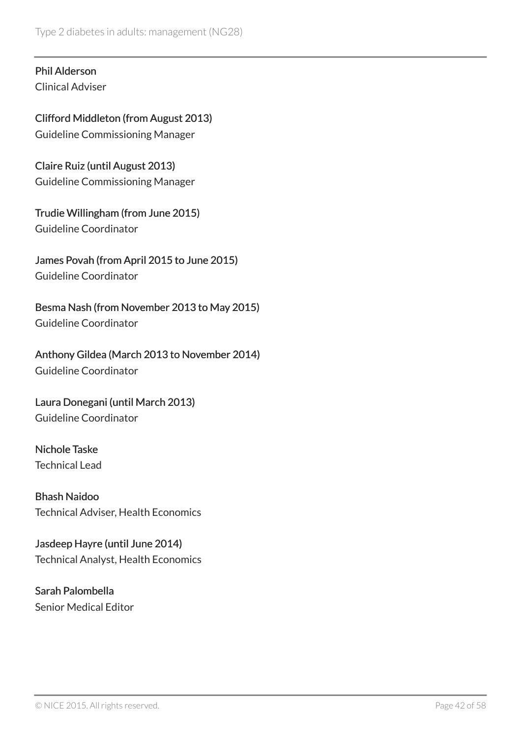**Phil Alderson**
Clinical Adviser

**Clifford Middleton (from August 2013)**
Guideline Commissioning Manager

**Claire Ruiz (until August 2013)**
Guideline Commissioning Manager

**Trudie Willingham (from June 2015)**
Guideline Coordinator

**James Povah (from April 2015 to June 2015)**
Guideline Coordinator

**Besma Nash (from November 2013 to May 2015)**
Guideline Coordinator

**Anthony Gildea (March 2013 to November 2014)**
Guideline Coordinator

**Laura Donegani (until March 2013)**
Guideline Coordinator

**Nichole Taske**
Technical Lead

**Bhash Naidoo**
Technical Adviser, Health Economics

**Jasdeep Hayre (until June 2014)**
Technical Analyst, Health Economics

**Sarah Palombella**
Senior Medical Editor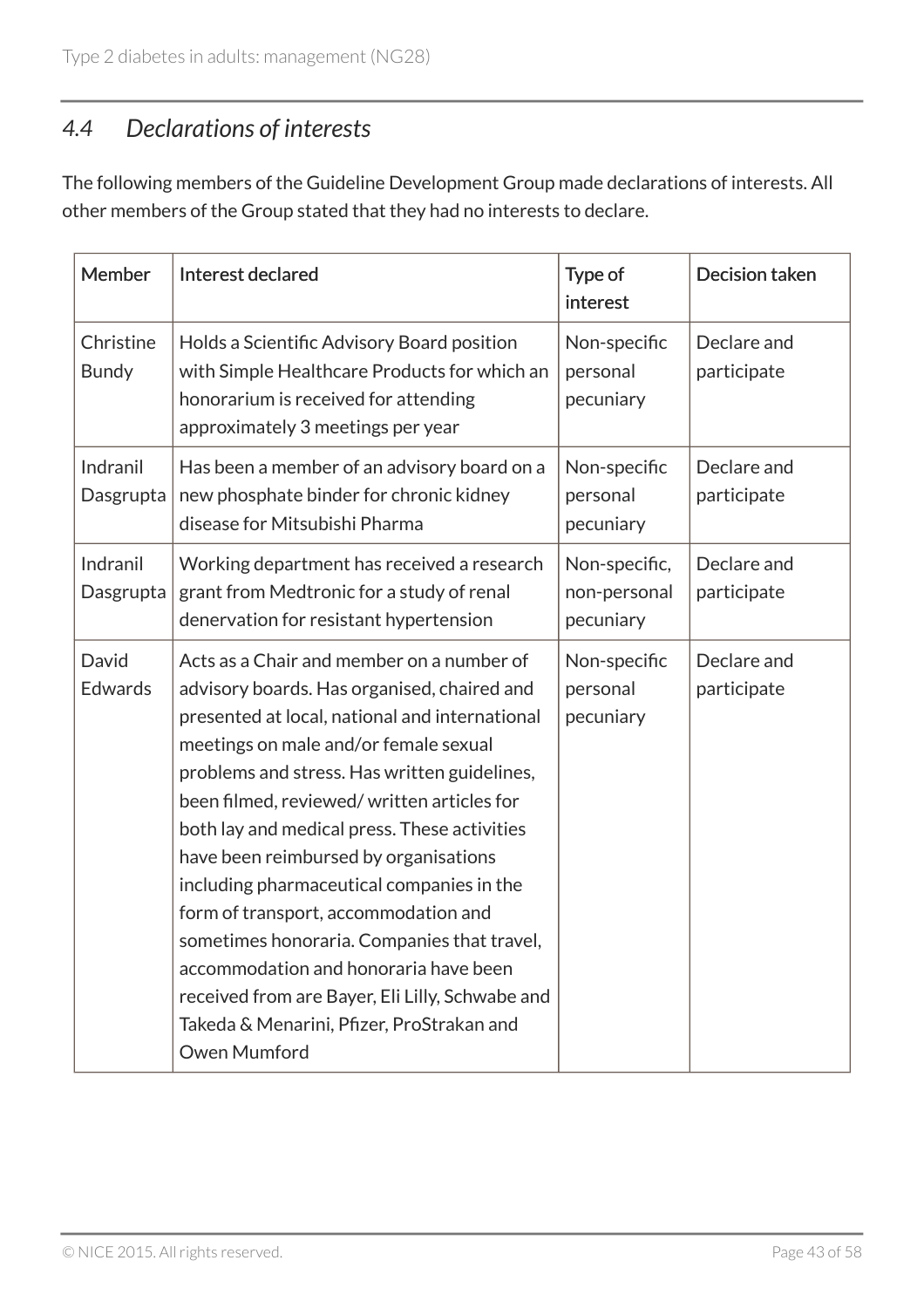## *4.4 Declarations of interests*

The following members of the Guideline Development Group made declarations of interests. All other members of the Group stated that they had no interests to declare.

| Member | Interest declared | Type of interest | Decision taken |
|---|---|---|---|
| Christine Bundy | Holds a Scientific Advisory Board position with Simple Healthcare Products for which an honorarium is received for attending approximately 3 meetings per year | Non-specific personal pecuniary | Declare and participate |
| Indranil Dasgrupta | Has been a member of an advisory board on a new phosphate binder for chronic kidney disease for Mitsubishi Pharma | Non-specific personal pecuniary | Declare and participate |
| Indranil Dasgrupta | Working department has received a research grant from Medtronic for a study of renal denervation for resistant hypertension | Non-specific, non-personal pecuniary | Declare and participate |
| David Edwards | Acts as a Chair and member on a number of advisory boards. Has organised, chaired and presented at local, national and international meetings on male and/or female sexual problems and stress. Has written guidelines, been filmed, reviewed/ written articles for both lay and medical press. These activities have been reimbursed by organisations including pharmaceutical companies in the form of transport, accommodation and sometimes honoraria. Companies that travel, accommodation and honoraria have been received from are Bayer, Eli Lilly, Schwabe and Takeda & Menarini, Pfizer, ProStrakan and Owen Mumford | Non-specific personal pecuniary | Declare and participate |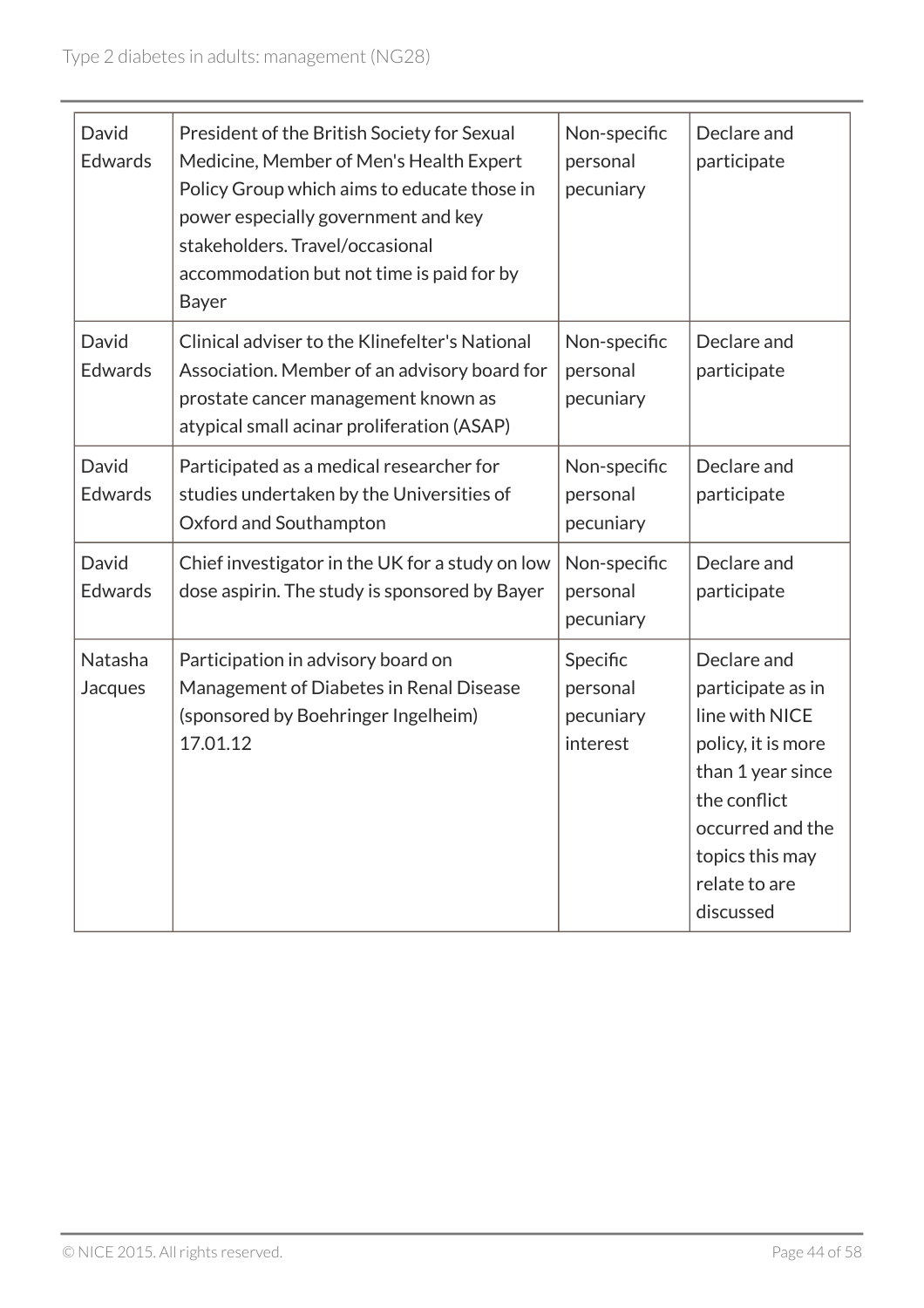| | | | |
|---|---|---|---|
| David Edwards | President of the British Society for Sexual Medicine, Member of Men's Health Expert Policy Group which aims to educate those in power especially government and key stakeholders. Travel/occasional accommodation but not time is paid for by Bayer | Non-specific personal pecuniary | Declare and participate |
| David Edwards | Clinical adviser to the Klinefelter's National Association. Member of an advisory board for prostate cancer management known as atypical small acinar proliferation (ASAP) | Non-specific personal pecuniary | Declare and participate |
| David Edwards | Participated as a medical researcher for studies undertaken by the Universities of Oxford and Southampton | Non-specific personal pecuniary | Declare and participate |
| David Edwards | Chief investigator in the UK for a study on low dose aspirin. The study is sponsored by Bayer | Non-specific personal pecuniary | Declare and participate |
| Natasha Jacques | Participation in advisory board on Management of Diabetes in Renal Disease (sponsored by Boehringer Ingelheim) 17.01.12 | Specific personal pecuniary interest | Declare and participate as in line with NICE policy, it is more than 1 year since the conflict occurred and the topics this may relate to are discussed |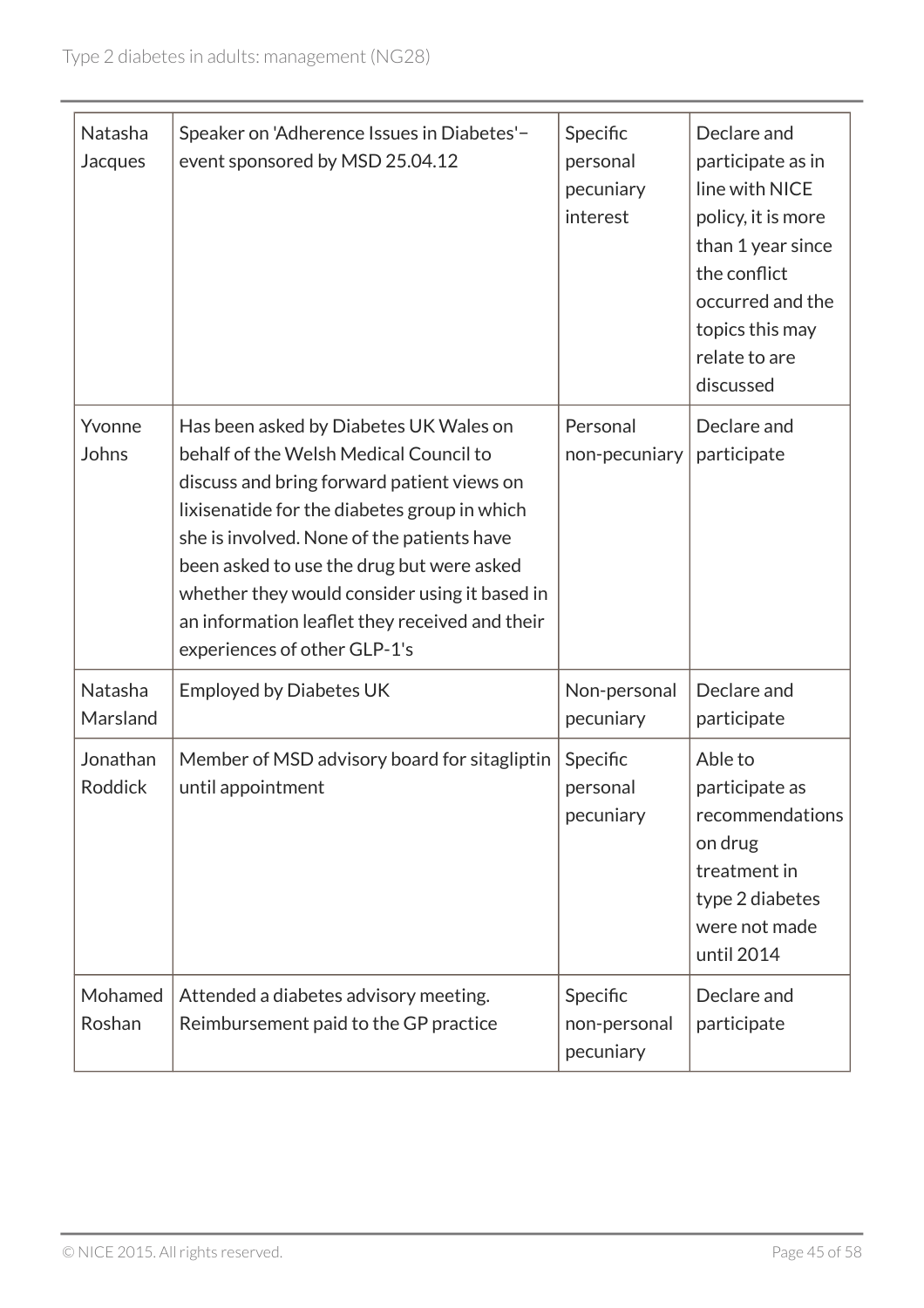| | | | |
|---|---|---|---|
| Natasha Jacques | Speaker on 'Adherence Issues in Diabetes'– event sponsored by MSD 25.04.12 | Specific personal pecuniary interest | Declare and participate as in line with NICE policy, it is more than 1 year since the conflict occurred and the topics this may relate to are discussed |
| Yvonne Johns | Has been asked by Diabetes UK Wales on behalf of the Welsh Medical Council to discuss and bring forward patient views on lixisenatide for the diabetes group in which she is involved. None of the patients have been asked to use the drug but were asked whether they would consider using it based in an information leaflet they received and their experiences of other GLP-1's | Personal non-pecuniary | Declare and participate |
| Natasha Marsland | Employed by Diabetes UK | Non-personal pecuniary | Declare and participate |
| Jonathan Roddick | Member of MSD advisory board for sitagliptin until appointment | Specific personal pecuniary | Able to participate as recommendations on drug treatment in type 2 diabetes were not made until 2014 |
| Mohamed Roshan | Attended a diabetes advisory meeting. Reimbursement paid to the GP practice | Specific non-personal pecuniary | Declare and participate |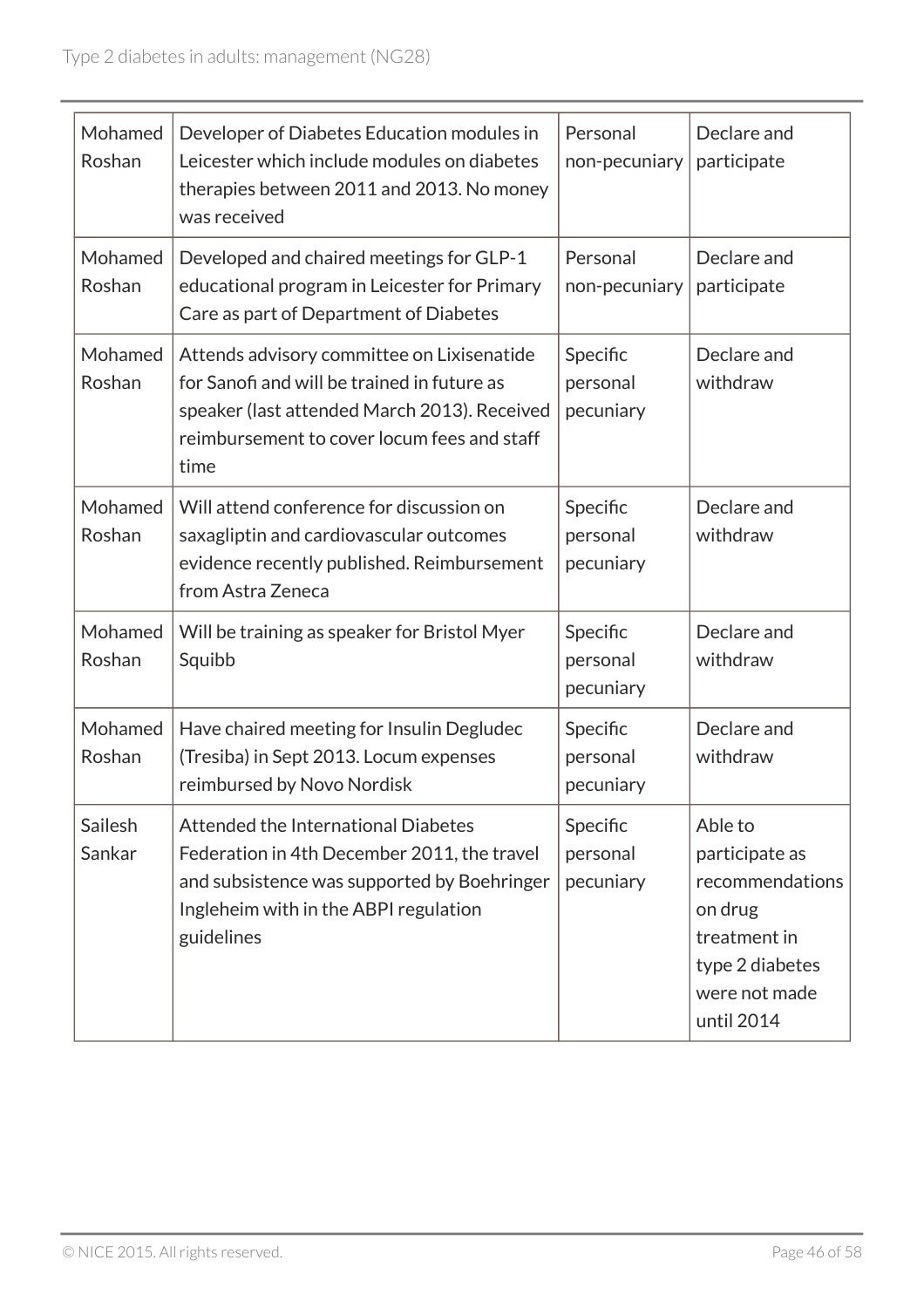| | | | |
|---|---|---|---|
| Mohamed Roshan | Developer of Diabetes Education modules in Leicester which include modules on diabetes therapies between 2011 and 2013. No money was received | Personal non-pecuniary | Declare and participate |
| Mohamed Roshan | Developed and chaired meetings for GLP-1 educational program in Leicester for Primary Care as part of Department of Diabetes | Personal non-pecuniary | Declare and participate |
| Mohamed Roshan | Attends advisory committee on Lixisenatide for Sanofi and will be trained in future as speaker (last attended March 2013). Received reimbursement to cover locum fees and staff time | Specific personal pecuniary | Declare and withdraw |
| Mohamed Roshan | Will attend conference for discussion on saxagliptin and cardiovascular outcomes evidence recently published. Reimbursement from Astra Zeneca | Specific personal pecuniary | Declare and withdraw |
| Mohamed Roshan | Will be training as speaker for Bristol Myer Squibb | Specific personal pecuniary | Declare and withdraw |
| Mohamed Roshan | Have chaired meeting for Insulin Degludec (Tresiba) in Sept 2013. Locum expenses reimbursed by Novo Nordisk | Specific personal pecuniary | Declare and withdraw |
| Sailesh Sankar | Attended the International Diabetes Federation in 4th December 2011, the travel and subsistence was supported by Boehringer Ingleheim with in the ABPI regulation guidelines | Specific personal pecuniary | Able to participate as recommendations on drug treatment in type 2 diabetes were not made until 2014 |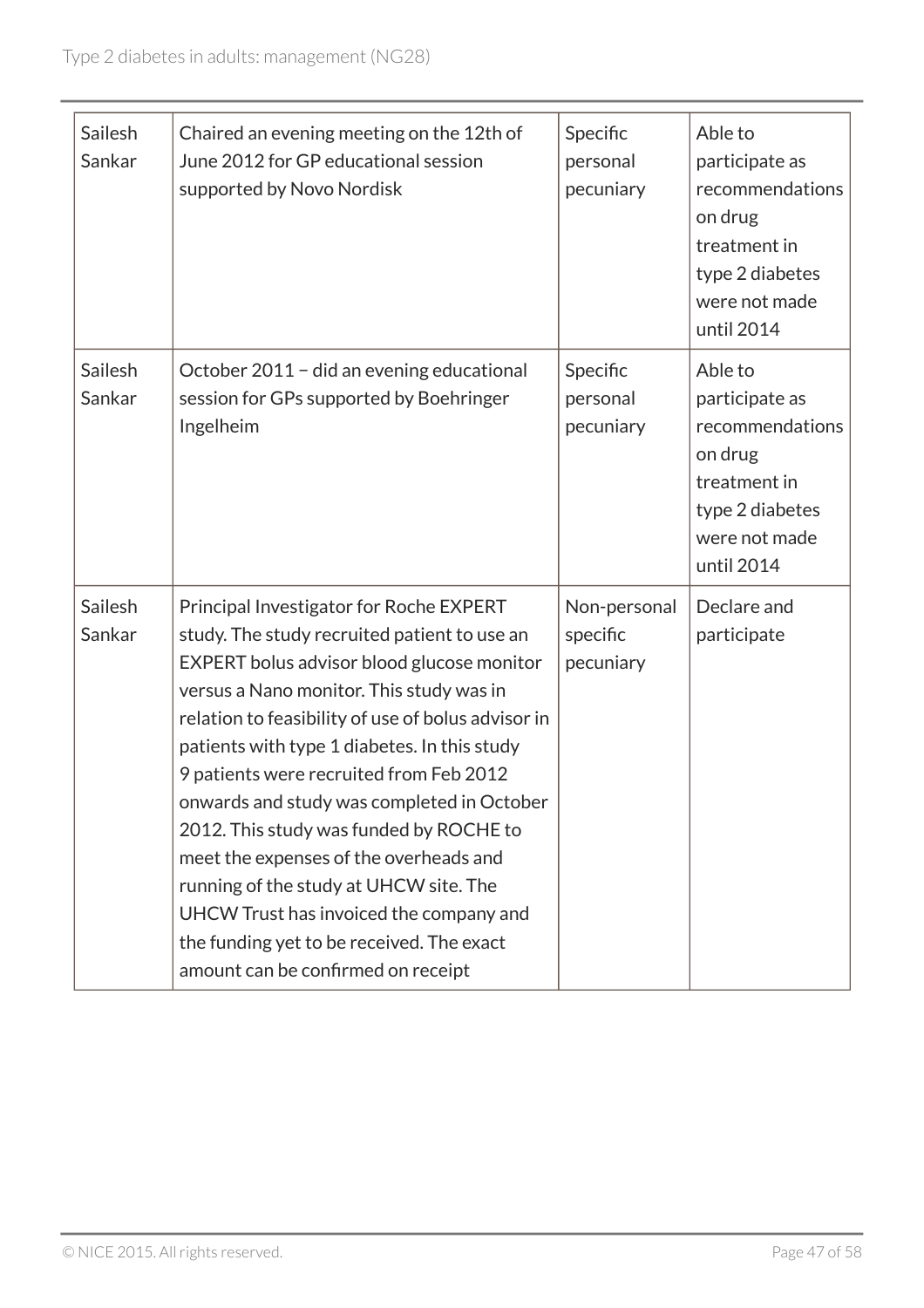| | | | |
|---|---|---|---|
| Sailesh Sankar | Chaired an evening meeting on the 12th of June 2012 for GP educational session supported by Novo Nordisk | Specific personal pecuniary | Able to participate as recommendations on drug treatment in type 2 diabetes were not made until 2014 |
| Sailesh Sankar | October 2011 – did an evening educational session for GPs supported by Boehringer Ingelheim | Specific personal pecuniary | Able to participate as recommendations on drug treatment in type 2 diabetes were not made until 2014 |
| Sailesh Sankar | Principal Investigator for Roche EXPERT study. The study recruited patient to use an EXPERT bolus advisor blood glucose monitor versus a Nano monitor. This study was in relation to feasibility of use of bolus advisor in patients with type 1 diabetes. In this study 9 patients were recruited from Feb 2012 onwards and study was completed in October 2012. This study was funded by ROCHE to meet the expenses of the overheads and running of the study at UHCW site. The UHCW Trust has invoiced the company and the funding yet to be received. The exact amount can be confirmed on receipt | Non-personal specific pecuniary | Declare and participate |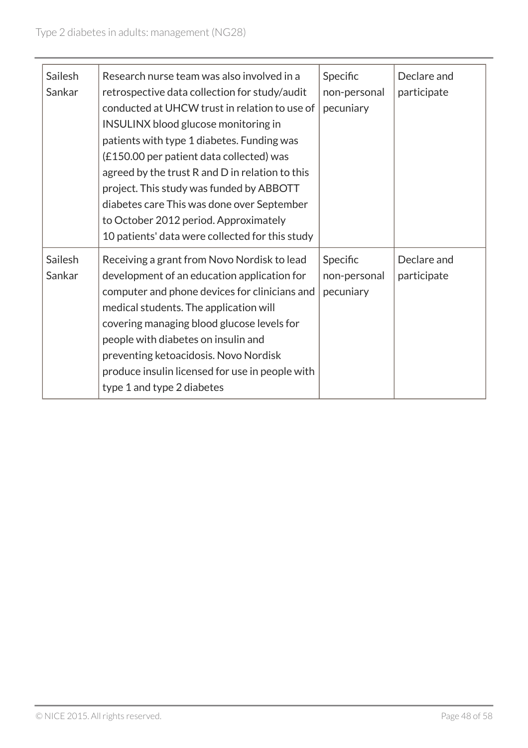| Sailesh Sankar | Research nurse team was also involved in a retrospective data collection for study/audit conducted at UHCW trust in relation to use of INSULINX blood glucose monitoring in patients with type 1 diabetes. Funding was (£150.00 per patient data collected) was agreed by the trust R and D in relation to this project. This study was funded by ABBOTT diabetes care This was done over September to October 2012 period. Approximately 10 patients' data were collected for this study | Specific non-personal pecuniary | Declare and participate |
|---|---|---|---|
| Sailesh Sankar | Receiving a grant from Novo Nordisk to lead development of an education application for computer and phone devices for clinicians and medical students. The application will covering managing blood glucose levels for people with diabetes on insulin and preventing ketoacidosis. Novo Nordisk produce insulin licensed for use in people with type 1 and type 2 diabetes | Specific non-personal pecuniary | Declare and participate |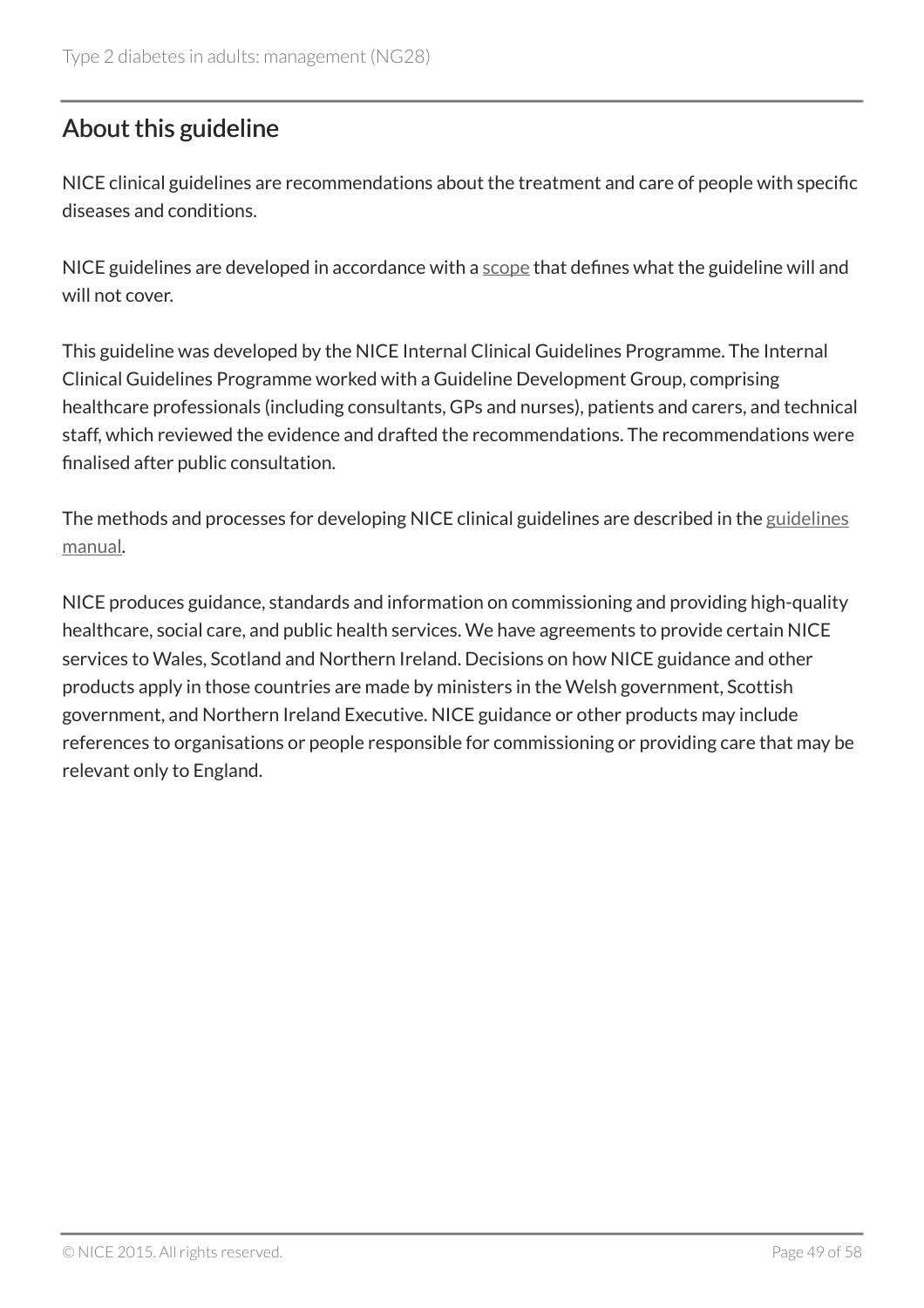## About this guideline

NICE clinical guidelines are recommendations about the treatment and care of people with specific diseases and conditions.

NICE guidelines are developed in accordance with a scope that defines what the guideline will and will not cover.

This guideline was developed by the NICE Internal Clinical Guidelines Programme. The Internal Clinical Guidelines Programme worked with a Guideline Development Group, comprising healthcare professionals (including consultants, GPs and nurses), patients and carers, and technical staff, which reviewed the evidence and drafted the recommendations. The recommendations were finalised after public consultation.

The methods and processes for developing NICE clinical guidelines are described in the guidelines manual.

NICE produces guidance, standards and information on commissioning and providing high-quality healthcare, social care, and public health services. We have agreements to provide certain NICE services to Wales, Scotland and Northern Ireland. Decisions on how NICE guidance and other products apply in those countries are made by ministers in the Welsh government, Scottish government, and Northern Ireland Executive. NICE guidance or other products may include references to organisations or people responsible for commissioning or providing care that may be relevant only to England.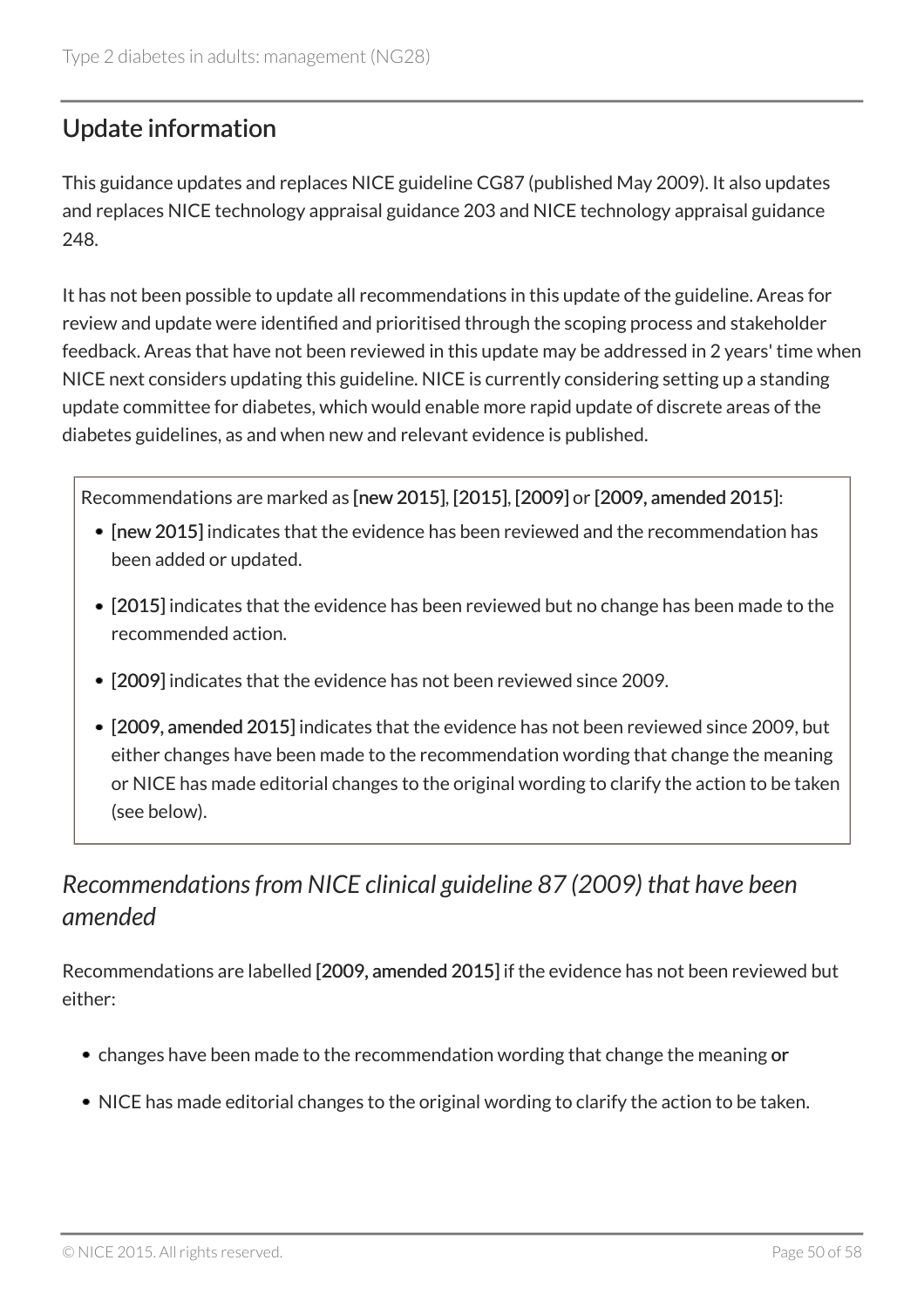## Update information

This guidance updates and replaces NICE guideline CG87 (published May 2009). It also updates and replaces NICE technology appraisal guidance 203 and NICE technology appraisal guidance 248.

It has not been possible to update all recommendations in this update of the guideline. Areas for review and update were identified and prioritised through the scoping process and stakeholder feedback. Areas that have not been reviewed in this update may be addressed in 2 years' time when NICE next considers updating this guideline. NICE is currently considering setting up a standing update committee for diabetes, which would enable more rapid update of discrete areas of the diabetes guidelines, as and when new and relevant evidence is published.

Recommendations are marked as **[new 2015]**, **[2015]**, **[2009]** or **[2009, amended 2015]**:

- **[new 2015]** indicates that the evidence has been reviewed and the recommendation has been added or updated.
- **[2015]** indicates that the evidence has been reviewed but no change has been made to the recommended action.
- **[2009]** indicates that the evidence has not been reviewed since 2009.
- **[2009, amended 2015]** indicates that the evidence has not been reviewed since 2009, but either changes have been made to the recommendation wording that change the meaning or NICE has made editorial changes to the original wording to clarify the action to be taken (see below).

### *Recommendations from NICE clinical guideline 87 (2009) that have been amended*

Recommendations are labelled **[2009, amended 2015]** if the evidence has not been reviewed but either:

- changes have been made to the recommendation wording that change the meaning **or**
- NICE has made editorial changes to the original wording to clarify the action to be taken.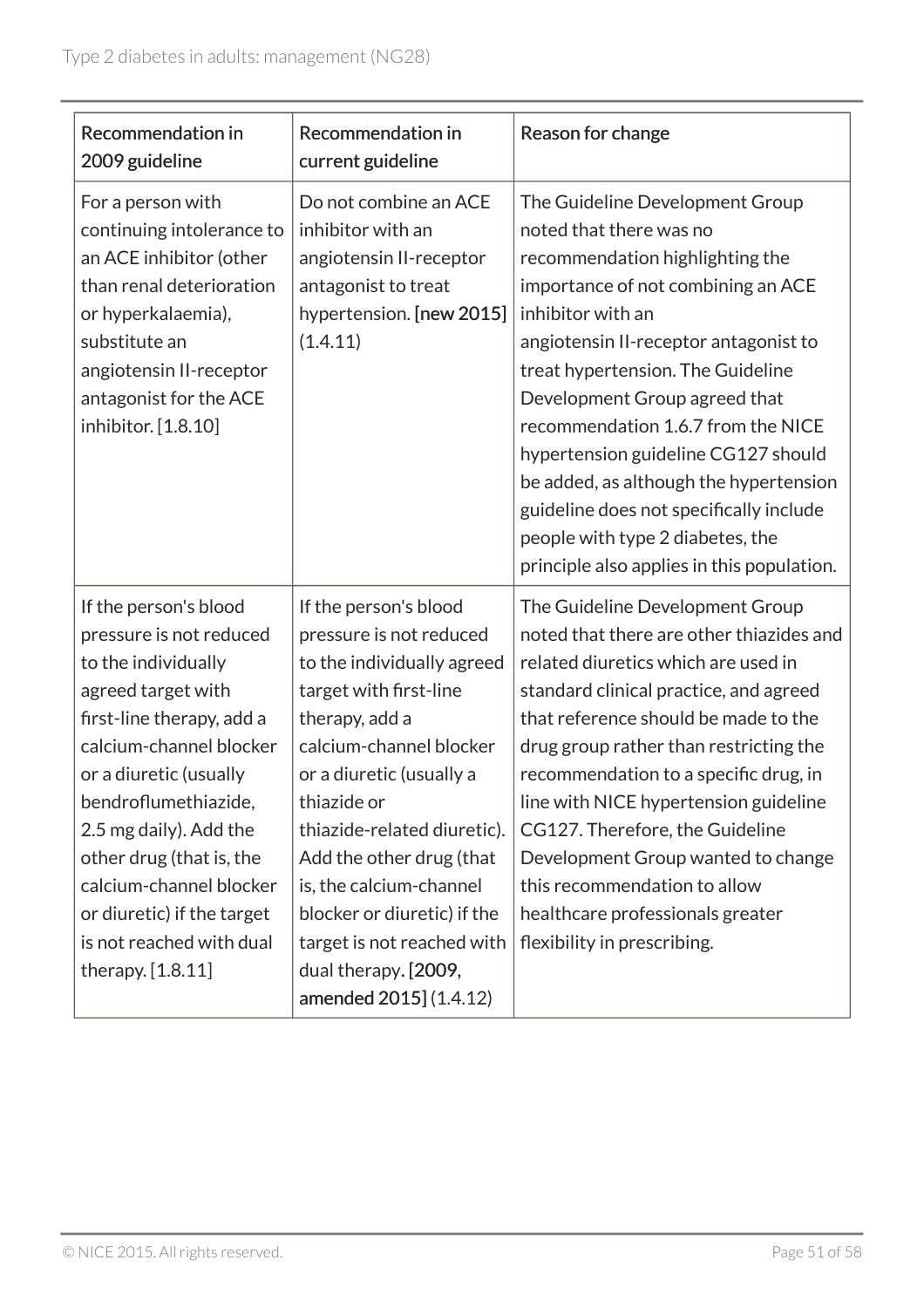| Recommendation in 2009 guideline | Recommendation in current guideline | Reason for change |
|---|---|---|
| For a person with continuing intolerance to an ACE inhibitor (other than renal deterioration or hyperkalaemia), substitute an angiotensin II-receptor antagonist for the ACE inhibitor. [1.8.10] | Do not combine an ACE inhibitor with an angiotensin II-receptor antagonist to treat hypertension. **[new 2015]** (1.4.11) | The Guideline Development Group noted that there was no recommendation highlighting the importance of not combining an ACE inhibitor with an angiotensin II-receptor antagonist to treat hypertension. The Guideline Development Group agreed that recommendation 1.6.7 from the NICE hypertension guideline CG127 should be added, as although the hypertension guideline does not specifically include people with type 2 diabetes, the principle also applies in this population. |
| If the person's blood pressure is not reduced to the individually agreed target with first-line therapy, add a calcium-channel blocker or a diuretic (usually bendroflumethiazide, 2.5 mg daily). Add the other drug (that is, the calcium-channel blocker or diuretic) if the target is not reached with dual therapy. [1.8.11] | If the person's blood pressure is not reduced to the individually agreed target with first-line therapy, add a calcium-channel blocker or a diuretic (usually a thiazide or thiazide-related diuretic). Add the other drug (that is, the calcium-channel blocker or diuretic) if the target is not reached with dual therapy. **[2009, amended 2015]** (1.4.12) | The Guideline Development Group noted that there are other thiazides and related diuretics which are used in standard clinical practice, and agreed that reference should be made to the drug group rather than restricting the recommendation to a specific drug, in line with NICE hypertension guideline CG127. Therefore, the Guideline Development Group wanted to change this recommendation to allow healthcare professionals greater flexibility in prescribing. |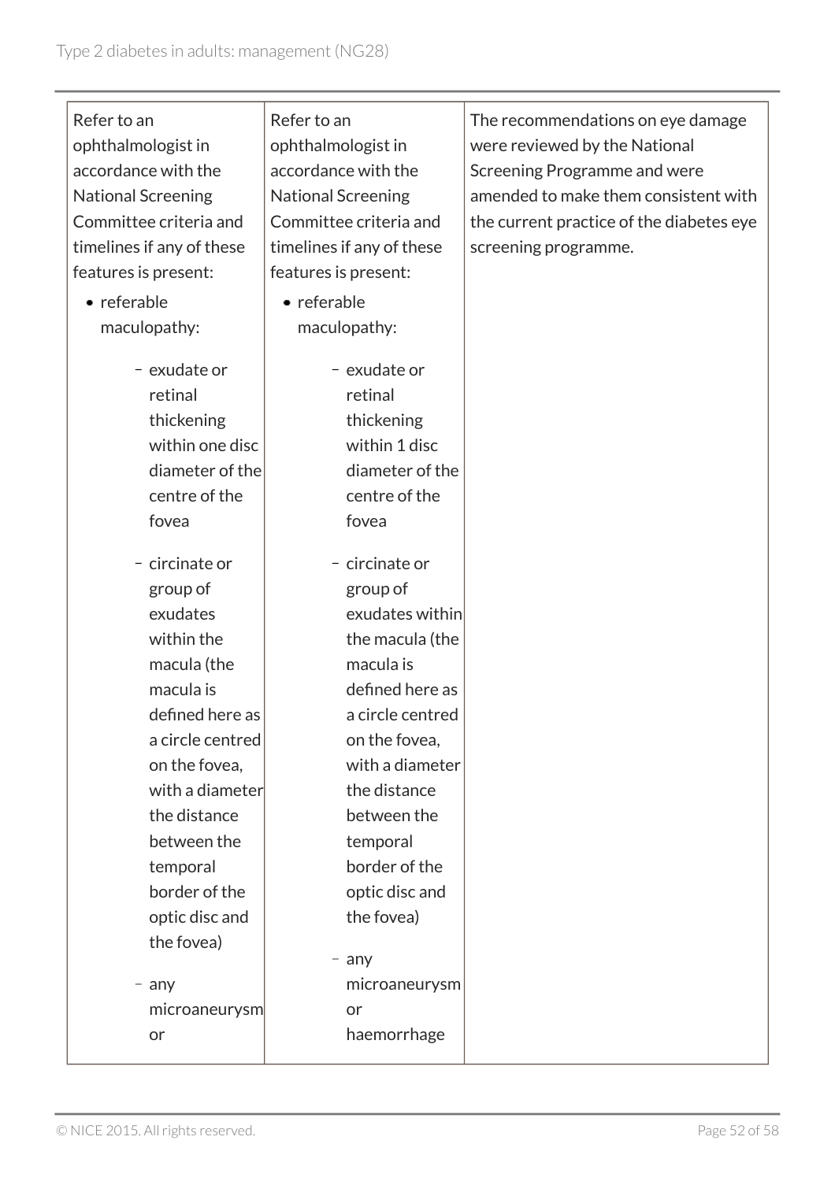| | | |
|---|---|---|
| Refer to an ophthalmologist in accordance with the National Screening Committee criteria and timelines if any of these features is present:<br>• referable maculopathy:<br>– exudate or retinal thickening within one disc diameter of the centre of the fovea<br>– circinate or group of exudates within the macula (the macula is defined here as a circle centred on the fovea, with a diameter the distance between the temporal border of the optic disc and the fovea)<br>– any microaneurysm or | Refer to an ophthalmologist in accordance with the National Screening Committee criteria and timelines if any of these features is present:<br>• referable maculopathy:<br>– exudate or retinal thickening within 1 disc diameter of the centre of the fovea<br>– circinate or group of exudates within the macula (the macula is defined here as a circle centred on the fovea, with a diameter the distance between the temporal border of the optic disc and the fovea)<br>– any microaneurysm or haemorrhage | The recommendations on eye damage were reviewed by the National Screening Programme and were amended to make them consistent with the current practice of the diabetes eye screening programme. |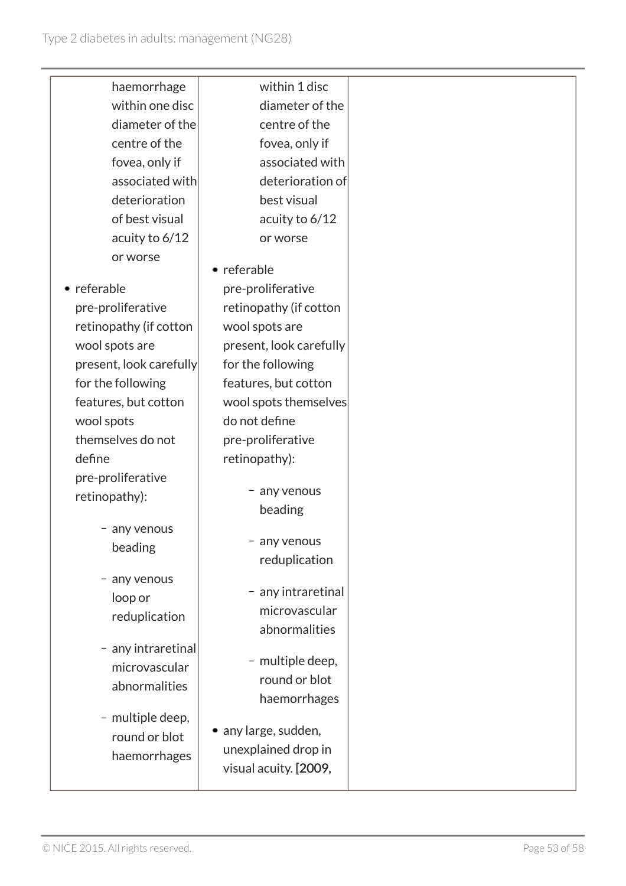| | | |
|---|---|---|
| haemorrhage within one disc diameter of the centre of the fovea, only if associated with deterioration of best visual acuity to 6/12 or worse<br><br>• referable pre-proliferative retinopathy (if cotton wool spots are present, look carefully for the following features, but cotton wool spots themselves do not define pre-proliferative retinopathy):<br>– any venous beading<br>– any venous loop or reduplication<br>– any intraretinal microvascular abnormalities<br>– multiple deep, round or blot haemorrhages | within 1 disc diameter of the centre of the fovea, only if associated with deterioration of best visual acuity to 6/12 or worse<br><br>• referable pre-proliferative retinopathy (if cotton wool spots are present, look carefully for the following features, but cotton wool spots themselves do not define pre-proliferative retinopathy):<br>– any venous beading<br>– any venous reduplication<br>– any intraretinal microvascular abnormalities<br>– multiple deep, round or blot haemorrhages<br><br>• any large, sudden, unexplained drop in visual acuity. **[2009,** | |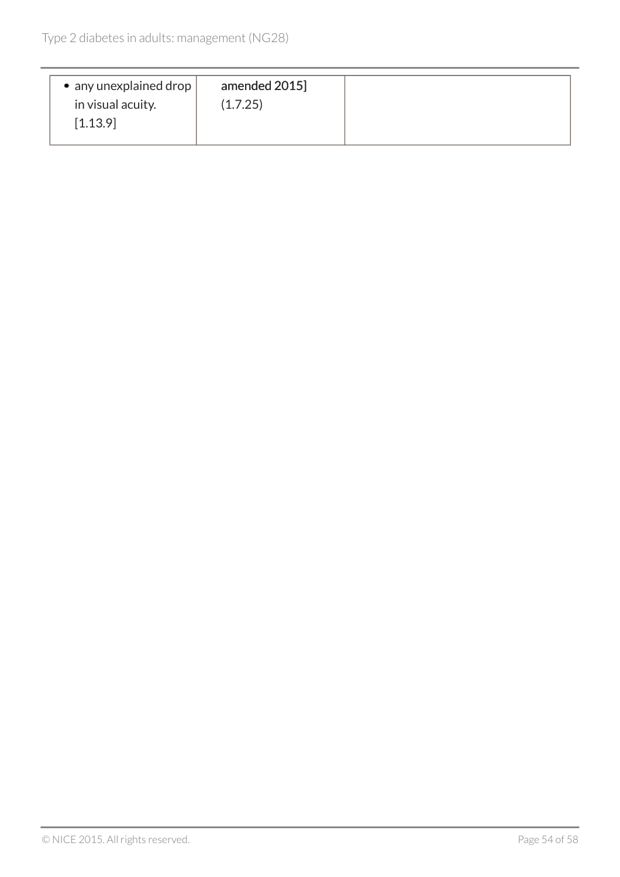| | | |
|---|---|---|
| • any unexplained drop in visual acuity. [1.13.9] | amended 2015] (1.7.25) | |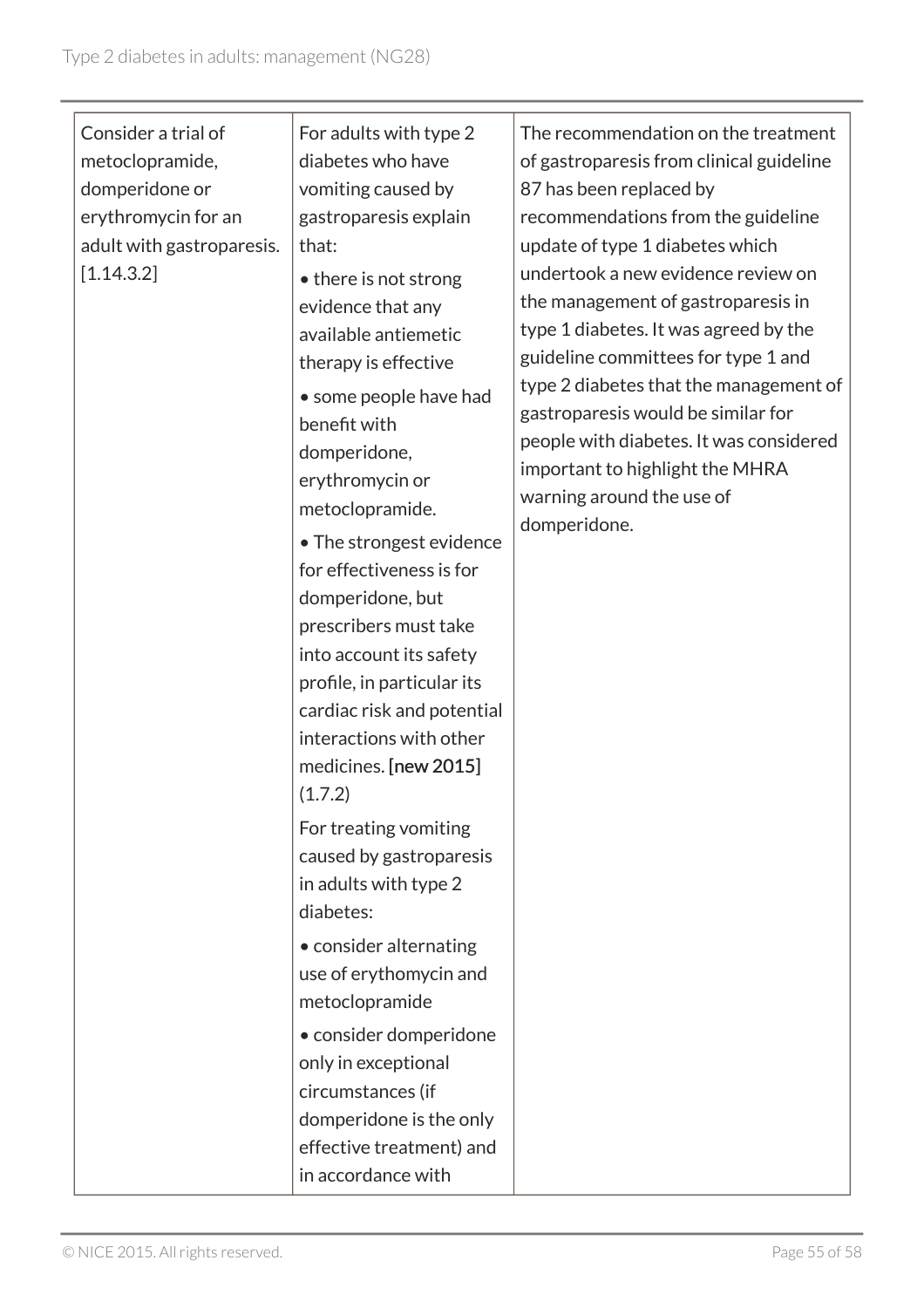| | | |
|---|---|---|
| Consider a trial of metoclopramide, domperidone or erythromycin for an adult with gastroparesis. [1.14.3.2] | For adults with type 2 diabetes who have vomiting caused by gastroparesis explain that:<br>• there is not strong evidence that any available antiemetic therapy is effective<br>• some people have had benefit with domperidone, erythromycin or metoclopramide.<br>• The strongest evidence for effectiveness is for domperidone, but prescribers must take into account its safety profile, in particular its cardiac risk and potential interactions with other medicines. **[new 2015]** (1.7.2)<br>For treating vomiting caused by gastroparesis in adults with type 2 diabetes:<br>• consider alternating use of erythomycin and metoclopramide<br>• consider domperidone only in exceptional circumstances (if domperidone is the only effective treatment) and in accordance with | The recommendation on the treatment of gastroparesis from clinical guideline 87 has been replaced by recommendations from the guideline update of type 1 diabetes which undertook a new evidence review on the management of gastroparesis in type 1 diabetes. It was agreed by the guideline committees for type 1 and type 2 diabetes that the management of gastroparesis would be similar for people with diabetes. It was considered important to highlight the MHRA warning around the use of domperidone. |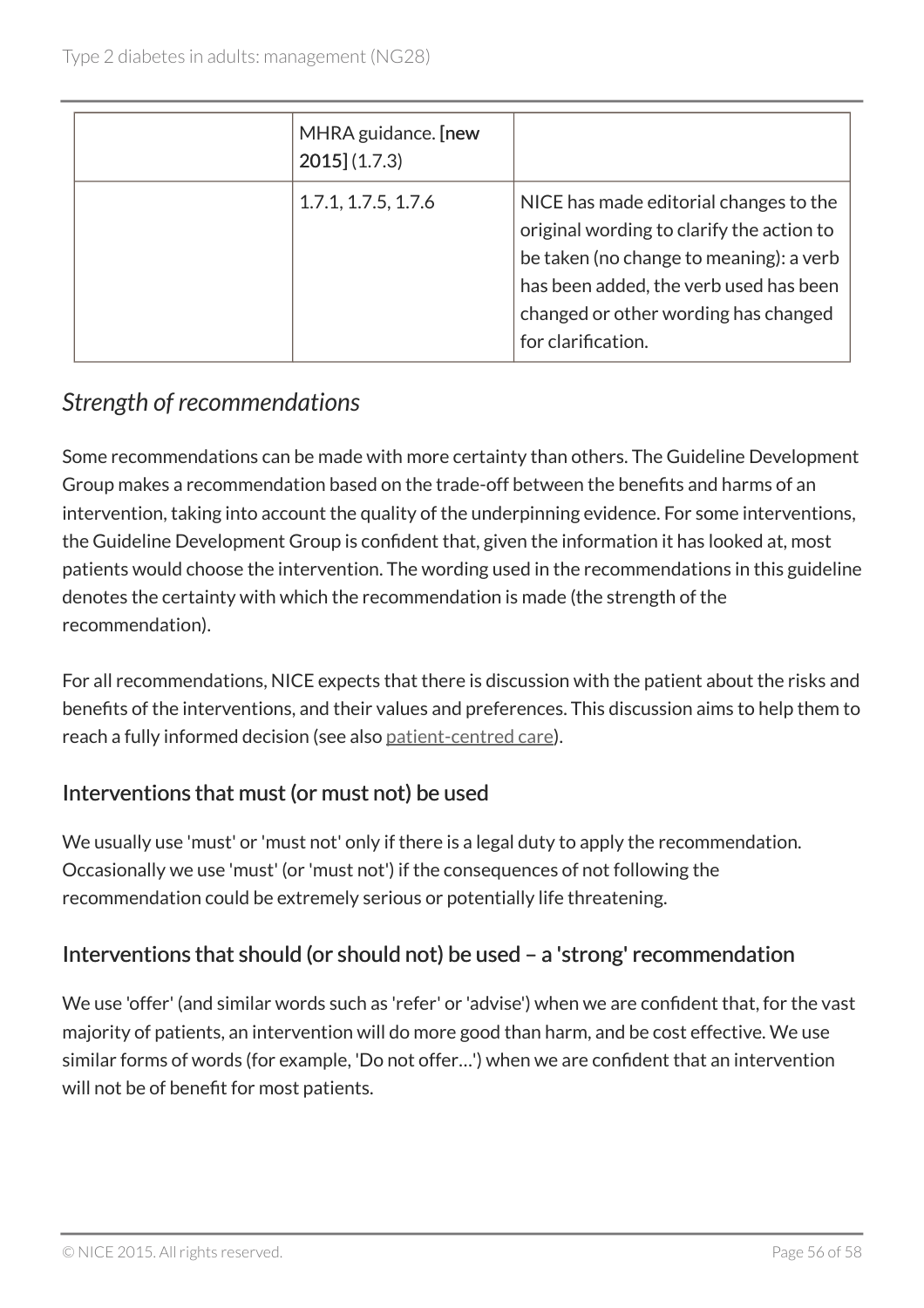| | | |
|---|---|---|
| | MHRA guidance. **[new 2015]** (1.7.3) | |
| | 1.7.1, 1.7.5, 1.7.6 | NICE has made editorial changes to the original wording to clarify the action to be taken (no change to meaning): a verb has been added, the verb used has been changed or other wording has changed for clarification. |

## *Strength of recommendations*

Some recommendations can be made with more certainty than others. The Guideline Development Group makes a recommendation based on the trade-off between the benefits and harms of an intervention, taking into account the quality of the underpinning evidence. For some interventions, the Guideline Development Group is confident that, given the information it has looked at, most patients would choose the intervention. The wording used in the recommendations in this guideline denotes the certainty with which the recommendation is made (the strength of the recommendation).

For all recommendations, NICE expects that there is discussion with the patient about the risks and benefits of the interventions, and their values and preferences. This discussion aims to help them to reach a fully informed decision (see also patient-centred care).

### Interventions that must (or must not) be used

We usually use 'must' or 'must not' only if there is a legal duty to apply the recommendation. Occasionally we use 'must' (or 'must not') if the consequences of not following the recommendation could be extremely serious or potentially life threatening.

### Interventions that should (or should not) be used – a 'strong' recommendation

We use 'offer' (and similar words such as 'refer' or 'advise') when we are confident that, for the vast majority of patients, an intervention will do more good than harm, and be cost effective. We use similar forms of words (for example, 'Do not offer…') when we are confident that an intervention will not be of benefit for most patients.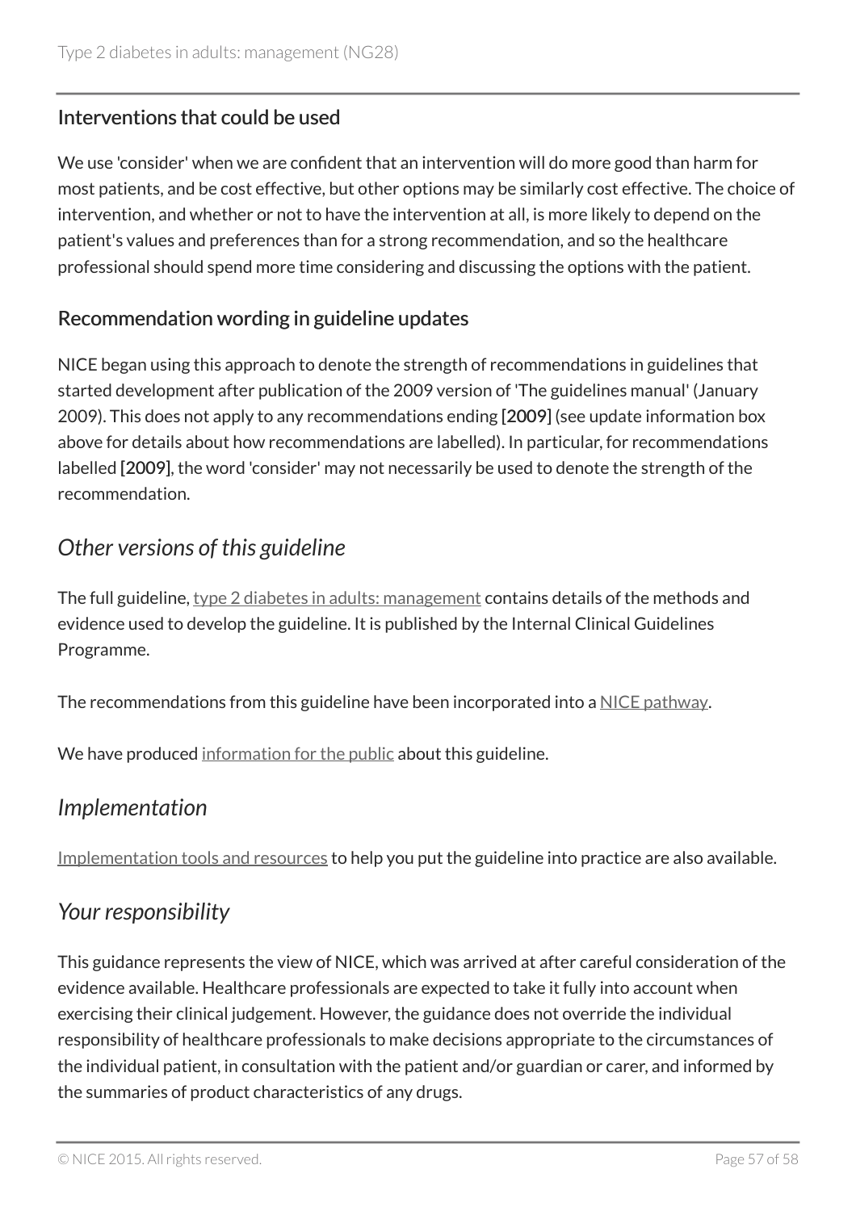### Interventions that could be used

We use 'consider' when we are confident that an intervention will do more good than harm for most patients, and be cost effective, but other options may be similarly cost effective. The choice of intervention, and whether or not to have the intervention at all, is more likely to depend on the patient's values and preferences than for a strong recommendation, and so the healthcare professional should spend more time considering and discussing the options with the patient.

### Recommendation wording in guideline updates

NICE began using this approach to denote the strength of recommendations in guidelines that started development after publication of the 2009 version of 'The guidelines manual' (January 2009). This does not apply to any recommendations ending **[2009]** (see update information box above for details about how recommendations are labelled). In particular, for recommendations labelled **[2009]**, the word 'consider' may not necessarily be used to denote the strength of the recommendation.

## *Other versions of this guideline*

The full guideline, type 2 diabetes in adults: management contains details of the methods and evidence used to develop the guideline. It is published by the Internal Clinical Guidelines Programme.

The recommendations from this guideline have been incorporated into a NICE pathway.

We have produced information for the public about this guideline.

## *Implementation*

Implementation tools and resources to help you put the guideline into practice are also available.

## *Your responsibility*

This guidance represents the view of NICE, which was arrived at after careful consideration of the evidence available. Healthcare professionals are expected to take it fully into account when exercising their clinical judgement. However, the guidance does not override the individual responsibility of healthcare professionals to make decisions appropriate to the circumstances of the individual patient, in consultation with the patient and/or guardian or carer, and informed by the summaries of product characteristics of any drugs.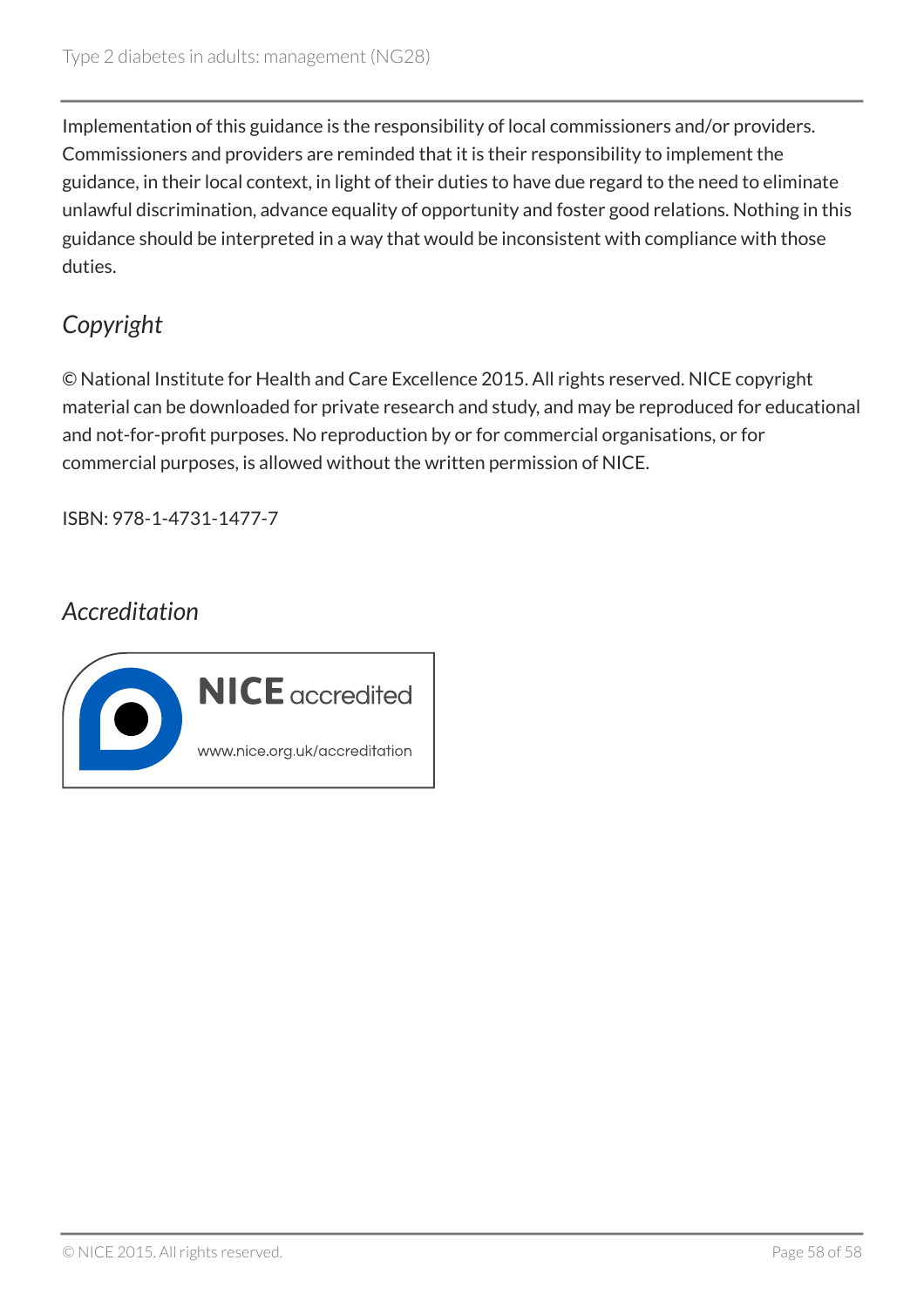Implementation of this guidance is the responsibility of local commissioners and/or providers. Commissioners and providers are reminded that it is their responsibility to implement the guidance, in their local context, in light of their duties to have due regard to the need to eliminate unlawful discrimination, advance equality of opportunity and foster good relations. Nothing in this guidance should be interpreted in a way that would be inconsistent with compliance with those duties.

## *Copyright*

© National Institute for Health and Care Excellence 2015. All rights reserved. NICE copyright material can be downloaded for private research and study, and may be reproduced for educational and not-for-profit purposes. No reproduction by or for commercial organisations, or for commercial purposes, is allowed without the written permission of NICE.

ISBN: 978-1-4731-1477-7

## *Accreditation*

NICE accredited

www.nice.org.uk/accreditation